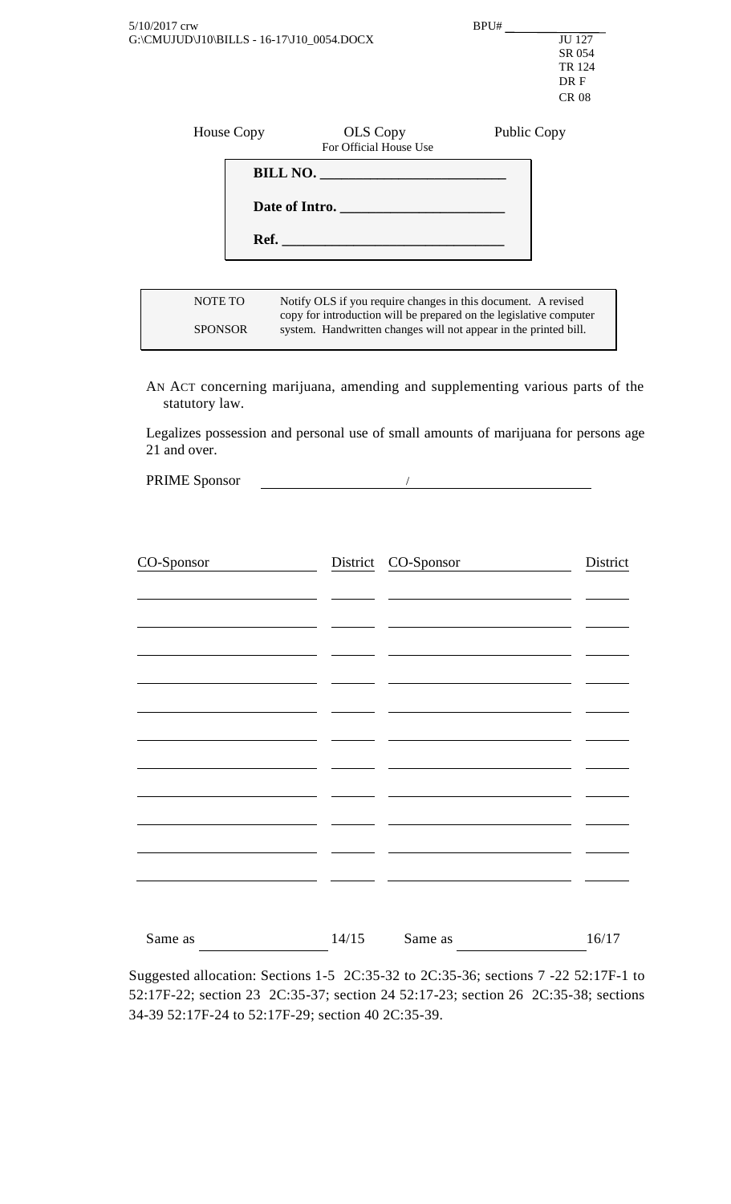5/10/2017 crw
G:\CMUJUD\J10\BILLS - 16-17\J10_0054.DOCX

BPU# ________________

JU 127
SR 054
TR 124
DR F
CR 08

| House Copy | OLS Copy For Official House Use | Public Copy |
|---|---|---|

**BILL NO.** ________________________

**Date of Intro.** ________________________

**Ref.** ________________________

| NOTE TO SPONSOR | Notify OLS if you require changes in this document. A revised copy for introduction will be prepared on the legislative computer system. Handwritten changes will not appear in the printed bill. |
|---|---|

AN ACT concerning marijuana, amending and supplementing various parts of the statutory law.

Legalizes possession and personal use of small amounts of marijuana for persons age 21 and over.

PRIME Sponsor ____________________ / ____________________

| CO-Sponsor | District | CO-Sponsor | District |
|---|---|---|---|
| | | | |
| | | | |
| | | | |
| | | | |
| | | | |
| | | | |
| | | | |
| | | | |
| | | | |
| | | | |
| | | | |

Same as ________________ 14/15 Same as ________________ 16/17

Suggested allocation: Sections 1-5 2C:35-32 to 2C:35-36; sections 7 -22 52:17F-1 to 52:17F-22; section 23 2C:35-37; section 24 52:17-23; section 26 2C:35-38; sections 34-39 52:17F-24 to 52:17F-29; section 40 2C:35-39.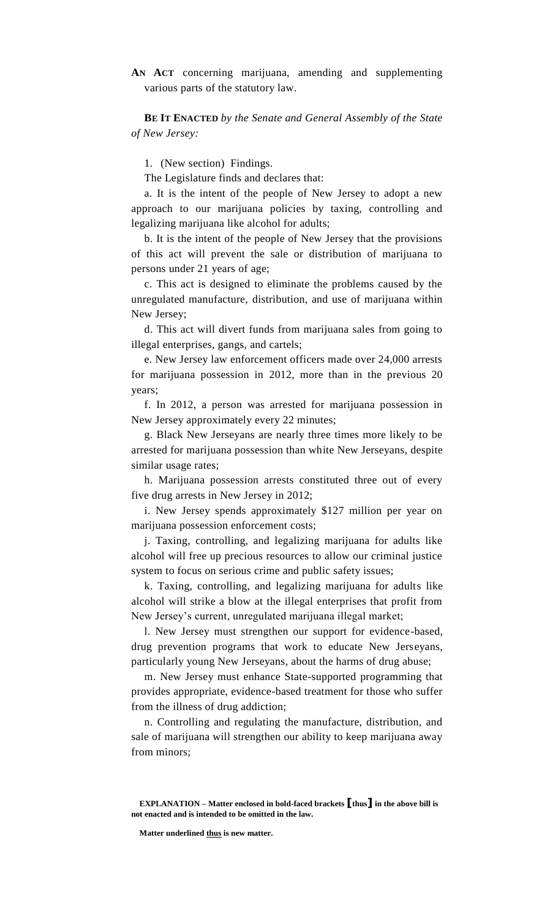**AN ACT** concerning marijuana, amending and supplementing various parts of the statutory law.

**BE IT ENACTED** *by the Senate and General Assembly of the State of New Jersey:*

1. (New section) Findings.

The Legislature finds and declares that:

a. It is the intent of the people of New Jersey to adopt a new approach to our marijuana policies by taxing, controlling and legalizing marijuana like alcohol for adults;

b. It is the intent of the people of New Jersey that the provisions of this act will prevent the sale or distribution of marijuana to persons under 21 years of age;

c. This act is designed to eliminate the problems caused by the unregulated manufacture, distribution, and use of marijuana within New Jersey;

d. This act will divert funds from marijuana sales from going to illegal enterprises, gangs, and cartels;

e. New Jersey law enforcement officers made over 24,000 arrests for marijuana possession in 2012, more than in the previous 20 years;

f. In 2012, a person was arrested for marijuana possession in New Jersey approximately every 22 minutes;

g. Black New Jerseyans are nearly three times more likely to be arrested for marijuana possession than white New Jerseyans, despite similar usage rates;

h. Marijuana possession arrests constituted three out of every five drug arrests in New Jersey in 2012;

i. New Jersey spends approximately $127 million per year on marijuana possession enforcement costs;

j. Taxing, controlling, and legalizing marijuana for adults like alcohol will free up precious resources to allow our criminal justice system to focus on serious crime and public safety issues;

k. Taxing, controlling, and legalizing marijuana for adults like alcohol will strike a blow at the illegal enterprises that profit from New Jersey's current, unregulated marijuana illegal market;

l. New Jersey must strengthen our support for evidence-based, drug prevention programs that work to educate New Jerseyans, particularly young New Jerseyans, about the harms of drug abuse;

m. New Jersey must enhance State-supported programming that provides appropriate, evidence-based treatment for those who suffer from the illness of drug addiction;

n. Controlling and regulating the manufacture, distribution, and sale of marijuana will strengthen our ability to keep marijuana away from minors;

**EXPLANATION – Matter enclosed in bold-faced brackets [thus] in the above bill is not enacted and is intended to be omitted in the law.**

**Matter underlined <u>thus</u> is new matter.**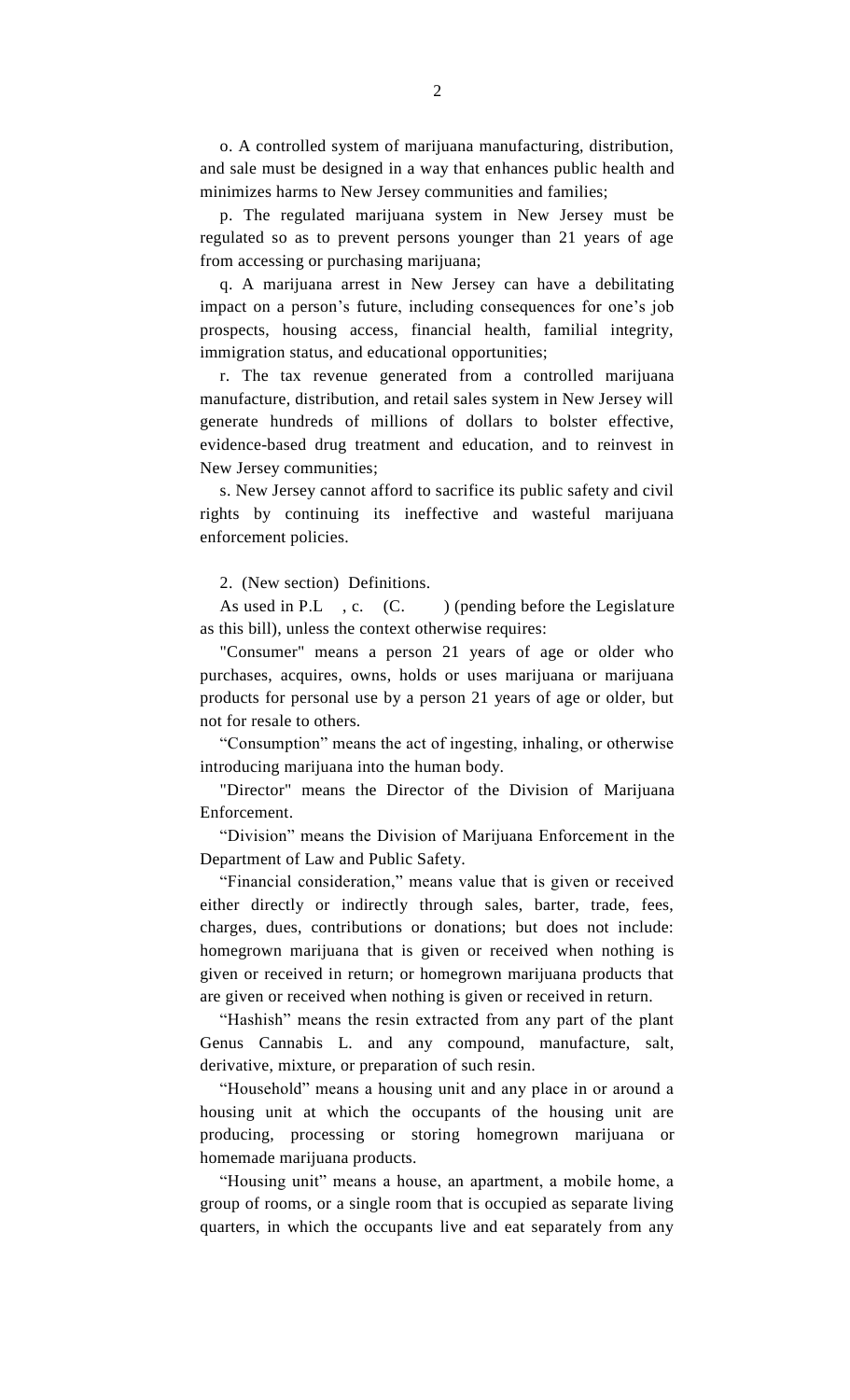o. A controlled system of marijuana manufacturing, distribution, and sale must be designed in a way that enhances public health and minimizes harms to New Jersey communities and families;

p. The regulated marijuana system in New Jersey must be regulated so as to prevent persons younger than 21 years of age from accessing or purchasing marijuana;

q. A marijuana arrest in New Jersey can have a debilitating impact on a person's future, including consequences for one's job prospects, housing access, financial health, familial integrity, immigration status, and educational opportunities;

r. The tax revenue generated from a controlled marijuana manufacture, distribution, and retail sales system in New Jersey will generate hundreds of millions of dollars to bolster effective, evidence-based drug treatment and education, and to reinvest in New Jersey communities;

s. New Jersey cannot afford to sacrifice its public safety and civil rights by continuing its ineffective and wasteful marijuana enforcement policies.

2. (New section) Definitions.

As used in P.L , c. (C. ) (pending before the Legislature as this bill), unless the context otherwise requires:

"Consumer" means a person 21 years of age or older who purchases, acquires, owns, holds or uses marijuana or marijuana products for personal use by a person 21 years of age or older, but not for resale to others.

"Consumption" means the act of ingesting, inhaling, or otherwise introducing marijuana into the human body.

"Director" means the Director of the Division of Marijuana Enforcement.

"Division" means the Division of Marijuana Enforcement in the Department of Law and Public Safety.

"Financial consideration," means value that is given or received either directly or indirectly through sales, barter, trade, fees, charges, dues, contributions or donations; but does not include: homegrown marijuana that is given or received when nothing is given or received in return; or homegrown marijuana products that are given or received when nothing is given or received in return.

"Hashish" means the resin extracted from any part of the plant Genus Cannabis L. and any compound, manufacture, salt, derivative, mixture, or preparation of such resin.

"Household" means a housing unit and any place in or around a housing unit at which the occupants of the housing unit are producing, processing or storing homegrown marijuana or homemade marijuana products.

"Housing unit" means a house, an apartment, a mobile home, a group of rooms, or a single room that is occupied as separate living quarters, in which the occupants live and eat separately from any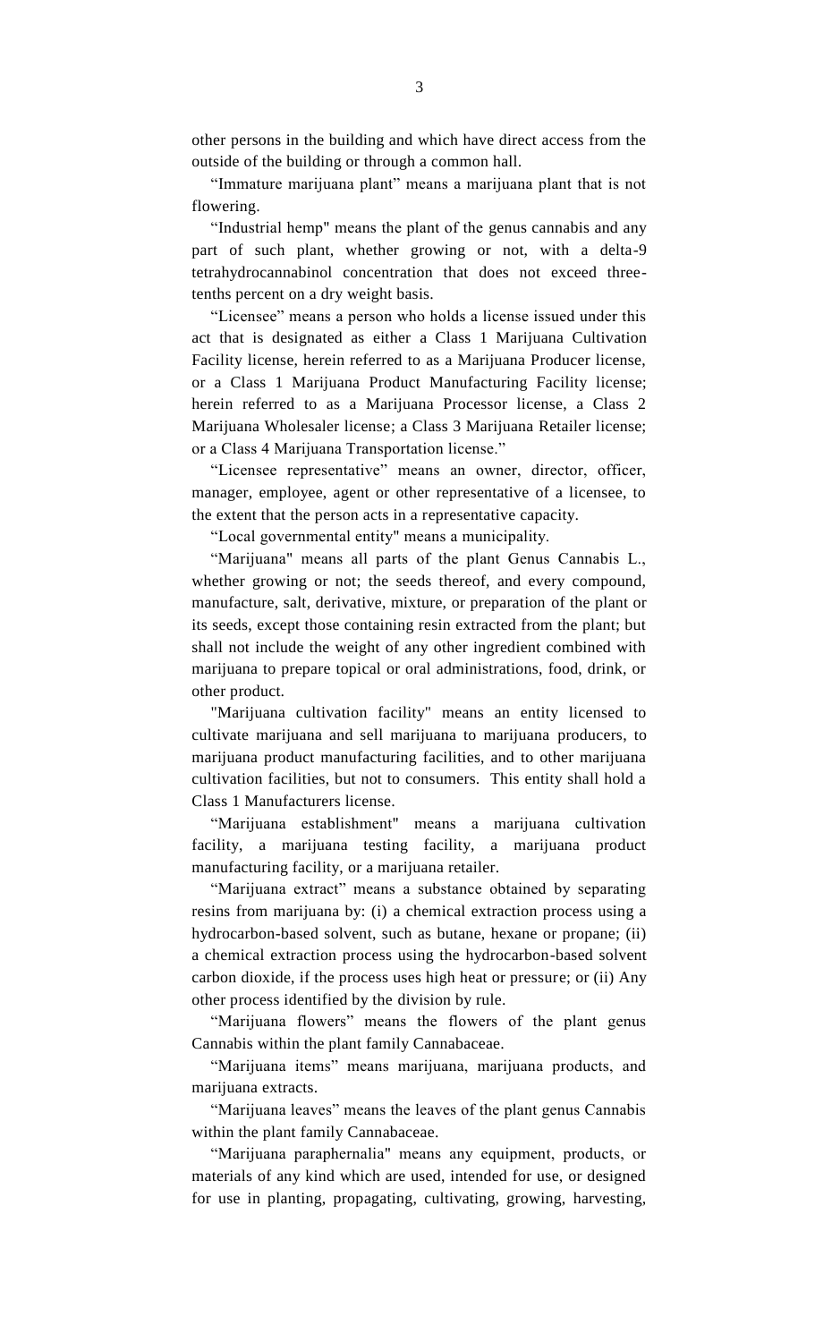other persons in the building and which have direct access from the outside of the building or through a common hall.

"Immature marijuana plant" means a marijuana plant that is not flowering.

"Industrial hemp" means the plant of the genus cannabis and any part of such plant, whether growing or not, with a delta-9 tetrahydrocannabinol concentration that does not exceed three-tenths percent on a dry weight basis.

"Licensee" means a person who holds a license issued under this act that is designated as either a Class 1 Marijuana Cultivation Facility license, herein referred to as a Marijuana Producer license, or a Class 1 Marijuana Product Manufacturing Facility license; herein referred to as a Marijuana Processor license, a Class 2 Marijuana Wholesaler license; a Class 3 Marijuana Retailer license; or a Class 4 Marijuana Transportation license."

"Licensee representative" means an owner, director, officer, manager, employee, agent or other representative of a licensee, to the extent that the person acts in a representative capacity.

"Local governmental entity" means a municipality.

"Marijuana" means all parts of the plant Genus Cannabis L., whether growing or not; the seeds thereof, and every compound, manufacture, salt, derivative, mixture, or preparation of the plant or its seeds, except those containing resin extracted from the plant; but shall not include the weight of any other ingredient combined with marijuana to prepare topical or oral administrations, food, drink, or other product.

"Marijuana cultivation facility" means an entity licensed to cultivate marijuana and sell marijuana to marijuana producers, to marijuana product manufacturing facilities, and to other marijuana cultivation facilities, but not to consumers. This entity shall hold a Class 1 Manufacturers license.

"Marijuana establishment" means a marijuana cultivation facility, a marijuana testing facility, a marijuana product manufacturing facility, or a marijuana retailer.

"Marijuana extract" means a substance obtained by separating resins from marijuana by: (i) a chemical extraction process using a hydrocarbon-based solvent, such as butane, hexane or propane; (ii) a chemical extraction process using the hydrocarbon-based solvent carbon dioxide, if the process uses high heat or pressure; or (ii) Any other process identified by the division by rule.

"Marijuana flowers" means the flowers of the plant genus Cannabis within the plant family Cannabaceae.

"Marijuana items" means marijuana, marijuana products, and marijuana extracts.

"Marijuana leaves" means the leaves of the plant genus Cannabis within the plant family Cannabaceae.

"Marijuana paraphernalia" means any equipment, products, or materials of any kind which are used, intended for use, or designed for use in planting, propagating, cultivating, growing, harvesting,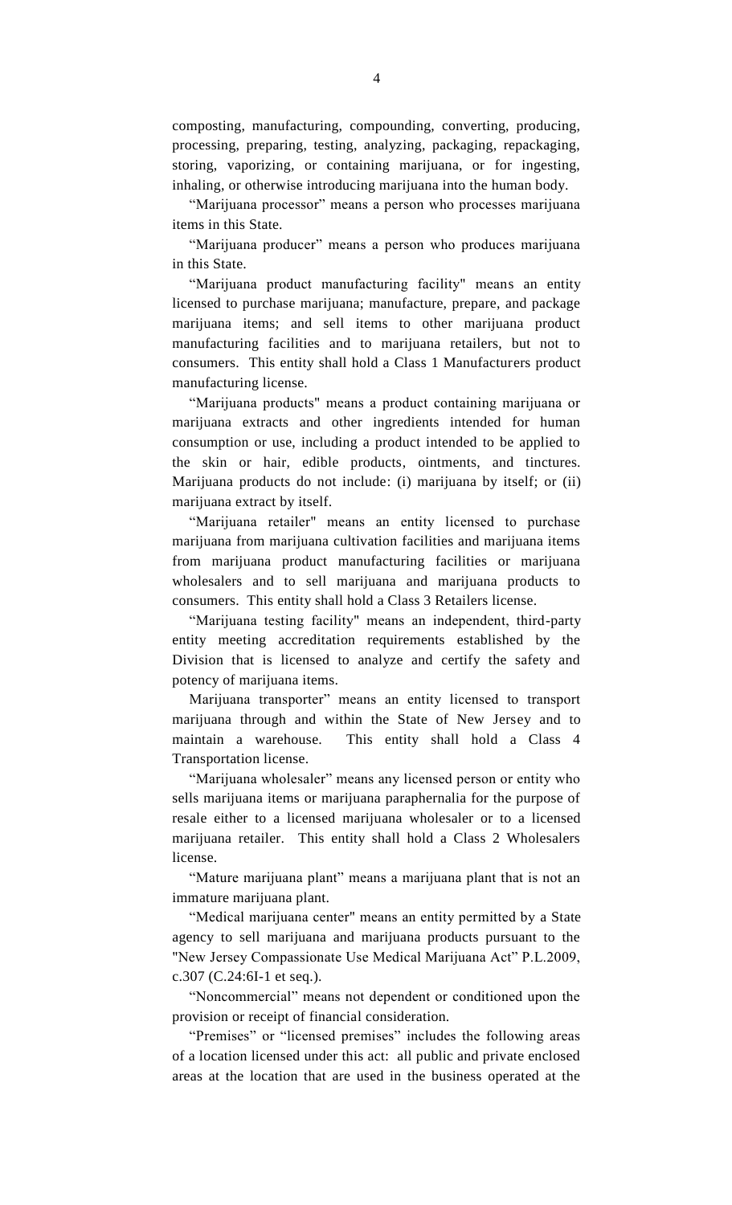composting, manufacturing, compounding, converting, producing, processing, preparing, testing, analyzing, packaging, repackaging, storing, vaporizing, or containing marijuana, or for ingesting, inhaling, or otherwise introducing marijuana into the human body.

"Marijuana processor" means a person who processes marijuana items in this State.

"Marijuana producer" means a person who produces marijuana in this State.

"Marijuana product manufacturing facility" means an entity licensed to purchase marijuana; manufacture, prepare, and package marijuana items; and sell items to other marijuana product manufacturing facilities and to marijuana retailers, but not to consumers. This entity shall hold a Class 1 Manufacturers product manufacturing license.

"Marijuana products" means a product containing marijuana or marijuana extracts and other ingredients intended for human consumption or use, including a product intended to be applied to the skin or hair, edible products, ointments, and tinctures. Marijuana products do not include: (i) marijuana by itself; or (ii) marijuana extract by itself.

"Marijuana retailer" means an entity licensed to purchase marijuana from marijuana cultivation facilities and marijuana items from marijuana product manufacturing facilities or marijuana wholesalers and to sell marijuana and marijuana products to consumers. This entity shall hold a Class 3 Retailers license.

"Marijuana testing facility" means an independent, third-party entity meeting accreditation requirements established by the Division that is licensed to analyze and certify the safety and potency of marijuana items.

Marijuana transporter" means an entity licensed to transport marijuana through and within the State of New Jersey and to maintain a warehouse. This entity shall hold a Class 4 Transportation license.

"Marijuana wholesaler" means any licensed person or entity who sells marijuana items or marijuana paraphernalia for the purpose of resale either to a licensed marijuana wholesaler or to a licensed marijuana retailer. This entity shall hold a Class 2 Wholesalers license.

"Mature marijuana plant" means a marijuana plant that is not an immature marijuana plant.

"Medical marijuana center" means an entity permitted by a State agency to sell marijuana and marijuana products pursuant to the "New Jersey Compassionate Use Medical Marijuana Act" P.L.2009, c.307 (C.24:6I-1 et seq.).

"Noncommercial" means not dependent or conditioned upon the provision or receipt of financial consideration.

"Premises" or "licensed premises" includes the following areas of a location licensed under this act: all public and private enclosed areas at the location that are used in the business operated at the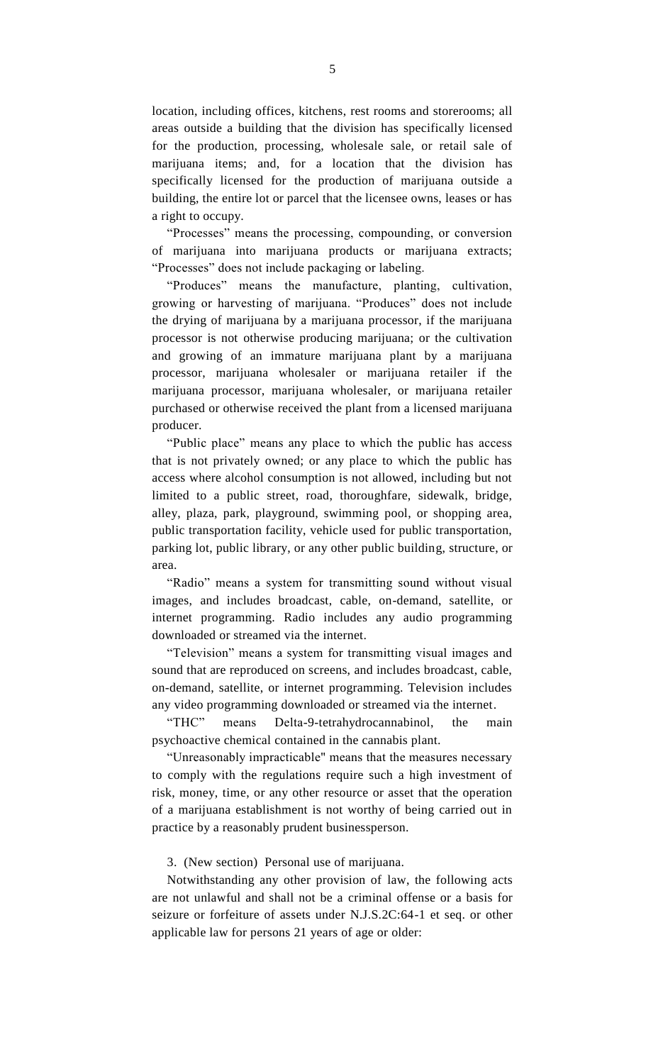location, including offices, kitchens, rest rooms and storerooms; all areas outside a building that the division has specifically licensed for the production, processing, wholesale sale, or retail sale of marijuana items; and, for a location that the division has specifically licensed for the production of marijuana outside a building, the entire lot or parcel that the licensee owns, leases or has a right to occupy.

"Processes" means the processing, compounding, or conversion of marijuana into marijuana products or marijuana extracts; "Processes" does not include packaging or labeling.

"Produces" means the manufacture, planting, cultivation, growing or harvesting of marijuana. "Produces" does not include the drying of marijuana by a marijuana processor, if the marijuana processor is not otherwise producing marijuana; or the cultivation and growing of an immature marijuana plant by a marijuana processor, marijuana wholesaler or marijuana retailer if the marijuana processor, marijuana wholesaler, or marijuana retailer purchased or otherwise received the plant from a licensed marijuana producer.

"Public place" means any place to which the public has access that is not privately owned; or any place to which the public has access where alcohol consumption is not allowed, including but not limited to a public street, road, thoroughfare, sidewalk, bridge, alley, plaza, park, playground, swimming pool, or shopping area, public transportation facility, vehicle used for public transportation, parking lot, public library, or any other public building, structure, or area.

"Radio" means a system for transmitting sound without visual images, and includes broadcast, cable, on-demand, satellite, or internet programming. Radio includes any audio programming downloaded or streamed via the internet.

"Television" means a system for transmitting visual images and sound that are reproduced on screens, and includes broadcast, cable, on-demand, satellite, or internet programming. Television includes any video programming downloaded or streamed via the internet.

"THC" means Delta-9-tetrahydrocannabinol, the main psychoactive chemical contained in the cannabis plant.

"Unreasonably impracticable" means that the measures necessary to comply with the regulations require such a high investment of risk, money, time, or any other resource or asset that the operation of a marijuana establishment is not worthy of being carried out in practice by a reasonably prudent businessperson.

3. (New section) Personal use of marijuana.

Notwithstanding any other provision of law, the following acts are not unlawful and shall not be a criminal offense or a basis for seizure or forfeiture of assets under N.J.S.2C:64-1 et seq. or other applicable law for persons 21 years of age or older: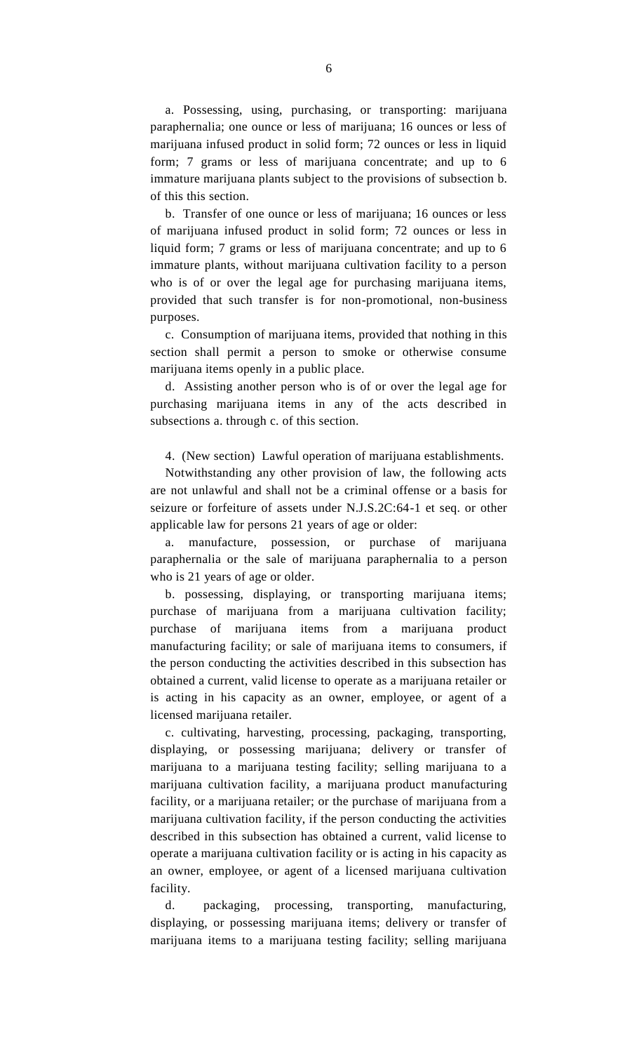a. Possessing, using, purchasing, or transporting: marijuana paraphernalia; one ounce or less of marijuana; 16 ounces or less of marijuana infused product in solid form; 72 ounces or less in liquid form; 7 grams or less of marijuana concentrate; and up to 6 immature marijuana plants subject to the provisions of subsection b. of this this section.

b. Transfer of one ounce or less of marijuana; 16 ounces or less of marijuana infused product in solid form; 72 ounces or less in liquid form; 7 grams or less of marijuana concentrate; and up to 6 immature plants, without marijuana cultivation facility to a person who is of or over the legal age for purchasing marijuana items, provided that such transfer is for non-promotional, non-business purposes.

c. Consumption of marijuana items, provided that nothing in this section shall permit a person to smoke or otherwise consume marijuana items openly in a public place.

d. Assisting another person who is of or over the legal age for purchasing marijuana items in any of the acts described in subsections a. through c. of this section.

4. (New section) Lawful operation of marijuana establishments.

Notwithstanding any other provision of law, the following acts are not unlawful and shall not be a criminal offense or a basis for seizure or forfeiture of assets under N.J.S.2C:64-1 et seq. or other applicable law for persons 21 years of age or older:

a. manufacture, possession, or purchase of marijuana paraphernalia or the sale of marijuana paraphernalia to a person who is 21 years of age or older.

b. possessing, displaying, or transporting marijuana items; purchase of marijuana from a marijuana cultivation facility; purchase of marijuana items from a marijuana product manufacturing facility; or sale of marijuana items to consumers, if the person conducting the activities described in this subsection has obtained a current, valid license to operate as a marijuana retailer or is acting in his capacity as an owner, employee, or agent of a licensed marijuana retailer.

c. cultivating, harvesting, processing, packaging, transporting, displaying, or possessing marijuana; delivery or transfer of marijuana to a marijuana testing facility; selling marijuana to a marijuana cultivation facility, a marijuana product manufacturing facility, or a marijuana retailer; or the purchase of marijuana from a marijuana cultivation facility, if the person conducting the activities described in this subsection has obtained a current, valid license to operate a marijuana cultivation facility or is acting in his capacity as an owner, employee, or agent of a licensed marijuana cultivation facility.

d. packaging, processing, transporting, manufacturing, displaying, or possessing marijuana items; delivery or transfer of marijuana items to a marijuana testing facility; selling marijuana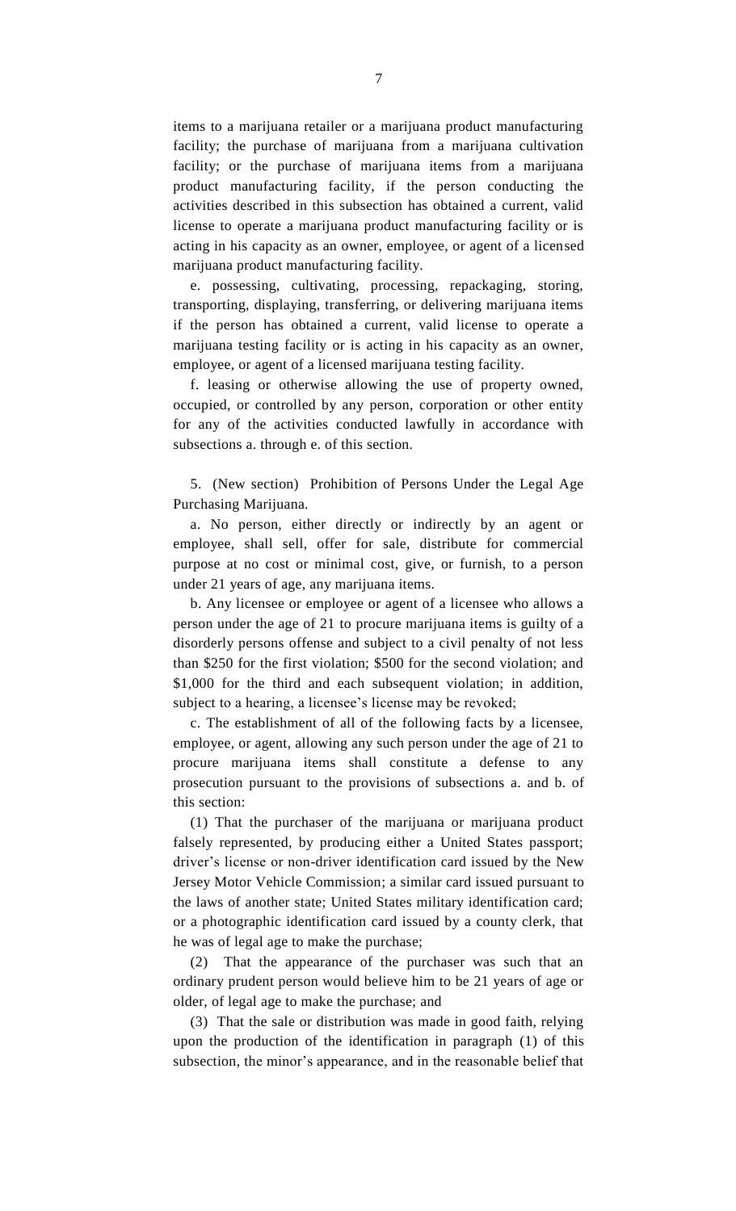items to a marijuana retailer or a marijuana product manufacturing facility; the purchase of marijuana from a marijuana cultivation facility; or the purchase of marijuana items from a marijuana product manufacturing facility, if the person conducting the activities described in this subsection has obtained a current, valid license to operate a marijuana product manufacturing facility or is acting in his capacity as an owner, employee, or agent of a licensed marijuana product manufacturing facility.

e. possessing, cultivating, processing, repackaging, storing, transporting, displaying, transferring, or delivering marijuana items if the person has obtained a current, valid license to operate a marijuana testing facility or is acting in his capacity as an owner, employee, or agent of a licensed marijuana testing facility.

f. leasing or otherwise allowing the use of property owned, occupied, or controlled by any person, corporation or other entity for any of the activities conducted lawfully in accordance with subsections a. through e. of this section.

5. (New section) Prohibition of Persons Under the Legal Age Purchasing Marijuana.

a. No person, either directly or indirectly by an agent or employee, shall sell, offer for sale, distribute for commercial purpose at no cost or minimal cost, give, or furnish, to a person under 21 years of age, any marijuana items.

b. Any licensee or employee or agent of a licensee who allows a person under the age of 21 to procure marijuana items is guilty of a disorderly persons offense and subject to a civil penalty of not less than $250 for the first violation; $500 for the second violation; and $1,000 for the third and each subsequent violation; in addition, subject to a hearing, a licensee's license may be revoked;

c. The establishment of all of the following facts by a licensee, employee, or agent, allowing any such person under the age of 21 to procure marijuana items shall constitute a defense to any prosecution pursuant to the provisions of subsections a. and b. of this section:

(1) That the purchaser of the marijuana or marijuana product falsely represented, by producing either a United States passport; driver's license or non-driver identification card issued by the New Jersey Motor Vehicle Commission; a similar card issued pursuant to the laws of another state; United States military identification card; or a photographic identification card issued by a county clerk, that he was of legal age to make the purchase;

(2) That the appearance of the purchaser was such that an ordinary prudent person would believe him to be 21 years of age or older, of legal age to make the purchase; and

(3) That the sale or distribution was made in good faith, relying upon the production of the identification in paragraph (1) of this subsection, the minor's appearance, and in the reasonable belief that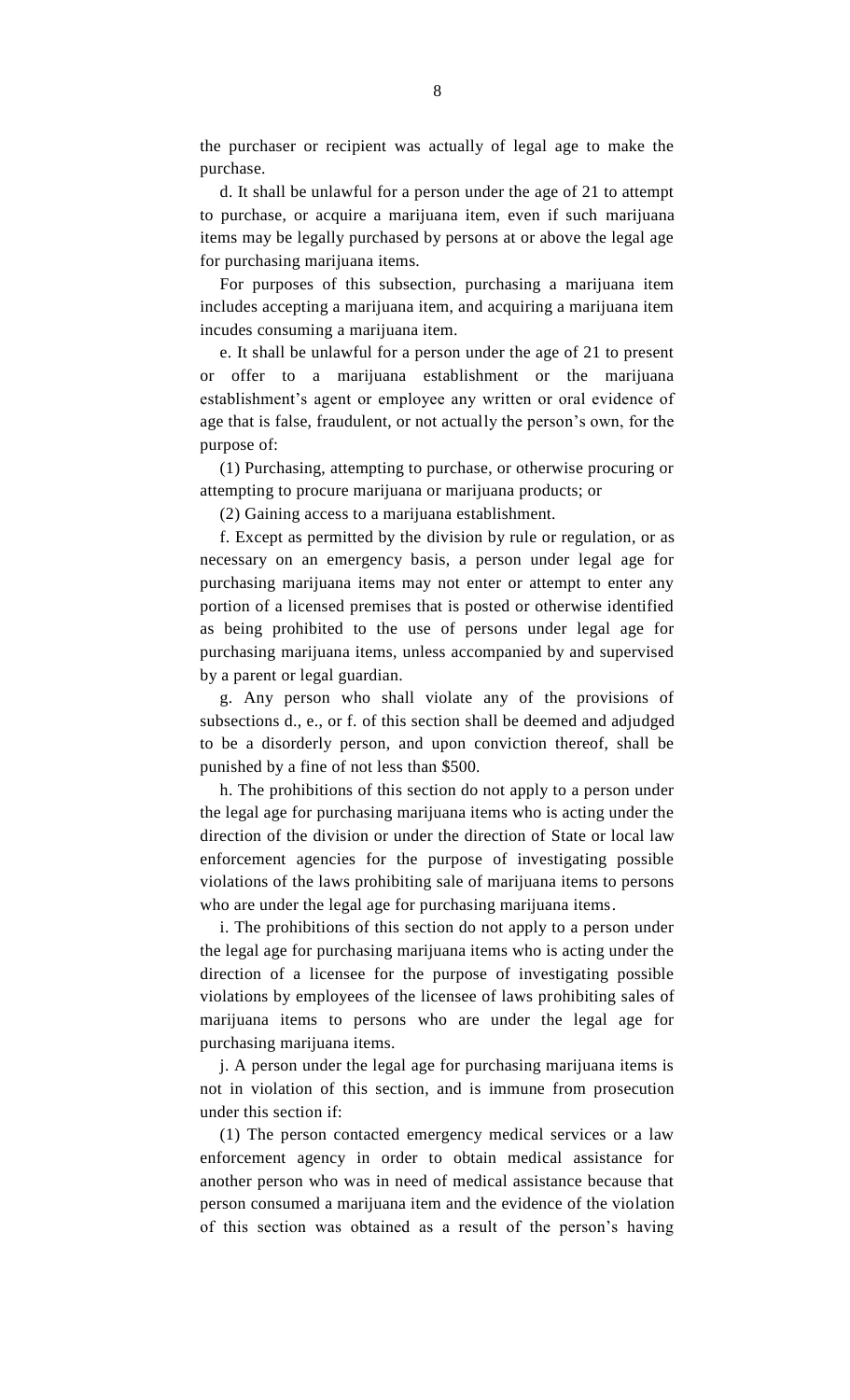the purchaser or recipient was actually of legal age to make the purchase.

d. It shall be unlawful for a person under the age of 21 to attempt to purchase, or acquire a marijuana item, even if such marijuana items may be legally purchased by persons at or above the legal age for purchasing marijuana items.

For purposes of this subsection, purchasing a marijuana item includes accepting a marijuana item, and acquiring a marijuana item incudes consuming a marijuana item.

e. It shall be unlawful for a person under the age of 21 to present or offer to a marijuana establishment or the marijuana establishment's agent or employee any written or oral evidence of age that is false, fraudulent, or not actually the person's own, for the purpose of:

(1) Purchasing, attempting to purchase, or otherwise procuring or attempting to procure marijuana or marijuana products; or

(2) Gaining access to a marijuana establishment.

f. Except as permitted by the division by rule or regulation, or as necessary on an emergency basis, a person under legal age for purchasing marijuana items may not enter or attempt to enter any portion of a licensed premises that is posted or otherwise identified as being prohibited to the use of persons under legal age for purchasing marijuana items, unless accompanied by and supervised by a parent or legal guardian.

g. Any person who shall violate any of the provisions of subsections d., e., or f. of this section shall be deemed and adjudged to be a disorderly person, and upon conviction thereof, shall be punished by a fine of not less than $500.

h. The prohibitions of this section do not apply to a person under the legal age for purchasing marijuana items who is acting under the direction of the division or under the direction of State or local law enforcement agencies for the purpose of investigating possible violations of the laws prohibiting sale of marijuana items to persons who are under the legal age for purchasing marijuana items.

i. The prohibitions of this section do not apply to a person under the legal age for purchasing marijuana items who is acting under the direction of a licensee for the purpose of investigating possible violations by employees of the licensee of laws prohibiting sales of marijuana items to persons who are under the legal age for purchasing marijuana items.

j. A person under the legal age for purchasing marijuana items is not in violation of this section, and is immune from prosecution under this section if:

(1) The person contacted emergency medical services or a law enforcement agency in order to obtain medical assistance for another person who was in need of medical assistance because that person consumed a marijuana item and the evidence of the violation of this section was obtained as a result of the person's having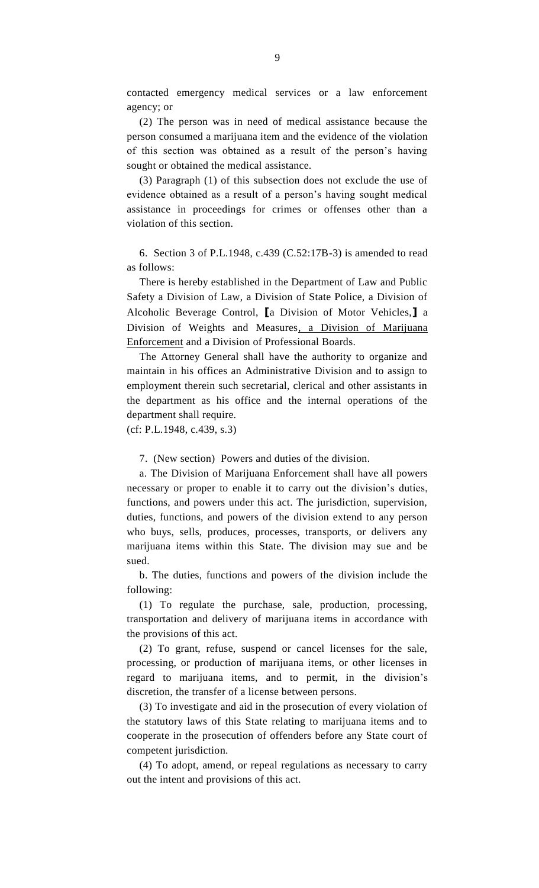contacted emergency medical services or a law enforcement agency; or

(2) The person was in need of medical assistance because the person consumed a marijuana item and the evidence of the violation of this section was obtained as a result of the person's having sought or obtained the medical assistance.

(3) Paragraph (1) of this subsection does not exclude the use of evidence obtained as a result of a person's having sought medical assistance in proceedings for crimes or offenses other than a violation of this section.

6. Section 3 of P.L.1948, c.439 (C.52:17B-3) is amended to read as follows:

There is hereby established in the Department of Law and Public Safety a Division of Law, a Division of State Police, a Division of Alcoholic Beverage Control, [a Division of Motor Vehicles,] a Division of Weights and Measures<u>, a Division of Marijuana Enforcement</u> and a Division of Professional Boards.

The Attorney General shall have the authority to organize and maintain in his offices an Administrative Division and to assign to employment therein such secretarial, clerical and other assistants in the department as his office and the internal operations of the department shall require.

(cf: P.L.1948, c.439, s.3)

7. (New section) Powers and duties of the division.

a. The Division of Marijuana Enforcement shall have all powers necessary or proper to enable it to carry out the division's duties, functions, and powers under this act. The jurisdiction, supervision, duties, functions, and powers of the division extend to any person who buys, sells, produces, processes, transports, or delivers any marijuana items within this State. The division may sue and be sued.

b. The duties, functions and powers of the division include the following:

(1) To regulate the purchase, sale, production, processing, transportation and delivery of marijuana items in accordance with the provisions of this act.

(2) To grant, refuse, suspend or cancel licenses for the sale, processing, or production of marijuana items, or other licenses in regard to marijuana items, and to permit, in the division's discretion, the transfer of a license between persons.

(3) To investigate and aid in the prosecution of every violation of the statutory laws of this State relating to marijuana items and to cooperate in the prosecution of offenders before any State court of competent jurisdiction.

(4) To adopt, amend, or repeal regulations as necessary to carry out the intent and provisions of this act.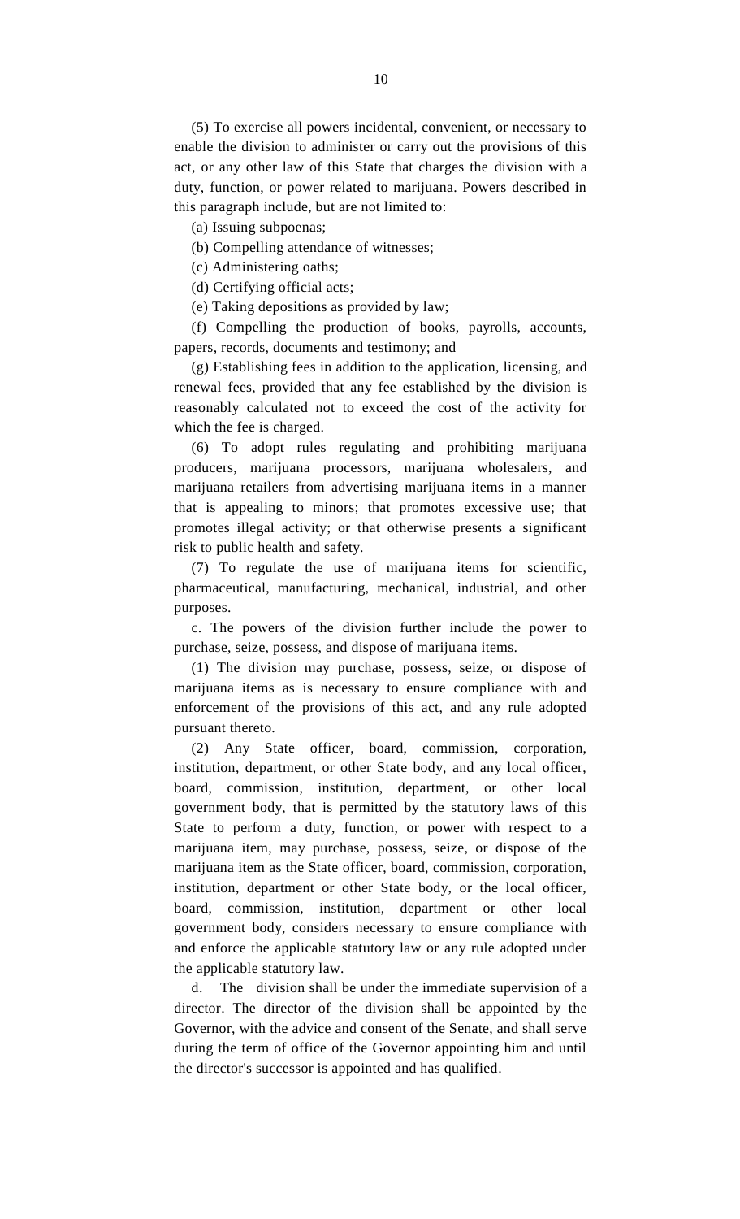(5) To exercise all powers incidental, convenient, or necessary to enable the division to administer or carry out the provisions of this act, or any other law of this State that charges the division with a duty, function, or power related to marijuana. Powers described in this paragraph include, but are not limited to:

(a) Issuing subpoenas;

(b) Compelling attendance of witnesses;

(c) Administering oaths;

(d) Certifying official acts;

(e) Taking depositions as provided by law;

(f) Compelling the production of books, payrolls, accounts, papers, records, documents and testimony; and

(g) Establishing fees in addition to the application, licensing, and renewal fees, provided that any fee established by the division is reasonably calculated not to exceed the cost of the activity for which the fee is charged.

(6) To adopt rules regulating and prohibiting marijuana producers, marijuana processors, marijuana wholesalers, and marijuana retailers from advertising marijuana items in a manner that is appealing to minors; that promotes excessive use; that promotes illegal activity; or that otherwise presents a significant risk to public health and safety.

(7) To regulate the use of marijuana items for scientific, pharmaceutical, manufacturing, mechanical, industrial, and other purposes.

c. The powers of the division further include the power to purchase, seize, possess, and dispose of marijuana items.

(1) The division may purchase, possess, seize, or dispose of marijuana items as is necessary to ensure compliance with and enforcement of the provisions of this act, and any rule adopted pursuant thereto.

(2) Any State officer, board, commission, corporation, institution, department, or other State body, and any local officer, board, commission, institution, department, or other local government body, that is permitted by the statutory laws of this State to perform a duty, function, or power with respect to a marijuana item, may purchase, possess, seize, or dispose of the marijuana item as the State officer, board, commission, corporation, institution, department or other State body, or the local officer, board, commission, institution, department or other local government body, considers necessary to ensure compliance with and enforce the applicable statutory law or any rule adopted under the applicable statutory law.

d. The division shall be under the immediate supervision of a director. The director of the division shall be appointed by the Governor, with the advice and consent of the Senate, and shall serve during the term of office of the Governor appointing him and until the director's successor is appointed and has qualified.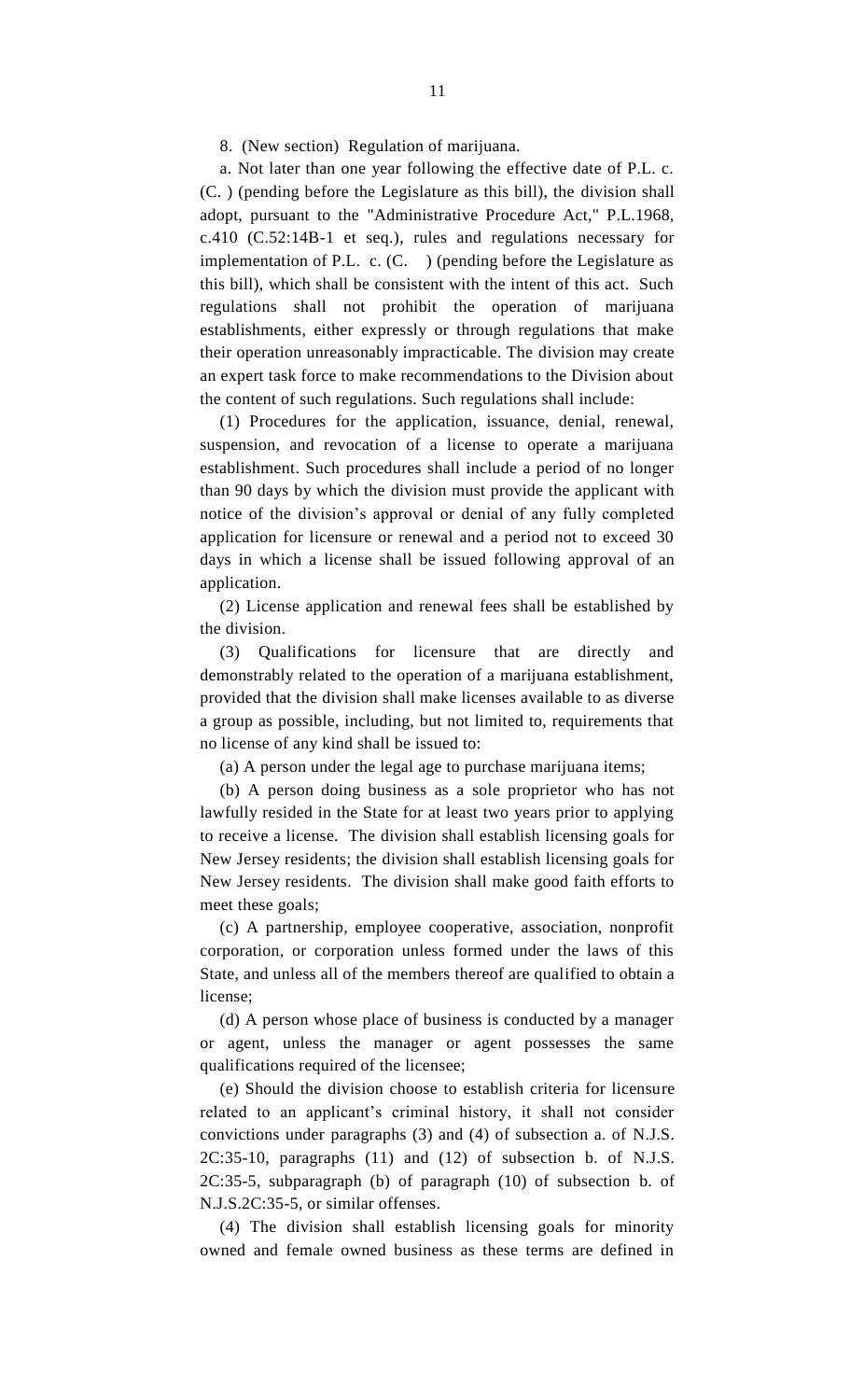8. (New section) Regulation of marijuana.

a. Not later than one year following the effective date of P.L. c. (C. ) (pending before the Legislature as this bill), the division shall adopt, pursuant to the "Administrative Procedure Act," P.L.1968, c.410 (C.52:14B-1 et seq.), rules and regulations necessary for implementation of P.L. c. (C. ) (pending before the Legislature as this bill), which shall be consistent with the intent of this act. Such regulations shall not prohibit the operation of marijuana establishments, either expressly or through regulations that make their operation unreasonably impracticable. The division may create an expert task force to make recommendations to the Division about the content of such regulations. Such regulations shall include:

(1) Procedures for the application, issuance, denial, renewal, suspension, and revocation of a license to operate a marijuana establishment. Such procedures shall include a period of no longer than 90 days by which the division must provide the applicant with notice of the division's approval or denial of any fully completed application for licensure or renewal and a period not to exceed 30 days in which a license shall be issued following approval of an application.

(2) License application and renewal fees shall be established by the division.

(3) Qualifications for licensure that are directly and demonstrably related to the operation of a marijuana establishment, provided that the division shall make licenses available to as diverse a group as possible, including, but not limited to, requirements that no license of any kind shall be issued to:

(a) A person under the legal age to purchase marijuana items;

(b) A person doing business as a sole proprietor who has not lawfully resided in the State for at least two years prior to applying to receive a license. The division shall establish licensing goals for New Jersey residents; the division shall establish licensing goals for New Jersey residents. The division shall make good faith efforts to meet these goals;

(c) A partnership, employee cooperative, association, nonprofit corporation, or corporation unless formed under the laws of this State, and unless all of the members thereof are qualified to obtain a license;

(d) A person whose place of business is conducted by a manager or agent, unless the manager or agent possesses the same qualifications required of the licensee;

(e) Should the division choose to establish criteria for licensure related to an applicant's criminal history, it shall not consider convictions under paragraphs (3) and (4) of subsection a. of N.J.S. 2C:35-10, paragraphs (11) and (12) of subsection b. of N.J.S. 2C:35-5, subparagraph (b) of paragraph (10) of subsection b. of N.J.S.2C:35-5, or similar offenses.

(4) The division shall establish licensing goals for minority owned and female owned business as these terms are defined in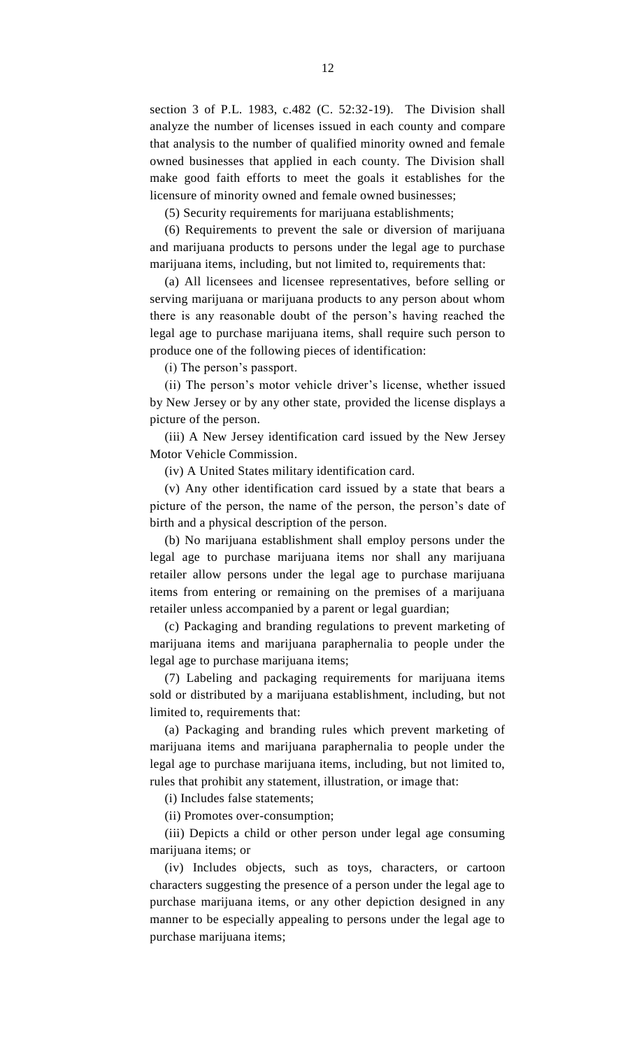section 3 of P.L. 1983, c.482 (C. 52:32-19). The Division shall analyze the number of licenses issued in each county and compare that analysis to the number of qualified minority owned and female owned businesses that applied in each county. The Division shall make good faith efforts to meet the goals it establishes for the licensure of minority owned and female owned businesses;

(5) Security requirements for marijuana establishments;

(6) Requirements to prevent the sale or diversion of marijuana and marijuana products to persons under the legal age to purchase marijuana items, including, but not limited to, requirements that:

(a) All licensees and licensee representatives, before selling or serving marijuana or marijuana products to any person about whom there is any reasonable doubt of the person's having reached the legal age to purchase marijuana items, shall require such person to produce one of the following pieces of identification:

(i) The person's passport.

(ii) The person's motor vehicle driver's license, whether issued by New Jersey or by any other state, provided the license displays a picture of the person.

(iii) A New Jersey identification card issued by the New Jersey Motor Vehicle Commission.

(iv) A United States military identification card.

(v) Any other identification card issued by a state that bears a picture of the person, the name of the person, the person's date of birth and a physical description of the person.

(b) No marijuana establishment shall employ persons under the legal age to purchase marijuana items nor shall any marijuana retailer allow persons under the legal age to purchase marijuana items from entering or remaining on the premises of a marijuana retailer unless accompanied by a parent or legal guardian;

(c) Packaging and branding regulations to prevent marketing of marijuana items and marijuana paraphernalia to people under the legal age to purchase marijuana items;

(7) Labeling and packaging requirements for marijuana items sold or distributed by a marijuana establishment, including, but not limited to, requirements that:

(a) Packaging and branding rules which prevent marketing of marijuana items and marijuana paraphernalia to people under the legal age to purchase marijuana items, including, but not limited to, rules that prohibit any statement, illustration, or image that:

(i) Includes false statements;

(ii) Promotes over-consumption;

(iii) Depicts a child or other person under legal age consuming marijuana items; or

(iv) Includes objects, such as toys, characters, or cartoon characters suggesting the presence of a person under the legal age to purchase marijuana items, or any other depiction designed in any manner to be especially appealing to persons under the legal age to purchase marijuana items;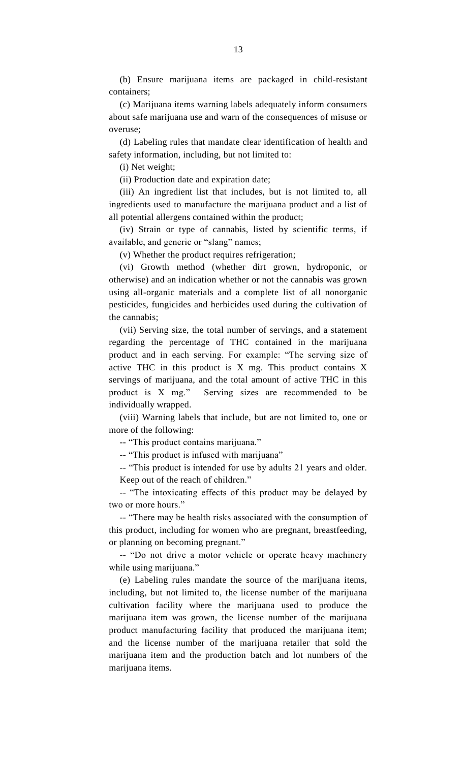(b) Ensure marijuana items are packaged in child-resistant containers;

(c) Marijuana items warning labels adequately inform consumers about safe marijuana use and warn of the consequences of misuse or overuse;

(d) Labeling rules that mandate clear identification of health and safety information, including, but not limited to:

(i) Net weight;

(ii) Production date and expiration date;

(iii) An ingredient list that includes, but is not limited to, all ingredients used to manufacture the marijuana product and a list of all potential allergens contained within the product;

(iv) Strain or type of cannabis, listed by scientific terms, if available, and generic or "slang" names;

(v) Whether the product requires refrigeration;

(vi) Growth method (whether dirt grown, hydroponic, or otherwise) and an indication whether or not the cannabis was grown using all-organic materials and a complete list of all nonorganic pesticides, fungicides and herbicides used during the cultivation of the cannabis;

(vii) Serving size, the total number of servings, and a statement regarding the percentage of THC contained in the marijuana product and in each serving. For example: "The serving size of active THC in this product is X mg. This product contains X servings of marijuana, and the total amount of active THC in this product is X mg." Serving sizes are recommended to be individually wrapped.

(viii) Warning labels that include, but are not limited to, one or more of the following:

-- "This product contains marijuana."

-- "This product is infused with marijuana"

-- "This product is intended for use by adults 21 years and older. Keep out of the reach of children."

-- "The intoxicating effects of this product may be delayed by two or more hours."

-- "There may be health risks associated with the consumption of this product, including for women who are pregnant, breastfeeding, or planning on becoming pregnant."

-- "Do not drive a motor vehicle or operate heavy machinery while using marijuana."

(e) Labeling rules mandate the source of the marijuana items, including, but not limited to, the license number of the marijuana cultivation facility where the marijuana used to produce the marijuana item was grown, the license number of the marijuana product manufacturing facility that produced the marijuana item; and the license number of the marijuana retailer that sold the marijuana item and the production batch and lot numbers of the marijuana items.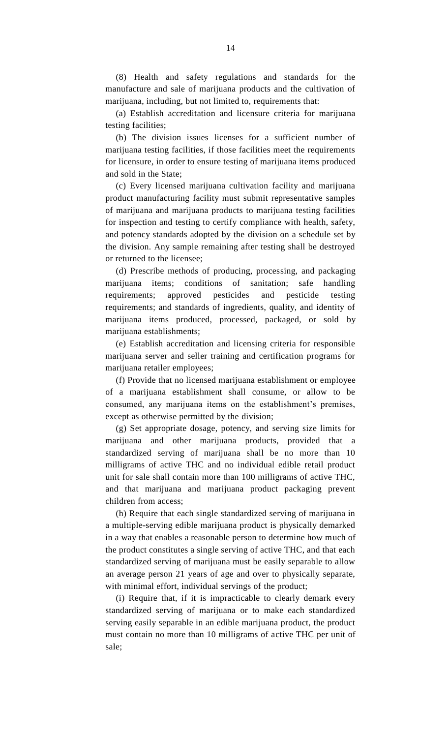(8) Health and safety regulations and standards for the manufacture and sale of marijuana products and the cultivation of marijuana, including, but not limited to, requirements that:

(a) Establish accreditation and licensure criteria for marijuana testing facilities;

(b) The division issues licenses for a sufficient number of marijuana testing facilities, if those facilities meet the requirements for licensure, in order to ensure testing of marijuana items produced and sold in the State;

(c) Every licensed marijuana cultivation facility and marijuana product manufacturing facility must submit representative samples of marijuana and marijuana products to marijuana testing facilities for inspection and testing to certify compliance with health, safety, and potency standards adopted by the division on a schedule set by the division. Any sample remaining after testing shall be destroyed or returned to the licensee;

(d) Prescribe methods of producing, processing, and packaging marijuana items; conditions of sanitation; safe handling requirements; approved pesticides and pesticide testing requirements; and standards of ingredients, quality, and identity of marijuana items produced, processed, packaged, or sold by marijuana establishments;

(e) Establish accreditation and licensing criteria for responsible marijuana server and seller training and certification programs for marijuana retailer employees;

(f) Provide that no licensed marijuana establishment or employee of a marijuana establishment shall consume, or allow to be consumed, any marijuana items on the establishment's premises, except as otherwise permitted by the division;

(g) Set appropriate dosage, potency, and serving size limits for marijuana and other marijuana products, provided that a standardized serving of marijuana shall be no more than 10 milligrams of active THC and no individual edible retail product unit for sale shall contain more than 100 milligrams of active THC, and that marijuana and marijuana product packaging prevent children from access;

(h) Require that each single standardized serving of marijuana in a multiple-serving edible marijuana product is physically demarked in a way that enables a reasonable person to determine how much of the product constitutes a single serving of active THC, and that each standardized serving of marijuana must be easily separable to allow an average person 21 years of age and over to physically separate, with minimal effort, individual servings of the product;

(i) Require that, if it is impracticable to clearly demark every standardized serving of marijuana or to make each standardized serving easily separable in an edible marijuana product, the product must contain no more than 10 milligrams of active THC per unit of sale;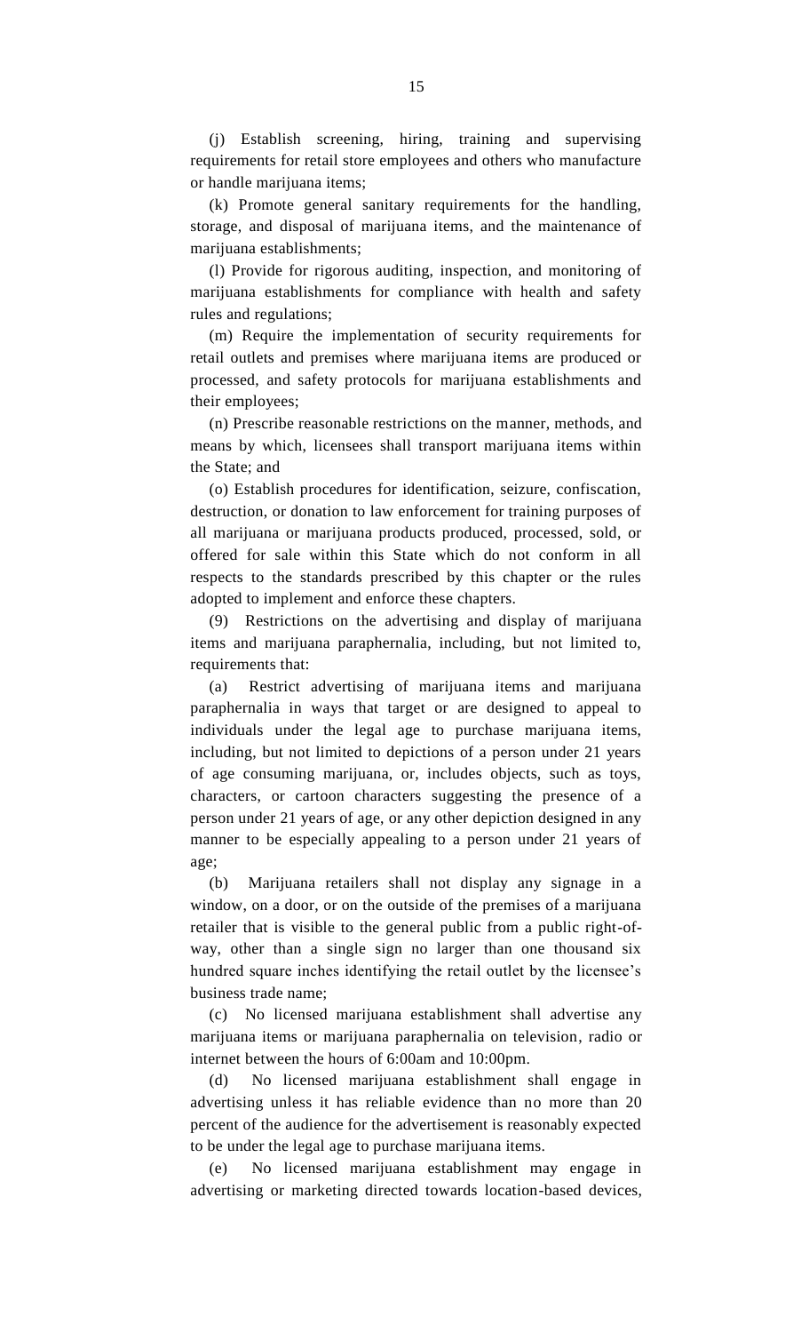(j) Establish screening, hiring, training and supervising requirements for retail store employees and others who manufacture or handle marijuana items;

(k) Promote general sanitary requirements for the handling, storage, and disposal of marijuana items, and the maintenance of marijuana establishments;

(l) Provide for rigorous auditing, inspection, and monitoring of marijuana establishments for compliance with health and safety rules and regulations;

(m) Require the implementation of security requirements for retail outlets and premises where marijuana items are produced or processed, and safety protocols for marijuana establishments and their employees;

(n) Prescribe reasonable restrictions on the manner, methods, and means by which, licensees shall transport marijuana items within the State; and

(o) Establish procedures for identification, seizure, confiscation, destruction, or donation to law enforcement for training purposes of all marijuana or marijuana products produced, processed, sold, or offered for sale within this State which do not conform in all respects to the standards prescribed by this chapter or the rules adopted to implement and enforce these chapters.

(9) Restrictions on the advertising and display of marijuana items and marijuana paraphernalia, including, but not limited to, requirements that:

(a) Restrict advertising of marijuana items and marijuana paraphernalia in ways that target or are designed to appeal to individuals under the legal age to purchase marijuana items, including, but not limited to depictions of a person under 21 years of age consuming marijuana, or, includes objects, such as toys, characters, or cartoon characters suggesting the presence of a person under 21 years of age, or any other depiction designed in any manner to be especially appealing to a person under 21 years of age;

(b) Marijuana retailers shall not display any signage in a window, on a door, or on the outside of the premises of a marijuana retailer that is visible to the general public from a public right-of-way, other than a single sign no larger than one thousand six hundred square inches identifying the retail outlet by the licensee's business trade name;

(c) No licensed marijuana establishment shall advertise any marijuana items or marijuana paraphernalia on television, radio or internet between the hours of 6:00am and 10:00pm.

(d) No licensed marijuana establishment shall engage in advertising unless it has reliable evidence than no more than 20 percent of the audience for the advertisement is reasonably expected to be under the legal age to purchase marijuana items.

(e) No licensed marijuana establishment may engage in advertising or marketing directed towards location-based devices,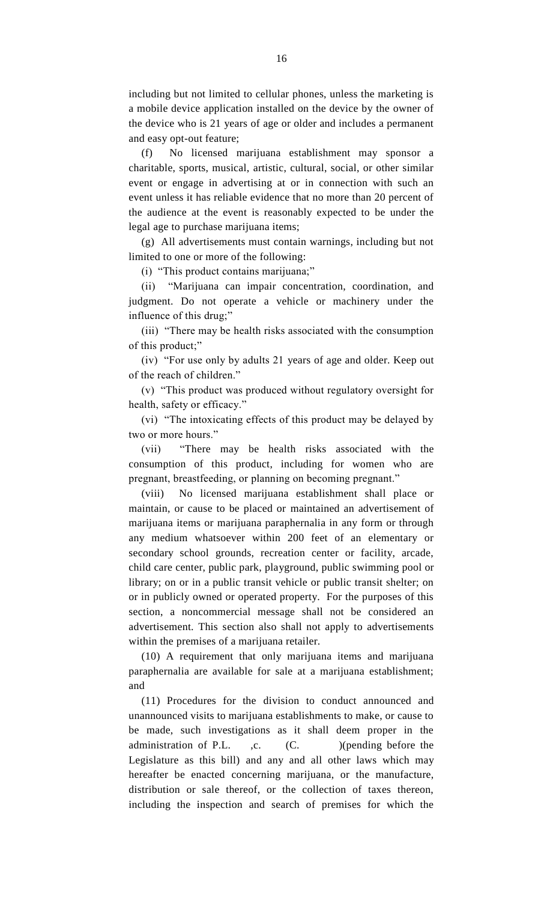including but not limited to cellular phones, unless the marketing is a mobile device application installed on the device by the owner of the device who is 21 years of age or older and includes a permanent and easy opt-out feature;

(f) No licensed marijuana establishment may sponsor a charitable, sports, musical, artistic, cultural, social, or other similar event or engage in advertising at or in connection with such an event unless it has reliable evidence that no more than 20 percent of the audience at the event is reasonably expected to be under the legal age to purchase marijuana items;

(g) All advertisements must contain warnings, including but not limited to one or more of the following:

(i) "This product contains marijuana;"

(ii) "Marijuana can impair concentration, coordination, and judgment. Do not operate a vehicle or machinery under the influence of this drug;"

(iii) "There may be health risks associated with the consumption of this product;"

(iv) "For use only by adults 21 years of age and older. Keep out of the reach of children."

(v) "This product was produced without regulatory oversight for health, safety or efficacy."

(vi) "The intoxicating effects of this product may be delayed by two or more hours."

(vii) "There may be health risks associated with the consumption of this product, including for women who are pregnant, breastfeeding, or planning on becoming pregnant."

(viii) No licensed marijuana establishment shall place or maintain, or cause to be placed or maintained an advertisement of marijuana items or marijuana paraphernalia in any form or through any medium whatsoever within 200 feet of an elementary or secondary school grounds, recreation center or facility, arcade, child care center, public park, playground, public swimming pool or library; on or in a public transit vehicle or public transit shelter; on or in publicly owned or operated property. For the purposes of this section, a noncommercial message shall not be considered an advertisement. This section also shall not apply to advertisements within the premises of a marijuana retailer.

(10) A requirement that only marijuana items and marijuana paraphernalia are available for sale at a marijuana establishment; and

(11) Procedures for the division to conduct announced and unannounced visits to marijuana establishments to make, or cause to be made, such investigations as it shall deem proper in the administration of P.L. ,c. (C. )(pending before the Legislature as this bill) and any and all other laws which may hereafter be enacted concerning marijuana, or the manufacture, distribution or sale thereof, or the collection of taxes thereon, including the inspection and search of premises for which the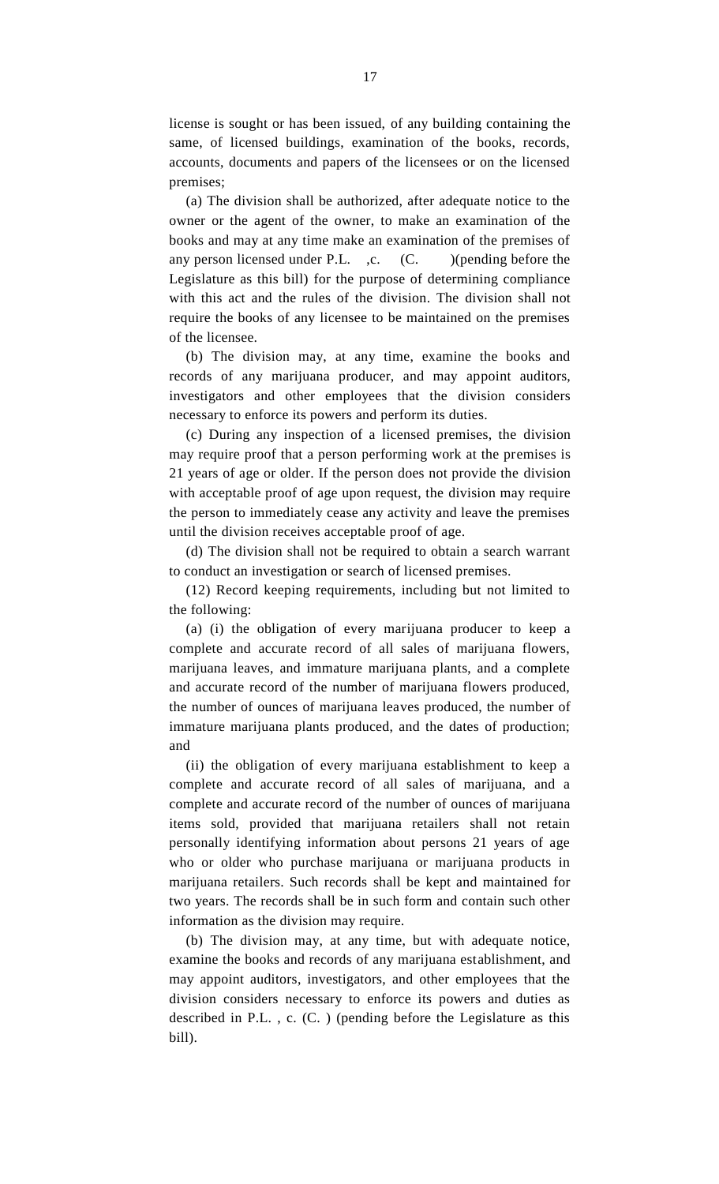license is sought or has been issued, of any building containing the same, of licensed buildings, examination of the books, records, accounts, documents and papers of the licensees or on the licensed premises;

(a) The division shall be authorized, after adequate notice to the owner or the agent of the owner, to make an examination of the books and may at any time make an examination of the premises of any person licensed under P.L. ,c. (C. )(pending before the Legislature as this bill) for the purpose of determining compliance with this act and the rules of the division. The division shall not require the books of any licensee to be maintained on the premises of the licensee.

(b) The division may, at any time, examine the books and records of any marijuana producer, and may appoint auditors, investigators and other employees that the division considers necessary to enforce its powers and perform its duties.

(c) During any inspection of a licensed premises, the division may require proof that a person performing work at the premises is 21 years of age or older. If the person does not provide the division with acceptable proof of age upon request, the division may require the person to immediately cease any activity and leave the premises until the division receives acceptable proof of age.

(d) The division shall not be required to obtain a search warrant to conduct an investigation or search of licensed premises.

(12) Record keeping requirements, including but not limited to the following:

(a) (i) the obligation of every marijuana producer to keep a complete and accurate record of all sales of marijuana flowers, marijuana leaves, and immature marijuana plants, and a complete and accurate record of the number of marijuana flowers produced, the number of ounces of marijuana leaves produced, the number of immature marijuana plants produced, and the dates of production; and

(ii) the obligation of every marijuana establishment to keep a complete and accurate record of all sales of marijuana, and a complete and accurate record of the number of ounces of marijuana items sold, provided that marijuana retailers shall not retain personally identifying information about persons 21 years of age who or older who purchase marijuana or marijuana products in marijuana retailers. Such records shall be kept and maintained for two years. The records shall be in such form and contain such other information as the division may require.

(b) The division may, at any time, but with adequate notice, examine the books and records of any marijuana establishment, and may appoint auditors, investigators, and other employees that the division considers necessary to enforce its powers and duties as described in P.L. , c. (C. ) (pending before the Legislature as this bill).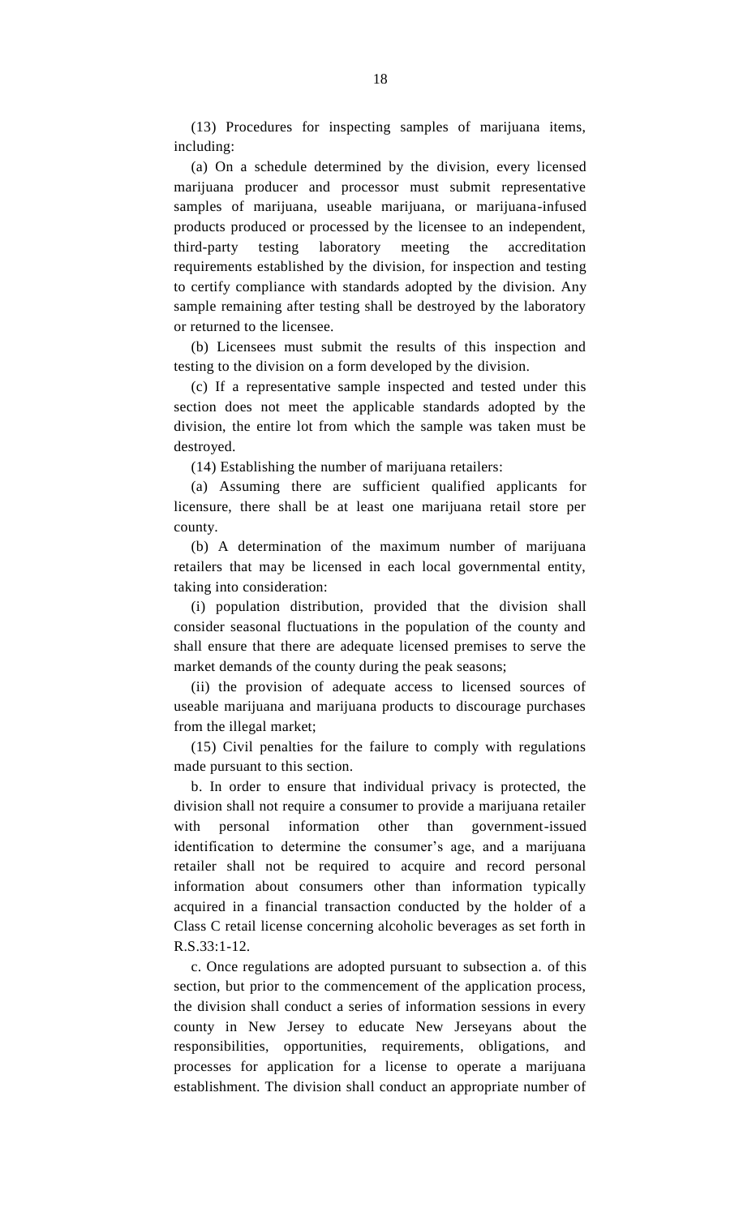(13) Procedures for inspecting samples of marijuana items, including:

(a) On a schedule determined by the division, every licensed marijuana producer and processor must submit representative samples of marijuana, useable marijuana, or marijuana-infused products produced or processed by the licensee to an independent, third-party testing laboratory meeting the accreditation requirements established by the division, for inspection and testing to certify compliance with standards adopted by the division. Any sample remaining after testing shall be destroyed by the laboratory or returned to the licensee.

(b) Licensees must submit the results of this inspection and testing to the division on a form developed by the division.

(c) If a representative sample inspected and tested under this section does not meet the applicable standards adopted by the division, the entire lot from which the sample was taken must be destroyed.

(14) Establishing the number of marijuana retailers:

(a) Assuming there are sufficient qualified applicants for licensure, there shall be at least one marijuana retail store per county.

(b) A determination of the maximum number of marijuana retailers that may be licensed in each local governmental entity, taking into consideration:

(i) population distribution, provided that the division shall consider seasonal fluctuations in the population of the county and shall ensure that there are adequate licensed premises to serve the market demands of the county during the peak seasons;

(ii) the provision of adequate access to licensed sources of useable marijuana and marijuana products to discourage purchases from the illegal market;

(15) Civil penalties for the failure to comply with regulations made pursuant to this section.

b. In order to ensure that individual privacy is protected, the division shall not require a consumer to provide a marijuana retailer with personal information other than government-issued identification to determine the consumer's age, and a marijuana retailer shall not be required to acquire and record personal information about consumers other than information typically acquired in a financial transaction conducted by the holder of a Class C retail license concerning alcoholic beverages as set forth in R.S.33:1-12.

c. Once regulations are adopted pursuant to subsection a. of this section, but prior to the commencement of the application process, the division shall conduct a series of information sessions in every county in New Jersey to educate New Jerseyans about the responsibilities, opportunities, requirements, obligations, and processes for application for a license to operate a marijuana establishment. The division shall conduct an appropriate number of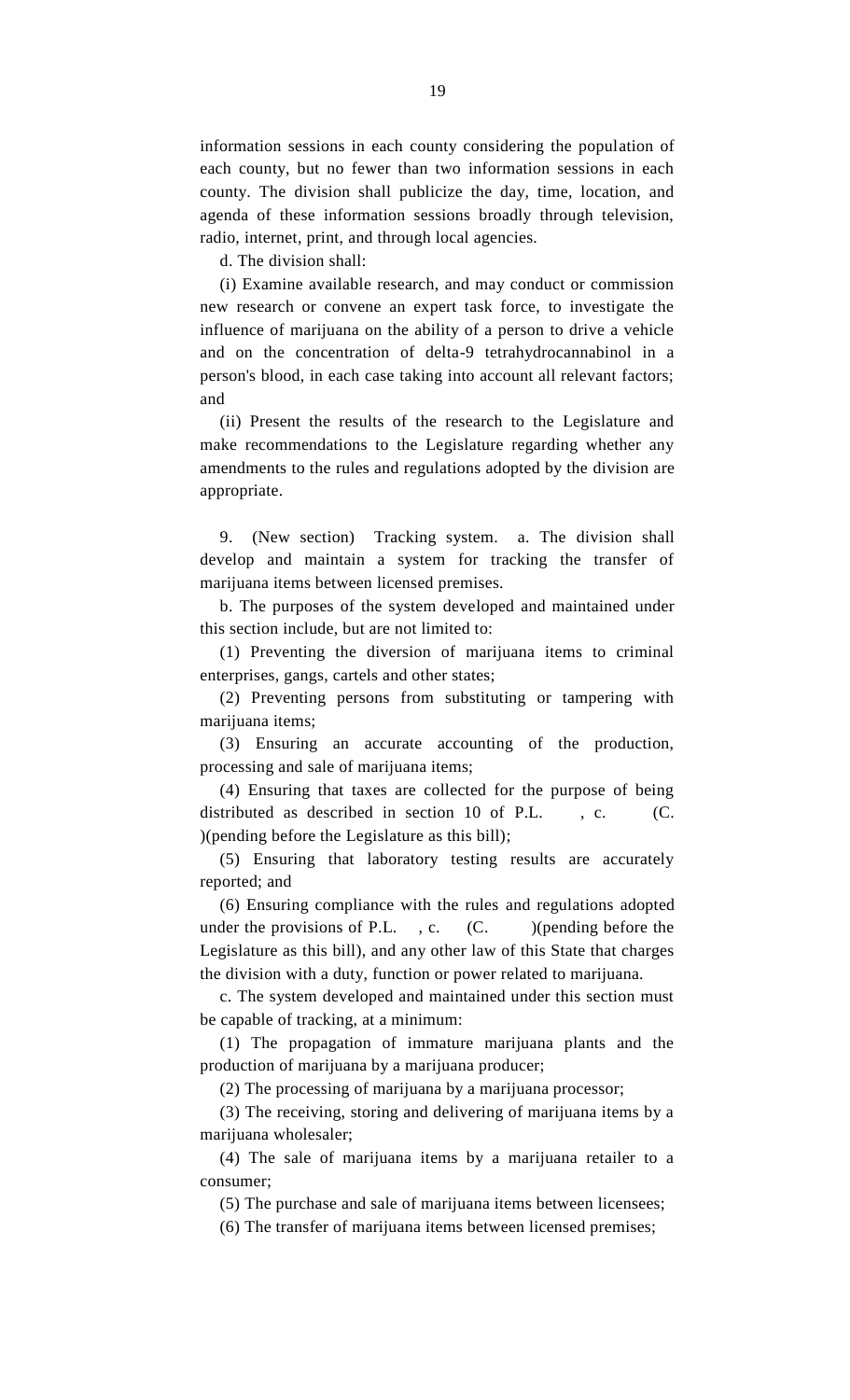information sessions in each county considering the population of each county, but no fewer than two information sessions in each county. The division shall publicize the day, time, location, and agenda of these information sessions broadly through television, radio, internet, print, and through local agencies.

d. The division shall:

(i) Examine available research, and may conduct or commission new research or convene an expert task force, to investigate the influence of marijuana on the ability of a person to drive a vehicle and on the concentration of delta-9 tetrahydrocannabinol in a person's blood, in each case taking into account all relevant factors; and

(ii) Present the results of the research to the Legislature and make recommendations to the Legislature regarding whether any amendments to the rules and regulations adopted by the division are appropriate.

9. (New section) Tracking system. a. The division shall develop and maintain a system for tracking the transfer of marijuana items between licensed premises.

b. The purposes of the system developed and maintained under this section include, but are not limited to:

(1) Preventing the diversion of marijuana items to criminal enterprises, gangs, cartels and other states;

(2) Preventing persons from substituting or tampering with marijuana items;

(3) Ensuring an accurate accounting of the production, processing and sale of marijuana items;

(4) Ensuring that taxes are collected for the purpose of being distributed as described in section 10 of P.L. , c. (C. )(pending before the Legislature as this bill);

(5) Ensuring that laboratory testing results are accurately reported; and

(6) Ensuring compliance with the rules and regulations adopted under the provisions of P.L. , c. (C. )(pending before the Legislature as this bill), and any other law of this State that charges the division with a duty, function or power related to marijuana.

c. The system developed and maintained under this section must be capable of tracking, at a minimum:

(1) The propagation of immature marijuana plants and the production of marijuana by a marijuana producer;

(2) The processing of marijuana by a marijuana processor;

(3) The receiving, storing and delivering of marijuana items by a marijuana wholesaler;

(4) The sale of marijuana items by a marijuana retailer to a consumer;

(5) The purchase and sale of marijuana items between licensees;

(6) The transfer of marijuana items between licensed premises;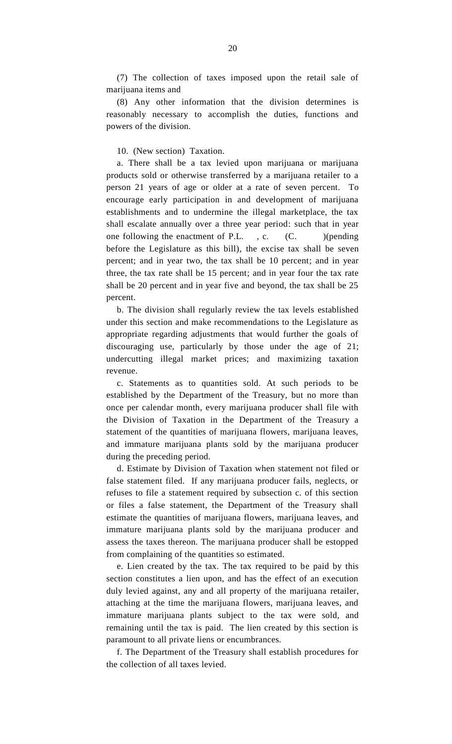(7) The collection of taxes imposed upon the retail sale of marijuana items and

(8) Any other information that the division determines is reasonably necessary to accomplish the duties, functions and powers of the division.

10. (New section) Taxation.

a. There shall be a tax levied upon marijuana or marijuana products sold or otherwise transferred by a marijuana retailer to a person 21 years of age or older at a rate of seven percent. To encourage early participation in and development of marijuana establishments and to undermine the illegal marketplace, the tax shall escalate annually over a three year period: such that in year one following the enactment of P.L. , c. (C. )(pending before the Legislature as this bill), the excise tax shall be seven percent; and in year two, the tax shall be 10 percent; and in year three, the tax rate shall be 15 percent; and in year four the tax rate shall be 20 percent and in year five and beyond, the tax shall be 25 percent.

b. The division shall regularly review the tax levels established under this section and make recommendations to the Legislature as appropriate regarding adjustments that would further the goals of discouraging use, particularly by those under the age of 21; undercutting illegal market prices; and maximizing taxation revenue.

c. Statements as to quantities sold. At such periods to be established by the Department of the Treasury, but no more than once per calendar month, every marijuana producer shall file with the Division of Taxation in the Department of the Treasury a statement of the quantities of marijuana flowers, marijuana leaves, and immature marijuana plants sold by the marijuana producer during the preceding period.

d. Estimate by Division of Taxation when statement not filed or false statement filed. If any marijuana producer fails, neglects, or refuses to file a statement required by subsection c. of this section or files a false statement, the Department of the Treasury shall estimate the quantities of marijuana flowers, marijuana leaves, and immature marijuana plants sold by the marijuana producer and assess the taxes thereon. The marijuana producer shall be estopped from complaining of the quantities so estimated.

e. Lien created by the tax. The tax required to be paid by this section constitutes a lien upon, and has the effect of an execution duly levied against, any and all property of the marijuana retailer, attaching at the time the marijuana flowers, marijuana leaves, and immature marijuana plants subject to the tax were sold, and remaining until the tax is paid. The lien created by this section is paramount to all private liens or encumbrances.

f. The Department of the Treasury shall establish procedures for the collection of all taxes levied.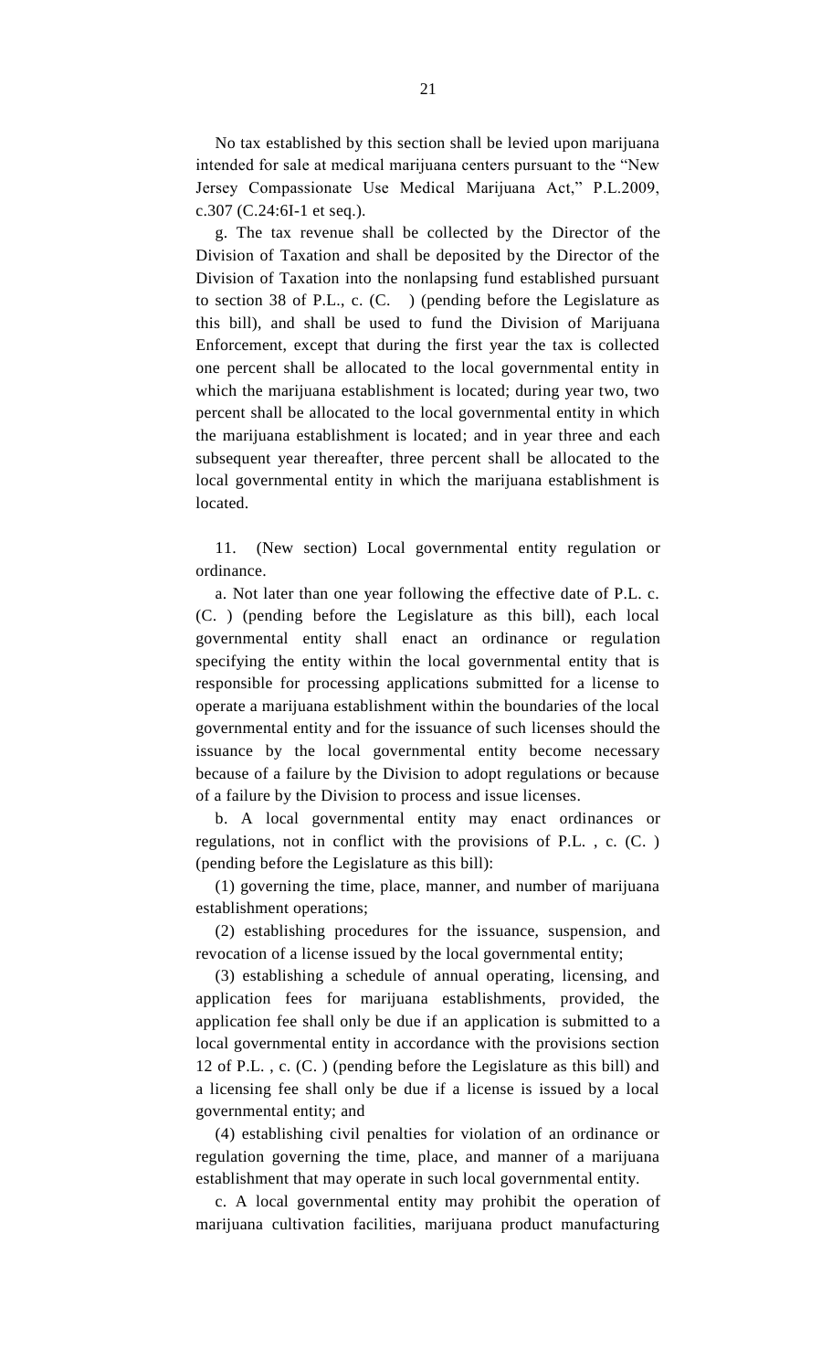No tax established by this section shall be levied upon marijuana intended for sale at medical marijuana centers pursuant to the "New Jersey Compassionate Use Medical Marijuana Act," P.L.2009, c.307 (C.24:6I-1 et seq.).

g. The tax revenue shall be collected by the Director of the Division of Taxation and shall be deposited by the Director of the Division of Taxation into the nonlapsing fund established pursuant to section 38 of P.L., c. (C. ) (pending before the Legislature as this bill), and shall be used to fund the Division of Marijuana Enforcement, except that during the first year the tax is collected one percent shall be allocated to the local governmental entity in which the marijuana establishment is located; during year two, two percent shall be allocated to the local governmental entity in which the marijuana establishment is located; and in year three and each subsequent year thereafter, three percent shall be allocated to the local governmental entity in which the marijuana establishment is located.

11. (New section) Local governmental entity regulation or ordinance.

a. Not later than one year following the effective date of P.L. c. (C. ) (pending before the Legislature as this bill), each local governmental entity shall enact an ordinance or regulation specifying the entity within the local governmental entity that is responsible for processing applications submitted for a license to operate a marijuana establishment within the boundaries of the local governmental entity and for the issuance of such licenses should the issuance by the local governmental entity become necessary because of a failure by the Division to adopt regulations or because of a failure by the Division to process and issue licenses.

b. A local governmental entity may enact ordinances or regulations, not in conflict with the provisions of P.L. , c. (C. ) (pending before the Legislature as this bill):

(1) governing the time, place, manner, and number of marijuana establishment operations;

(2) establishing procedures for the issuance, suspension, and revocation of a license issued by the local governmental entity;

(3) establishing a schedule of annual operating, licensing, and application fees for marijuana establishments, provided, the application fee shall only be due if an application is submitted to a local governmental entity in accordance with the provisions section 12 of P.L. , c. (C. ) (pending before the Legislature as this bill) and a licensing fee shall only be due if a license is issued by a local governmental entity; and

(4) establishing civil penalties for violation of an ordinance or regulation governing the time, place, and manner of a marijuana establishment that may operate in such local governmental entity.

c. A local governmental entity may prohibit the operation of marijuana cultivation facilities, marijuana product manufacturing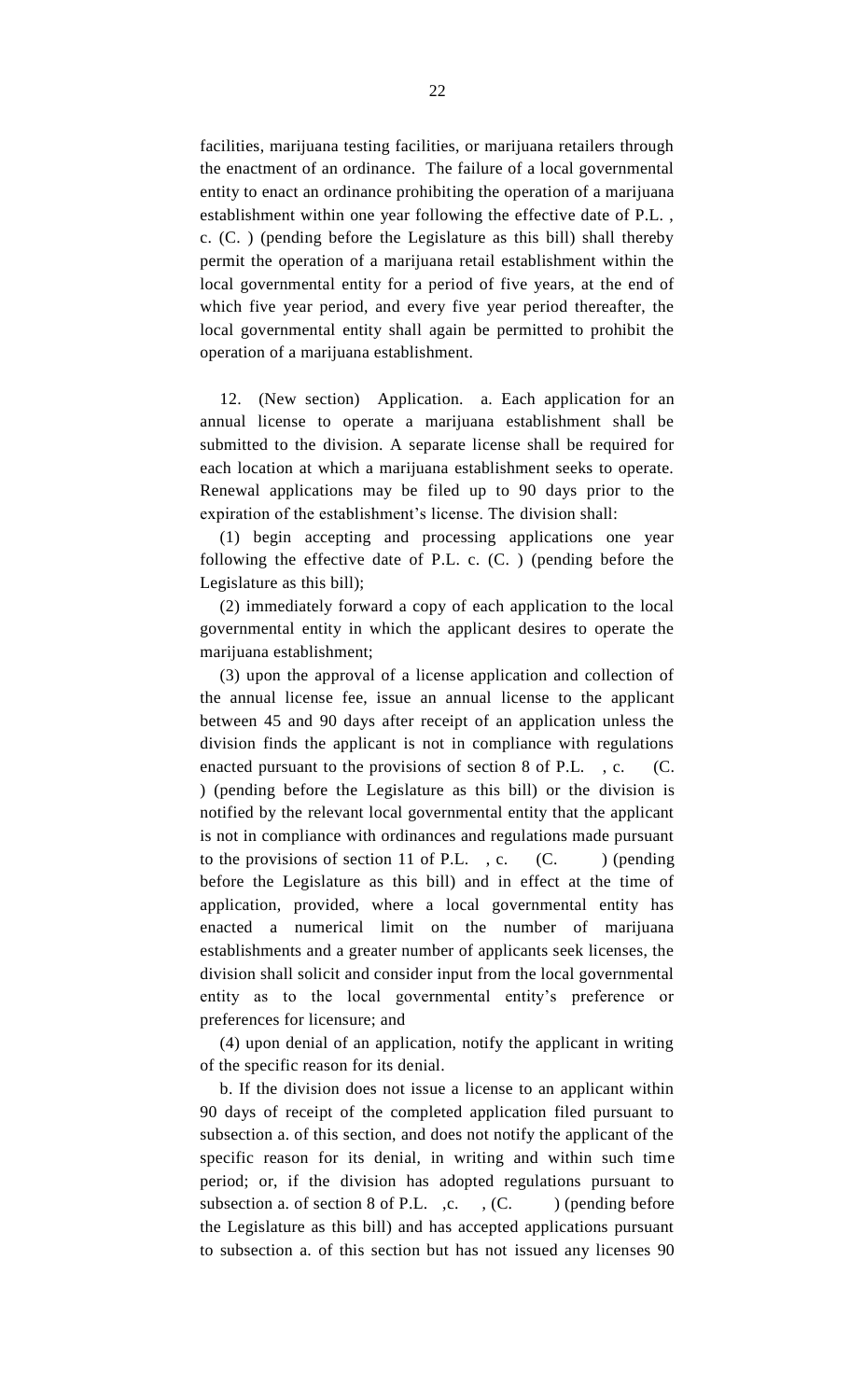facilities, marijuana testing facilities, or marijuana retailers through the enactment of an ordinance. The failure of a local governmental entity to enact an ordinance prohibiting the operation of a marijuana establishment within one year following the effective date of P.L. , c. (C. ) (pending before the Legislature as this bill) shall thereby permit the operation of a marijuana retail establishment within the local governmental entity for a period of five years, at the end of which five year period, and every five year period thereafter, the local governmental entity shall again be permitted to prohibit the operation of a marijuana establishment.

12. (New section) Application. a. Each application for an annual license to operate a marijuana establishment shall be submitted to the division. A separate license shall be required for each location at which a marijuana establishment seeks to operate. Renewal applications may be filed up to 90 days prior to the expiration of the establishment's license. The division shall:

(1) begin accepting and processing applications one year following the effective date of P.L. c. (C. ) (pending before the Legislature as this bill);

(2) immediately forward a copy of each application to the local governmental entity in which the applicant desires to operate the marijuana establishment;

(3) upon the approval of a license application and collection of the annual license fee, issue an annual license to the applicant between 45 and 90 days after receipt of an application unless the division finds the applicant is not in compliance with regulations enacted pursuant to the provisions of section 8 of P.L. , c. (C. ) (pending before the Legislature as this bill) or the division is notified by the relevant local governmental entity that the applicant is not in compliance with ordinances and regulations made pursuant to the provisions of section 11 of P.L. , c. (C. ) (pending before the Legislature as this bill) and in effect at the time of application, provided, where a local governmental entity has enacted a numerical limit on the number of marijuana establishments and a greater number of applicants seek licenses, the division shall solicit and consider input from the local governmental entity as to the local governmental entity's preference or preferences for licensure; and

(4) upon denial of an application, notify the applicant in writing of the specific reason for its denial.

b. If the division does not issue a license to an applicant within 90 days of receipt of the completed application filed pursuant to subsection a. of this section, and does not notify the applicant of the specific reason for its denial, in writing and within such time period; or, if the division has adopted regulations pursuant to subsection a. of section 8 of P.L. ,c. , (C. ) (pending before the Legislature as this bill) and has accepted applications pursuant to subsection a. of this section but has not issued any licenses 90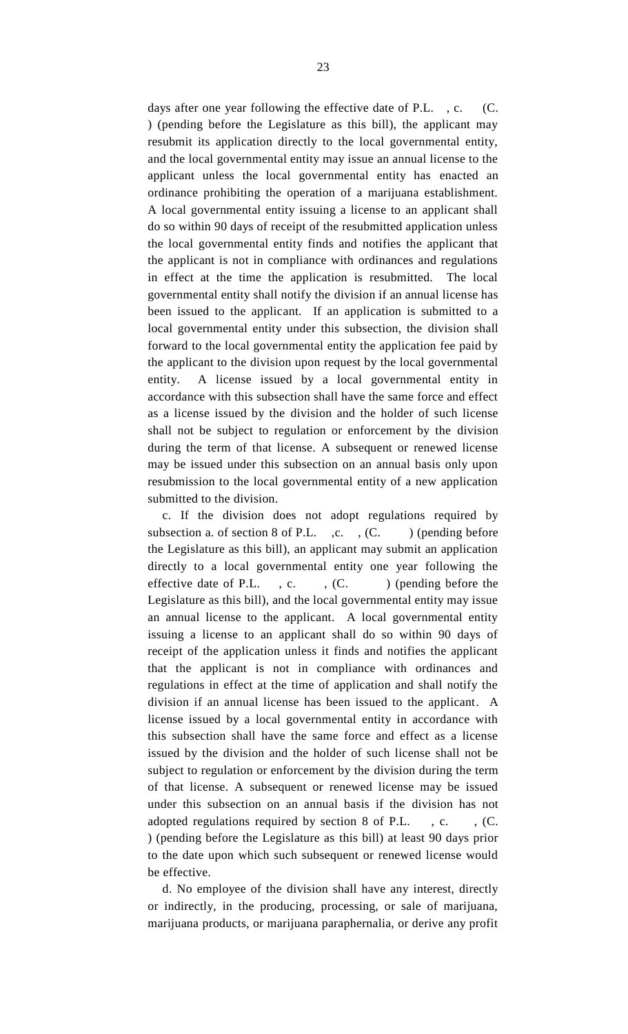days after one year following the effective date of P.L. , c. (C. ) (pending before the Legislature as this bill), the applicant may resubmit its application directly to the local governmental entity, and the local governmental entity may issue an annual license to the applicant unless the local governmental entity has enacted an ordinance prohibiting the operation of a marijuana establishment. A local governmental entity issuing a license to an applicant shall do so within 90 days of receipt of the resubmitted application unless the local governmental entity finds and notifies the applicant that the applicant is not in compliance with ordinances and regulations in effect at the time the application is resubmitted. The local governmental entity shall notify the division if an annual license has been issued to the applicant. If an application is submitted to a local governmental entity under this subsection, the division shall forward to the local governmental entity the application fee paid by the applicant to the division upon request by the local governmental entity. A license issued by a local governmental entity in accordance with this subsection shall have the same force and effect as a license issued by the division and the holder of such license shall not be subject to regulation or enforcement by the division during the term of that license. A subsequent or renewed license may be issued under this subsection on an annual basis only upon resubmission to the local governmental entity of a new application submitted to the division.

c. If the division does not adopt regulations required by subsection a. of section 8 of P.L. ,c. , (C. ) (pending before the Legislature as this bill), an applicant may submit an application directly to a local governmental entity one year following the effective date of P.L. , c. , (C. ) (pending before the Legislature as this bill), and the local governmental entity may issue an annual license to the applicant. A local governmental entity issuing a license to an applicant shall do so within 90 days of receipt of the application unless it finds and notifies the applicant that the applicant is not in compliance with ordinances and regulations in effect at the time of application and shall notify the division if an annual license has been issued to the applicant. A license issued by a local governmental entity in accordance with this subsection shall have the same force and effect as a license issued by the division and the holder of such license shall not be subject to regulation or enforcement by the division during the term of that license. A subsequent or renewed license may be issued under this subsection on an annual basis if the division has not adopted regulations required by section 8 of P.L. , c. , (C. ) (pending before the Legislature as this bill) at least 90 days prior to the date upon which such subsequent or renewed license would be effective.

d. No employee of the division shall have any interest, directly or indirectly, in the producing, processing, or sale of marijuana, marijuana products, or marijuana paraphernalia, or derive any profit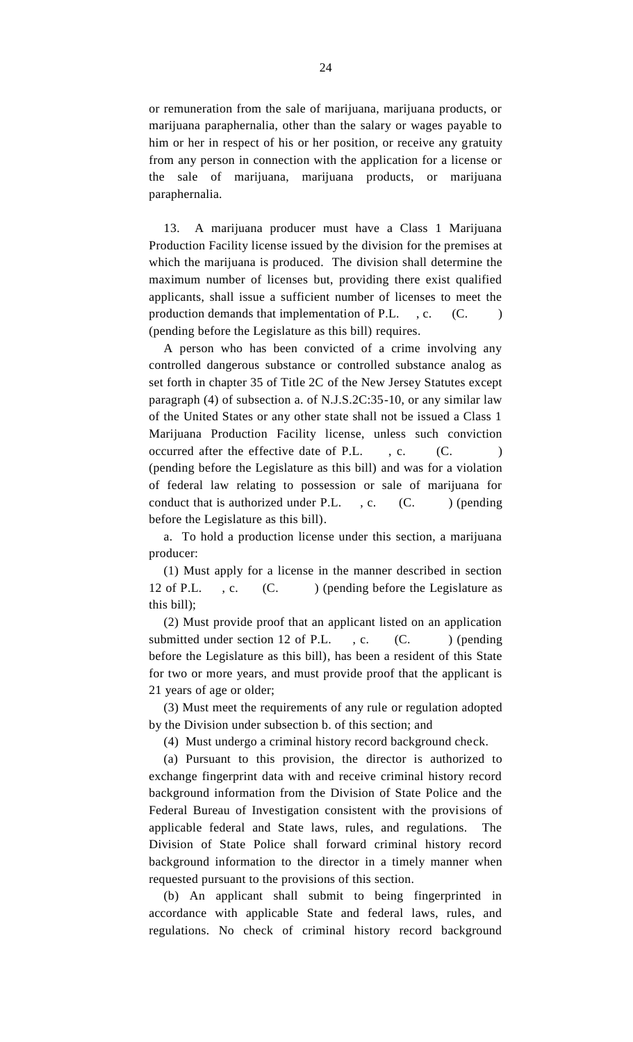or remuneration from the sale of marijuana, marijuana products, or marijuana paraphernalia, other than the salary or wages payable to him or her in respect of his or her position, or receive any gratuity from any person in connection with the application for a license or the sale of marijuana, marijuana products, or marijuana paraphernalia.

13. A marijuana producer must have a Class 1 Marijuana Production Facility license issued by the division for the premises at which the marijuana is produced. The division shall determine the maximum number of licenses but, providing there exist qualified applicants, shall issue a sufficient number of licenses to meet the production demands that implementation of P.L. , c. (C. ) (pending before the Legislature as this bill) requires.

A person who has been convicted of a crime involving any controlled dangerous substance or controlled substance analog as set forth in chapter 35 of Title 2C of the New Jersey Statutes except paragraph (4) of subsection a. of N.J.S.2C:35-10, or any similar law of the United States or any other state shall not be issued a Class 1 Marijuana Production Facility license, unless such conviction occurred after the effective date of P.L. , c. (C. ) (pending before the Legislature as this bill) and was for a violation of federal law relating to possession or sale of marijuana for conduct that is authorized under P.L. , c. (C. ) (pending before the Legislature as this bill).

a. To hold a production license under this section, a marijuana producer:

(1) Must apply for a license in the manner described in section 12 of P.L. , c. (C. ) (pending before the Legislature as this bill);

(2) Must provide proof that an applicant listed on an application submitted under section 12 of P.L. , c. (C. ) (pending before the Legislature as this bill), has been a resident of this State for two or more years, and must provide proof that the applicant is 21 years of age or older;

(3) Must meet the requirements of any rule or regulation adopted by the Division under subsection b. of this section; and

(4) Must undergo a criminal history record background check.

(a) Pursuant to this provision, the director is authorized to exchange fingerprint data with and receive criminal history record background information from the Division of State Police and the Federal Bureau of Investigation consistent with the provisions of applicable federal and State laws, rules, and regulations. The Division of State Police shall forward criminal history record background information to the director in a timely manner when requested pursuant to the provisions of this section.

(b) An applicant shall submit to being fingerprinted in accordance with applicable State and federal laws, rules, and regulations. No check of criminal history record background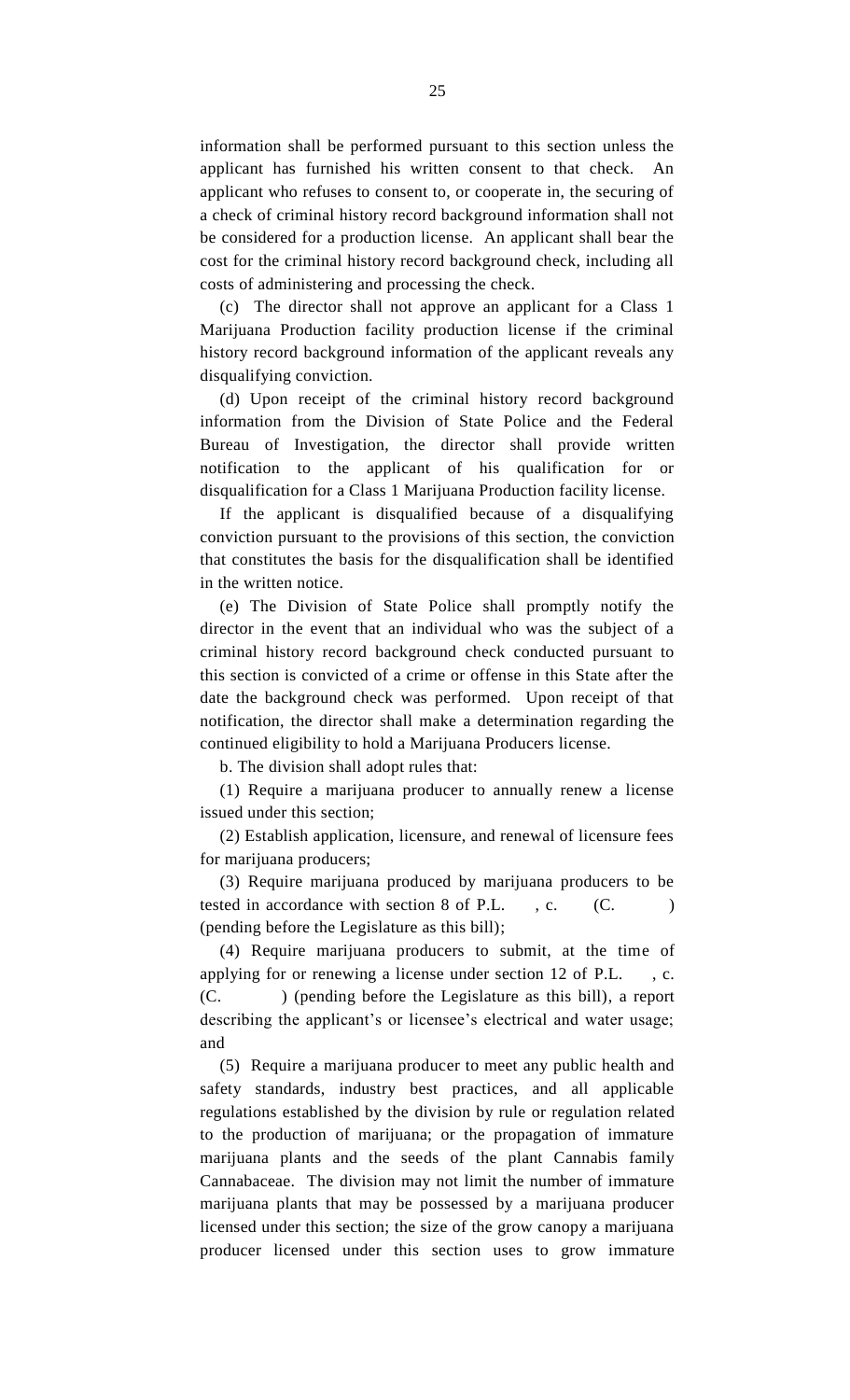information shall be performed pursuant to this section unless the applicant has furnished his written consent to that check. An applicant who refuses to consent to, or cooperate in, the securing of a check of criminal history record background information shall not be considered for a production license. An applicant shall bear the cost for the criminal history record background check, including all costs of administering and processing the check.

(c) The director shall not approve an applicant for a Class 1 Marijuana Production facility production license if the criminal history record background information of the applicant reveals any disqualifying conviction.

(d) Upon receipt of the criminal history record background information from the Division of State Police and the Federal Bureau of Investigation, the director shall provide written notification to the applicant of his qualification for or disqualification for a Class 1 Marijuana Production facility license.

If the applicant is disqualified because of a disqualifying conviction pursuant to the provisions of this section, the conviction that constitutes the basis for the disqualification shall be identified in the written notice.

(e) The Division of State Police shall promptly notify the director in the event that an individual who was the subject of a criminal history record background check conducted pursuant to this section is convicted of a crime or offense in this State after the date the background check was performed. Upon receipt of that notification, the director shall make a determination regarding the continued eligibility to hold a Marijuana Producers license.

b. The division shall adopt rules that:

(1) Require a marijuana producer to annually renew a license issued under this section;

(2) Establish application, licensure, and renewal of licensure fees for marijuana producers;

(3) Require marijuana produced by marijuana producers to be tested in accordance with section 8 of P.L. , c. (C. ) (pending before the Legislature as this bill);

(4) Require marijuana producers to submit, at the time of applying for or renewing a license under section 12 of P.L. , c. (C. ) (pending before the Legislature as this bill), a report describing the applicant's or licensee's electrical and water usage; and

(5) Require a marijuana producer to meet any public health and safety standards, industry best practices, and all applicable regulations established by the division by rule or regulation related to the production of marijuana; or the propagation of immature marijuana plants and the seeds of the plant Cannabis family Cannabaceae. The division may not limit the number of immature marijuana plants that may be possessed by a marijuana producer licensed under this section; the size of the grow canopy a marijuana producer licensed under this section uses to grow immature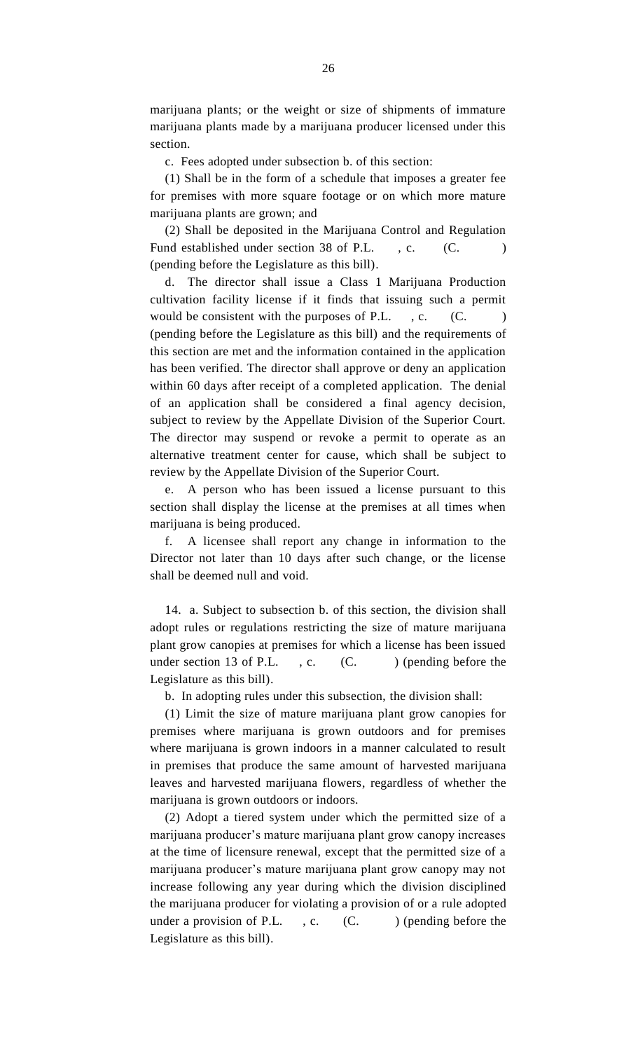marijuana plants; or the weight or size of shipments of immature marijuana plants made by a marijuana producer licensed under this section.

c. Fees adopted under subsection b. of this section:

(1) Shall be in the form of a schedule that imposes a greater fee for premises with more square footage or on which more mature marijuana plants are grown; and

(2) Shall be deposited in the Marijuana Control and Regulation Fund established under section 38 of P.L. , c. (C. ) (pending before the Legislature as this bill).

d. The director shall issue a Class 1 Marijuana Production cultivation facility license if it finds that issuing such a permit would be consistent with the purposes of P.L. , c. (C. ) (pending before the Legislature as this bill) and the requirements of this section are met and the information contained in the application has been verified. The director shall approve or deny an application within 60 days after receipt of a completed application. The denial of an application shall be considered a final agency decision, subject to review by the Appellate Division of the Superior Court. The director may suspend or revoke a permit to operate as an alternative treatment center for cause, which shall be subject to review by the Appellate Division of the Superior Court.

e. A person who has been issued a license pursuant to this section shall display the license at the premises at all times when marijuana is being produced.

f. A licensee shall report any change in information to the Director not later than 10 days after such change, or the license shall be deemed null and void.

14. a. Subject to subsection b. of this section, the division shall adopt rules or regulations restricting the size of mature marijuana plant grow canopies at premises for which a license has been issued under section 13 of P.L. , c. (C. ) (pending before the Legislature as this bill).

b. In adopting rules under this subsection, the division shall:

(1) Limit the size of mature marijuana plant grow canopies for premises where marijuana is grown outdoors and for premises where marijuana is grown indoors in a manner calculated to result in premises that produce the same amount of harvested marijuana leaves and harvested marijuana flowers, regardless of whether the marijuana is grown outdoors or indoors.

(2) Adopt a tiered system under which the permitted size of a marijuana producer's mature marijuana plant grow canopy increases at the time of licensure renewal, except that the permitted size of a marijuana producer's mature marijuana plant grow canopy may not increase following any year during which the division disciplined the marijuana producer for violating a provision of or a rule adopted under a provision of P.L. , c. (C. ) (pending before the Legislature as this bill).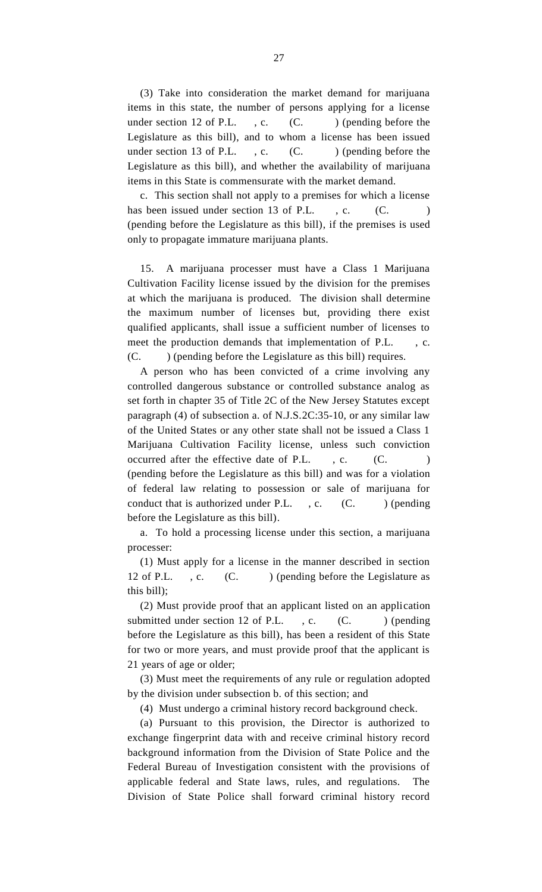(3) Take into consideration the market demand for marijuana items in this state, the number of persons applying for a license under section 12 of P.L. , c. (C. ) (pending before the Legislature as this bill), and to whom a license has been issued under section 13 of P.L. , c. (C. ) (pending before the Legislature as this bill), and whether the availability of marijuana items in this State is commensurate with the market demand.

c. This section shall not apply to a premises for which a license has been issued under section 13 of P.L. , c. (C. ) (pending before the Legislature as this bill), if the premises is used only to propagate immature marijuana plants.

15. A marijuana processer must have a Class 1 Marijuana Cultivation Facility license issued by the division for the premises at which the marijuana is produced. The division shall determine the maximum number of licenses but, providing there exist qualified applicants, shall issue a sufficient number of licenses to meet the production demands that implementation of P.L. , c. (C. ) (pending before the Legislature as this bill) requires.

A person who has been convicted of a crime involving any controlled dangerous substance or controlled substance analog as set forth in chapter 35 of Title 2C of the New Jersey Statutes except paragraph (4) of subsection a. of N.J.S.2C:35-10, or any similar law of the United States or any other state shall not be issued a Class 1 Marijuana Cultivation Facility license, unless such conviction occurred after the effective date of P.L. , c. (C. ) (pending before the Legislature as this bill) and was for a violation of federal law relating to possession or sale of marijuana for conduct that is authorized under P.L. , c. (C. ) (pending before the Legislature as this bill).

a. To hold a processing license under this section, a marijuana processer:

(1) Must apply for a license in the manner described in section 12 of P.L. , c. (C. ) (pending before the Legislature as this bill);

(2) Must provide proof that an applicant listed on an application submitted under section 12 of P.L. , c. (C. ) (pending before the Legislature as this bill), has been a resident of this State for two or more years, and must provide proof that the applicant is 21 years of age or older;

(3) Must meet the requirements of any rule or regulation adopted by the division under subsection b. of this section; and

(4) Must undergo a criminal history record background check.

(a) Pursuant to this provision, the Director is authorized to exchange fingerprint data with and receive criminal history record background information from the Division of State Police and the Federal Bureau of Investigation consistent with the provisions of applicable federal and State laws, rules, and regulations. The Division of State Police shall forward criminal history record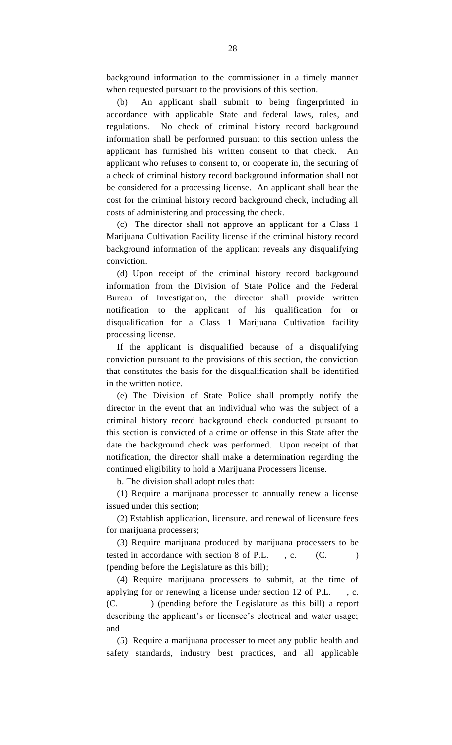background information to the commissioner in a timely manner when requested pursuant to the provisions of this section.

(b) An applicant shall submit to being fingerprinted in accordance with applicable State and federal laws, rules, and regulations. No check of criminal history record background information shall be performed pursuant to this section unless the applicant has furnished his written consent to that check. An applicant who refuses to consent to, or cooperate in, the securing of a check of criminal history record background information shall not be considered for a processing license. An applicant shall bear the cost for the criminal history record background check, including all costs of administering and processing the check.

(c) The director shall not approve an applicant for a Class 1 Marijuana Cultivation Facility license if the criminal history record background information of the applicant reveals any disqualifying conviction.

(d) Upon receipt of the criminal history record background information from the Division of State Police and the Federal Bureau of Investigation, the director shall provide written notification to the applicant of his qualification for or disqualification for a Class 1 Marijuana Cultivation facility processing license.

If the applicant is disqualified because of a disqualifying conviction pursuant to the provisions of this section, the conviction that constitutes the basis for the disqualification shall be identified in the written notice.

(e) The Division of State Police shall promptly notify the director in the event that an individual who was the subject of a criminal history record background check conducted pursuant to this section is convicted of a crime or offense in this State after the date the background check was performed. Upon receipt of that notification, the director shall make a determination regarding the continued eligibility to hold a Marijuana Processers license.

b. The division shall adopt rules that:

(1) Require a marijuana processer to annually renew a license issued under this section;

(2) Establish application, licensure, and renewal of licensure fees for marijuana processers;

(3) Require marijuana produced by marijuana processers to be tested in accordance with section 8 of P.L. , c. (C. ) (pending before the Legislature as this bill);

(4) Require marijuana processers to submit, at the time of applying for or renewing a license under section 12 of P.L. , c. (C. ) (pending before the Legislature as this bill) a report describing the applicant's or licensee's electrical and water usage; and

(5) Require a marijuana processer to meet any public health and safety standards, industry best practices, and all applicable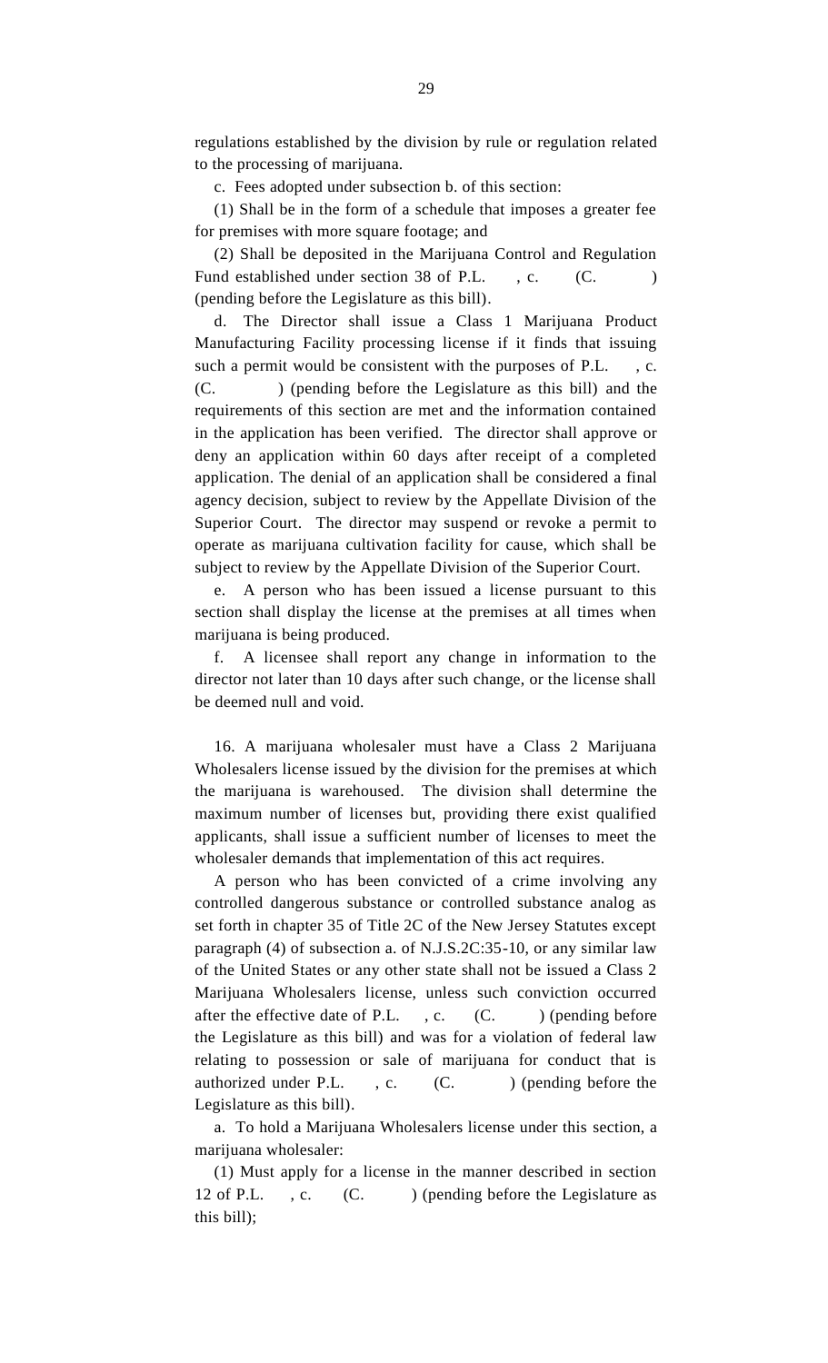regulations established by the division by rule or regulation related to the processing of marijuana.

c. Fees adopted under subsection b. of this section:

(1) Shall be in the form of a schedule that imposes a greater fee for premises with more square footage; and

(2) Shall be deposited in the Marijuana Control and Regulation Fund established under section 38 of P.L. , c. (C. ) (pending before the Legislature as this bill).

d. The Director shall issue a Class 1 Marijuana Product Manufacturing Facility processing license if it finds that issuing such a permit would be consistent with the purposes of P.L. , c. (C. ) (pending before the Legislature as this bill) and the requirements of this section are met and the information contained in the application has been verified. The director shall approve or deny an application within 60 days after receipt of a completed application. The denial of an application shall be considered a final agency decision, subject to review by the Appellate Division of the Superior Court. The director may suspend or revoke a permit to operate as marijuana cultivation facility for cause, which shall be subject to review by the Appellate Division of the Superior Court.

e. A person who has been issued a license pursuant to this section shall display the license at the premises at all times when marijuana is being produced.

f. A licensee shall report any change in information to the director not later than 10 days after such change, or the license shall be deemed null and void.

16. A marijuana wholesaler must have a Class 2 Marijuana Wholesalers license issued by the division for the premises at which the marijuana is warehoused. The division shall determine the maximum number of licenses but, providing there exist qualified applicants, shall issue a sufficient number of licenses to meet the wholesaler demands that implementation of this act requires.

A person who has been convicted of a crime involving any controlled dangerous substance or controlled substance analog as set forth in chapter 35 of Title 2C of the New Jersey Statutes except paragraph (4) of subsection a. of N.J.S.2C:35-10, or any similar law of the United States or any other state shall not be issued a Class 2 Marijuana Wholesalers license, unless such conviction occurred after the effective date of P.L. , c. (C. ) (pending before the Legislature as this bill) and was for a violation of federal law relating to possession or sale of marijuana for conduct that is authorized under P.L. , c. (C. ) (pending before the Legislature as this bill).

a. To hold a Marijuana Wholesalers license under this section, a marijuana wholesaler:

(1) Must apply for a license in the manner described in section 12 of P.L. , c. (C. ) (pending before the Legislature as this bill);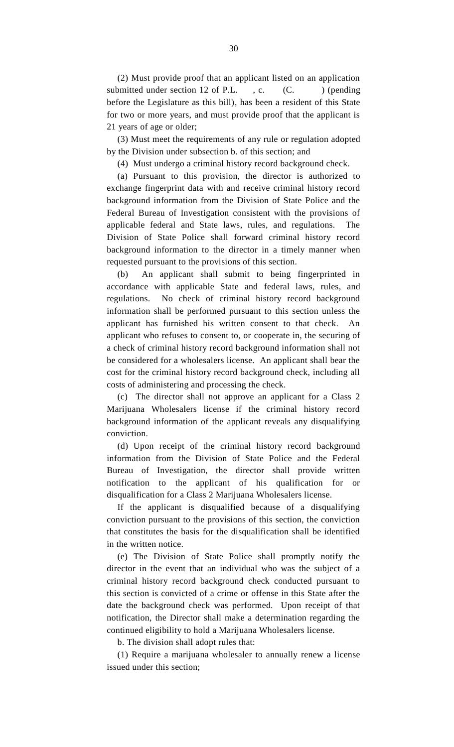(2) Must provide proof that an applicant listed on an application submitted under section 12 of P.L.    , c.    (C.    ) (pending before the Legislature as this bill), has been a resident of this State for two or more years, and must provide proof that the applicant is 21 years of age or older;

(3) Must meet the requirements of any rule or regulation adopted by the Division under subsection b. of this section; and

(4) Must undergo a criminal history record background check.

(a) Pursuant to this provision, the director is authorized to exchange fingerprint data with and receive criminal history record background information from the Division of State Police and the Federal Bureau of Investigation consistent with the provisions of applicable federal and State laws, rules, and regulations. The Division of State Police shall forward criminal history record background information to the director in a timely manner when requested pursuant to the provisions of this section.

(b) An applicant shall submit to being fingerprinted in accordance with applicable State and federal laws, rules, and regulations. No check of criminal history record background information shall be performed pursuant to this section unless the applicant has furnished his written consent to that check. An applicant who refuses to consent to, or cooperate in, the securing of a check of criminal history record background information shall not be considered for a wholesalers license. An applicant shall bear the cost for the criminal history record background check, including all costs of administering and processing the check.

(c) The director shall not approve an applicant for a Class 2 Marijuana Wholesalers license if the criminal history record background information of the applicant reveals any disqualifying conviction.

(d) Upon receipt of the criminal history record background information from the Division of State Police and the Federal Bureau of Investigation, the director shall provide written notification to the applicant of his qualification for or disqualification for a Class 2 Marijuana Wholesalers license.

If the applicant is disqualified because of a disqualifying conviction pursuant to the provisions of this section, the conviction that constitutes the basis for the disqualification shall be identified in the written notice.

(e) The Division of State Police shall promptly notify the director in the event that an individual who was the subject of a criminal history record background check conducted pursuant to this section is convicted of a crime or offense in this State after the date the background check was performed. Upon receipt of that notification, the Director shall make a determination regarding the continued eligibility to hold a Marijuana Wholesalers license.

b. The division shall adopt rules that:

(1) Require a marijuana wholesaler to annually renew a license issued under this section;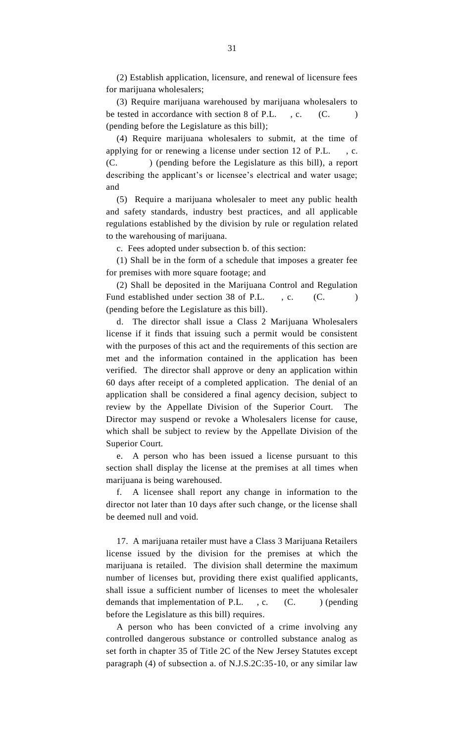(2) Establish application, licensure, and renewal of licensure fees for marijuana wholesalers;

(3) Require marijuana warehoused by marijuana wholesalers to be tested in accordance with section 8 of P.L. , c. (C. ) (pending before the Legislature as this bill);

(4) Require marijuana wholesalers to submit, at the time of applying for or renewing a license under section 12 of P.L. , c. (C. ) (pending before the Legislature as this bill), a report describing the applicant's or licensee's electrical and water usage; and

(5) Require a marijuana wholesaler to meet any public health and safety standards, industry best practices, and all applicable regulations established by the division by rule or regulation related to the warehousing of marijuana.

c. Fees adopted under subsection b. of this section:

(1) Shall be in the form of a schedule that imposes a greater fee for premises with more square footage; and

(2) Shall be deposited in the Marijuana Control and Regulation Fund established under section 38 of P.L. , c. (C. ) (pending before the Legislature as this bill).

d. The director shall issue a Class 2 Marijuana Wholesalers license if it finds that issuing such a permit would be consistent with the purposes of this act and the requirements of this section are met and the information contained in the application has been verified. The director shall approve or deny an application within 60 days after receipt of a completed application. The denial of an application shall be considered a final agency decision, subject to review by the Appellate Division of the Superior Court. The Director may suspend or revoke a Wholesalers license for cause, which shall be subject to review by the Appellate Division of the Superior Court.

e. A person who has been issued a license pursuant to this section shall display the license at the premises at all times when marijuana is being warehoused.

f. A licensee shall report any change in information to the director not later than 10 days after such change, or the license shall be deemed null and void.

17. A marijuana retailer must have a Class 3 Marijuana Retailers license issued by the division for the premises at which the marijuana is retailed. The division shall determine the maximum number of licenses but, providing there exist qualified applicants, shall issue a sufficient number of licenses to meet the wholesaler demands that implementation of P.L. , c. (C. ) (pending before the Legislature as this bill) requires.

A person who has been convicted of a crime involving any controlled dangerous substance or controlled substance analog as set forth in chapter 35 of Title 2C of the New Jersey Statutes except paragraph (4) of subsection a. of N.J.S.2C:35-10, or any similar law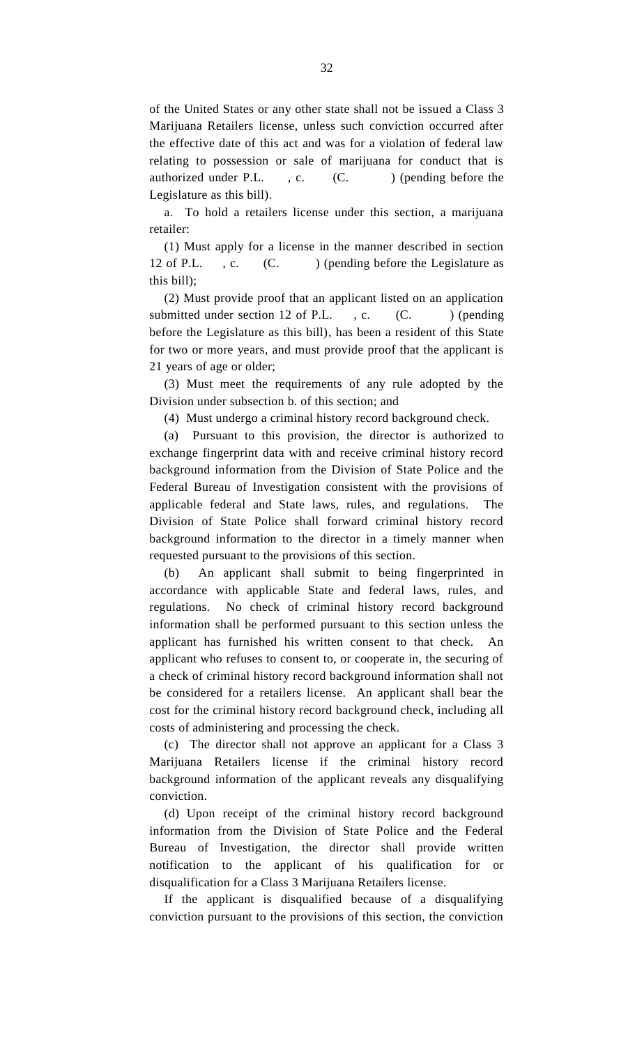of the United States or any other state shall not be issued a Class 3 Marijuana Retailers license, unless such conviction occurred after the effective date of this act and was for a violation of federal law relating to possession or sale of marijuana for conduct that is authorized under P.L. , c. (C. ) (pending before the Legislature as this bill).

a. To hold a retailers license under this section, a marijuana retailer:

(1) Must apply for a license in the manner described in section 12 of P.L. , c. (C. ) (pending before the Legislature as this bill);

(2) Must provide proof that an applicant listed on an application submitted under section 12 of P.L. , c. (C. ) (pending before the Legislature as this bill), has been a resident of this State for two or more years, and must provide proof that the applicant is 21 years of age or older;

(3) Must meet the requirements of any rule adopted by the Division under subsection b. of this section; and

(4) Must undergo a criminal history record background check.

(a) Pursuant to this provision, the director is authorized to exchange fingerprint data with and receive criminal history record background information from the Division of State Police and the Federal Bureau of Investigation consistent with the provisions of applicable federal and State laws, rules, and regulations. The Division of State Police shall forward criminal history record background information to the director in a timely manner when requested pursuant to the provisions of this section.

(b) An applicant shall submit to being fingerprinted in accordance with applicable State and federal laws, rules, and regulations. No check of criminal history record background information shall be performed pursuant to this section unless the applicant has furnished his written consent to that check. An applicant who refuses to consent to, or cooperate in, the securing of a check of criminal history record background information shall not be considered for a retailers license. An applicant shall bear the cost for the criminal history record background check, including all costs of administering and processing the check.

(c) The director shall not approve an applicant for a Class 3 Marijuana Retailers license if the criminal history record background information of the applicant reveals any disqualifying conviction.

(d) Upon receipt of the criminal history record background information from the Division of State Police and the Federal Bureau of Investigation, the director shall provide written notification to the applicant of his qualification for or disqualification for a Class 3 Marijuana Retailers license.

If the applicant is disqualified because of a disqualifying conviction pursuant to the provisions of this section, the conviction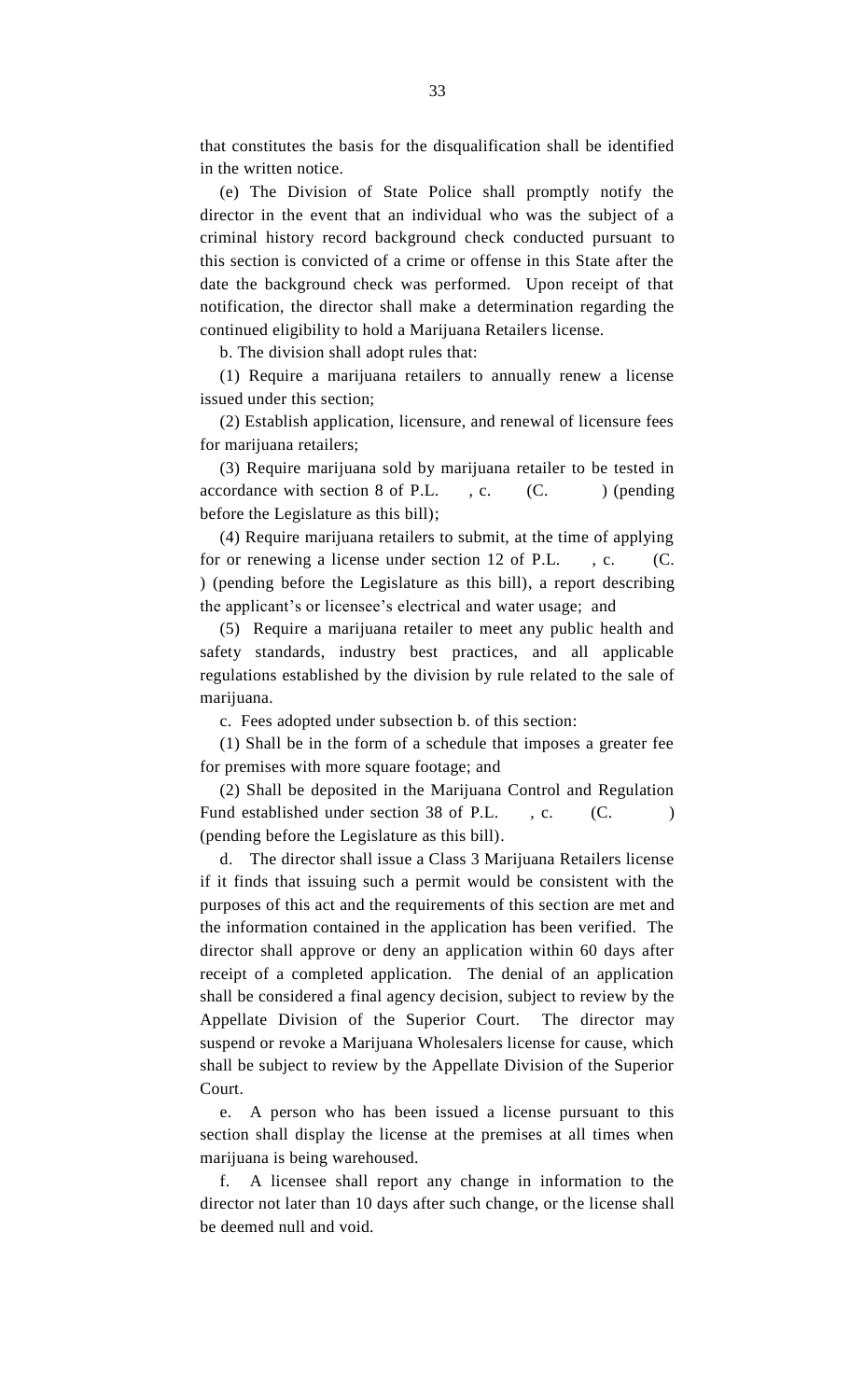that constitutes the basis for the disqualification shall be identified in the written notice.

(e) The Division of State Police shall promptly notify the director in the event that an individual who was the subject of a criminal history record background check conducted pursuant to this section is convicted of a crime or offense in this State after the date the background check was performed. Upon receipt of that notification, the director shall make a determination regarding the continued eligibility to hold a Marijuana Retailers license.

b. The division shall adopt rules that:

(1) Require a marijuana retailers to annually renew a license issued under this section;

(2) Establish application, licensure, and renewal of licensure fees for marijuana retailers;

(3) Require marijuana sold by marijuana retailer to be tested in accordance with section 8 of P.L. , c. (C. ) (pending before the Legislature as this bill);

(4) Require marijuana retailers to submit, at the time of applying for or renewing a license under section 12 of P.L. , c. (C. ) (pending before the Legislature as this bill), a report describing the applicant's or licensee's electrical and water usage; and

(5) Require a marijuana retailer to meet any public health and safety standards, industry best practices, and all applicable regulations established by the division by rule related to the sale of marijuana.

c. Fees adopted under subsection b. of this section:

(1) Shall be in the form of a schedule that imposes a greater fee for premises with more square footage; and

(2) Shall be deposited in the Marijuana Control and Regulation Fund established under section 38 of P.L. , c. (C. ) (pending before the Legislature as this bill).

d. The director shall issue a Class 3 Marijuana Retailers license if it finds that issuing such a permit would be consistent with the purposes of this act and the requirements of this section are met and the information contained in the application has been verified. The director shall approve or deny an application within 60 days after receipt of a completed application. The denial of an application shall be considered a final agency decision, subject to review by the Appellate Division of the Superior Court. The director may suspend or revoke a Marijuana Wholesalers license for cause, which shall be subject to review by the Appellate Division of the Superior Court.

e. A person who has been issued a license pursuant to this section shall display the license at the premises at all times when marijuana is being warehoused.

f. A licensee shall report any change in information to the director not later than 10 days after such change, or the license shall be deemed null and void.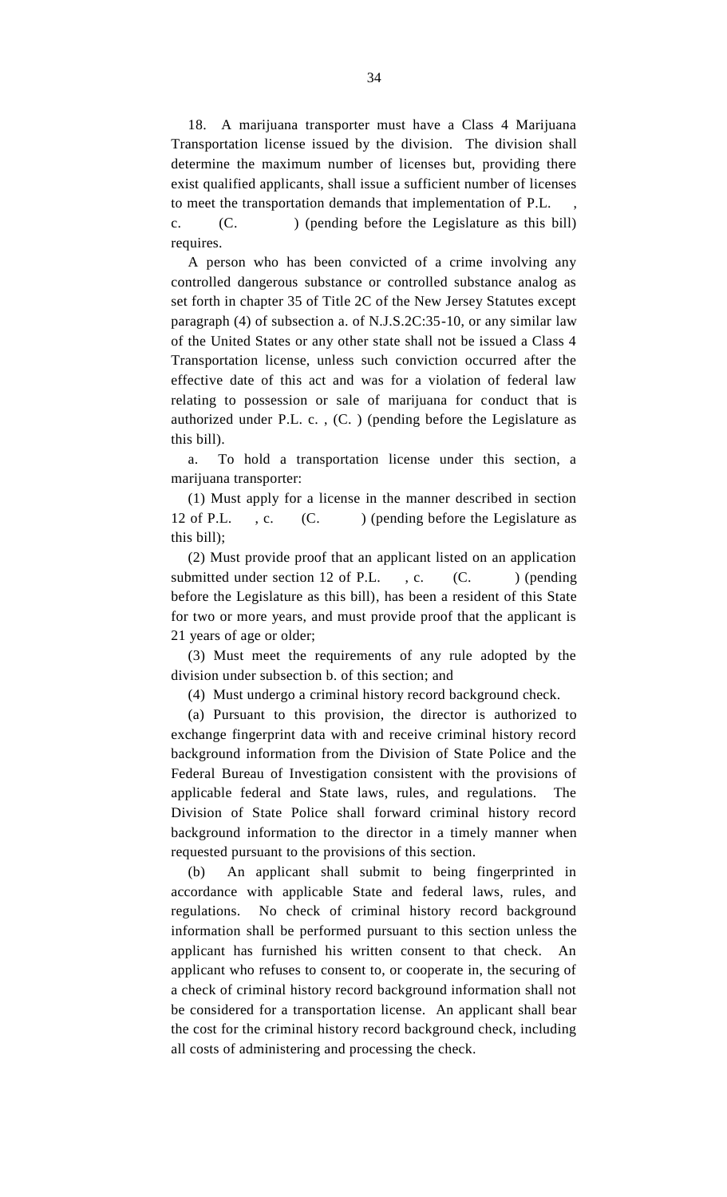18. A marijuana transporter must have a Class 4 Marijuana Transportation license issued by the division. The division shall determine the maximum number of licenses but, providing there exist qualified applicants, shall issue a sufficient number of licenses to meet the transportation demands that implementation of P.L. , c. (C. ) (pending before the Legislature as this bill) requires.

A person who has been convicted of a crime involving any controlled dangerous substance or controlled substance analog as set forth in chapter 35 of Title 2C of the New Jersey Statutes except paragraph (4) of subsection a. of N.J.S.2C:35-10, or any similar law of the United States or any other state shall not be issued a Class 4 Transportation license, unless such conviction occurred after the effective date of this act and was for a violation of federal law relating to possession or sale of marijuana for conduct that is authorized under P.L. c. , (C. ) (pending before the Legislature as this bill).

a. To hold a transportation license under this section, a marijuana transporter:

(1) Must apply for a license in the manner described in section 12 of P.L. , c. (C. ) (pending before the Legislature as this bill);

(2) Must provide proof that an applicant listed on an application submitted under section 12 of P.L. , c. (C. ) (pending before the Legislature as this bill), has been a resident of this State for two or more years, and must provide proof that the applicant is 21 years of age or older;

(3) Must meet the requirements of any rule adopted by the division under subsection b. of this section; and

(4) Must undergo a criminal history record background check.

(a) Pursuant to this provision, the director is authorized to exchange fingerprint data with and receive criminal history record background information from the Division of State Police and the Federal Bureau of Investigation consistent with the provisions of applicable federal and State laws, rules, and regulations. The Division of State Police shall forward criminal history record background information to the director in a timely manner when requested pursuant to the provisions of this section.

(b) An applicant shall submit to being fingerprinted in accordance with applicable State and federal laws, rules, and regulations. No check of criminal history record background information shall be performed pursuant to this section unless the applicant has furnished his written consent to that check. An applicant who refuses to consent to, or cooperate in, the securing of a check of criminal history record background information shall not be considered for a transportation license. An applicant shall bear the cost for the criminal history record background check, including all costs of administering and processing the check.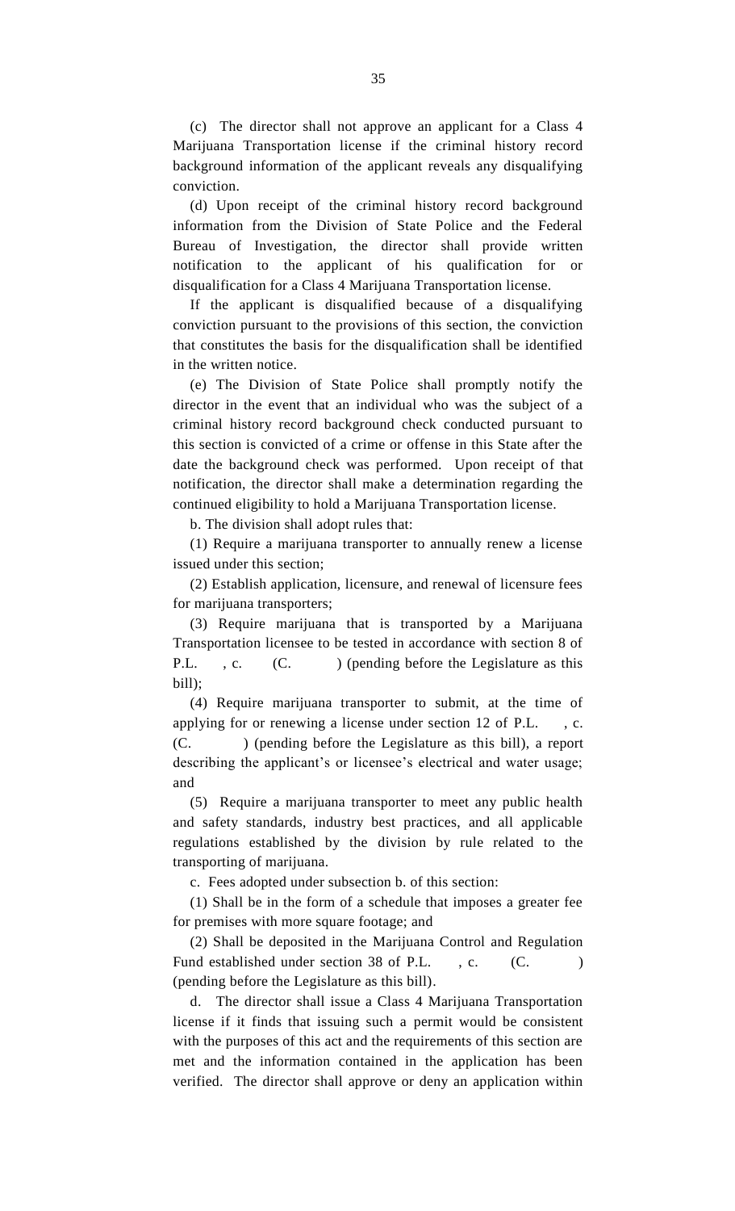(c) The director shall not approve an applicant for a Class 4 Marijuana Transportation license if the criminal history record background information of the applicant reveals any disqualifying conviction.

(d) Upon receipt of the criminal history record background information from the Division of State Police and the Federal Bureau of Investigation, the director shall provide written notification to the applicant of his qualification for or disqualification for a Class 4 Marijuana Transportation license.

If the applicant is disqualified because of a disqualifying conviction pursuant to the provisions of this section, the conviction that constitutes the basis for the disqualification shall be identified in the written notice.

(e) The Division of State Police shall promptly notify the director in the event that an individual who was the subject of a criminal history record background check conducted pursuant to this section is convicted of a crime or offense in this State after the date the background check was performed. Upon receipt of that notification, the director shall make a determination regarding the continued eligibility to hold a Marijuana Transportation license.

b. The division shall adopt rules that:

(1) Require a marijuana transporter to annually renew a license issued under this section;

(2) Establish application, licensure, and renewal of licensure fees for marijuana transporters;

(3) Require marijuana that is transported by a Marijuana Transportation licensee to be tested in accordance with section 8 of P.L. , c. (C. ) (pending before the Legislature as this bill);

(4) Require marijuana transporter to submit, at the time of applying for or renewing a license under section 12 of P.L. , c. (C. ) (pending before the Legislature as this bill), a report describing the applicant's or licensee's electrical and water usage; and

(5) Require a marijuana transporter to meet any public health and safety standards, industry best practices, and all applicable regulations established by the division by rule related to the transporting of marijuana.

c. Fees adopted under subsection b. of this section:

(1) Shall be in the form of a schedule that imposes a greater fee for premises with more square footage; and

(2) Shall be deposited in the Marijuana Control and Regulation Fund established under section 38 of P.L. , c. (C. ) (pending before the Legislature as this bill).

d. The director shall issue a Class 4 Marijuana Transportation license if it finds that issuing such a permit would be consistent with the purposes of this act and the requirements of this section are met and the information contained in the application has been verified. The director shall approve or deny an application within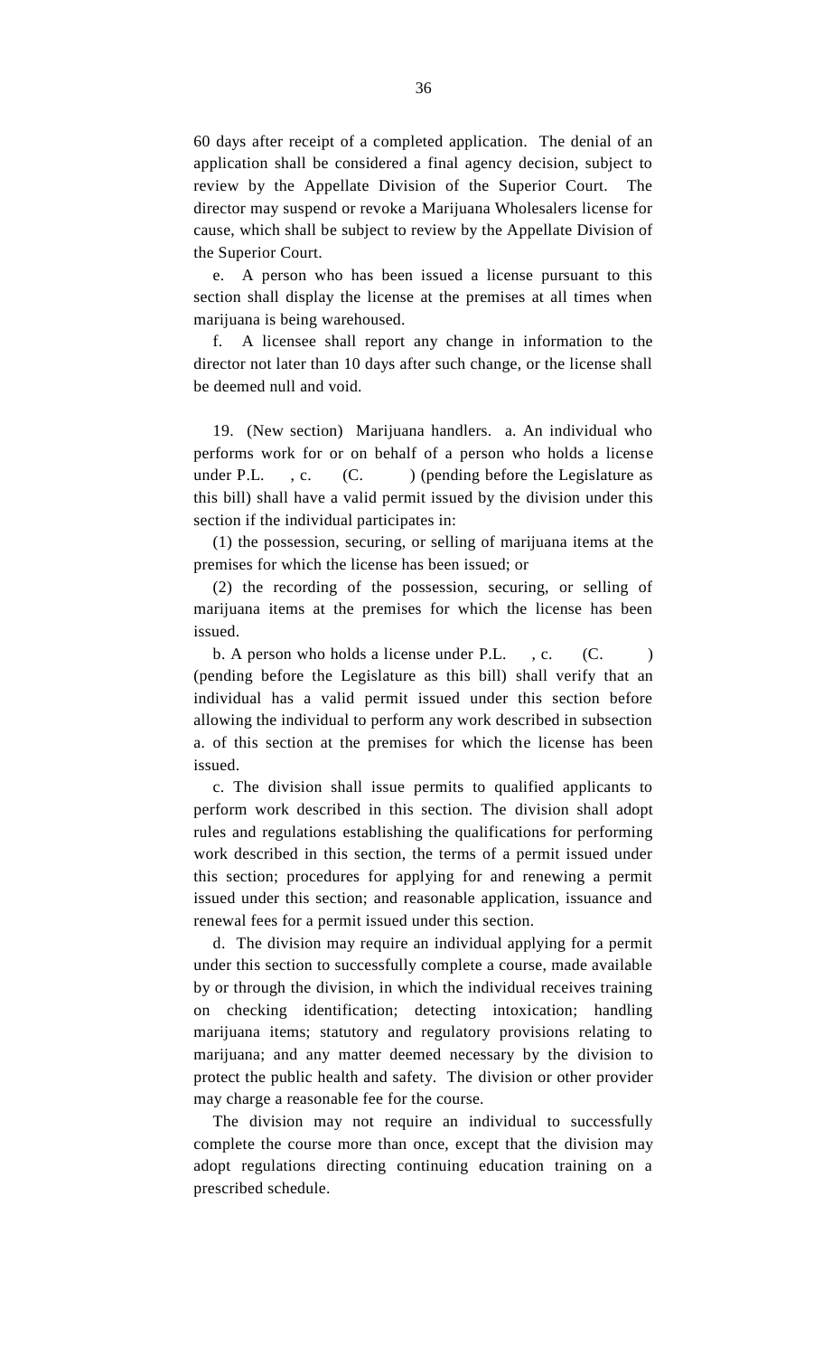60 days after receipt of a completed application. The denial of an application shall be considered a final agency decision, subject to review by the Appellate Division of the Superior Court. The director may suspend or revoke a Marijuana Wholesalers license for cause, which shall be subject to review by the Appellate Division of the Superior Court.

e. A person who has been issued a license pursuant to this section shall display the license at the premises at all times when marijuana is being warehoused.

f. A licensee shall report any change in information to the director not later than 10 days after such change, or the license shall be deemed null and void.

19. (New section) Marijuana handlers. a. An individual who performs work for or on behalf of a person who holds a license under P.L. , c. (C. ) (pending before the Legislature as this bill) shall have a valid permit issued by the division under this section if the individual participates in:

(1) the possession, securing, or selling of marijuana items at the premises for which the license has been issued; or

(2) the recording of the possession, securing, or selling of marijuana items at the premises for which the license has been issued.

b. A person who holds a license under P.L. , c. (C. ) (pending before the Legislature as this bill) shall verify that an individual has a valid permit issued under this section before allowing the individual to perform any work described in subsection a. of this section at the premises for which the license has been issued.

c. The division shall issue permits to qualified applicants to perform work described in this section. The division shall adopt rules and regulations establishing the qualifications for performing work described in this section, the terms of a permit issued under this section; procedures for applying for and renewing a permit issued under this section; and reasonable application, issuance and renewal fees for a permit issued under this section.

d. The division may require an individual applying for a permit under this section to successfully complete a course, made available by or through the division, in which the individual receives training on checking identification; detecting intoxication; handling marijuana items; statutory and regulatory provisions relating to marijuana; and any matter deemed necessary by the division to protect the public health and safety. The division or other provider may charge a reasonable fee for the course.

The division may not require an individual to successfully complete the course more than once, except that the division may adopt regulations directing continuing education training on a prescribed schedule.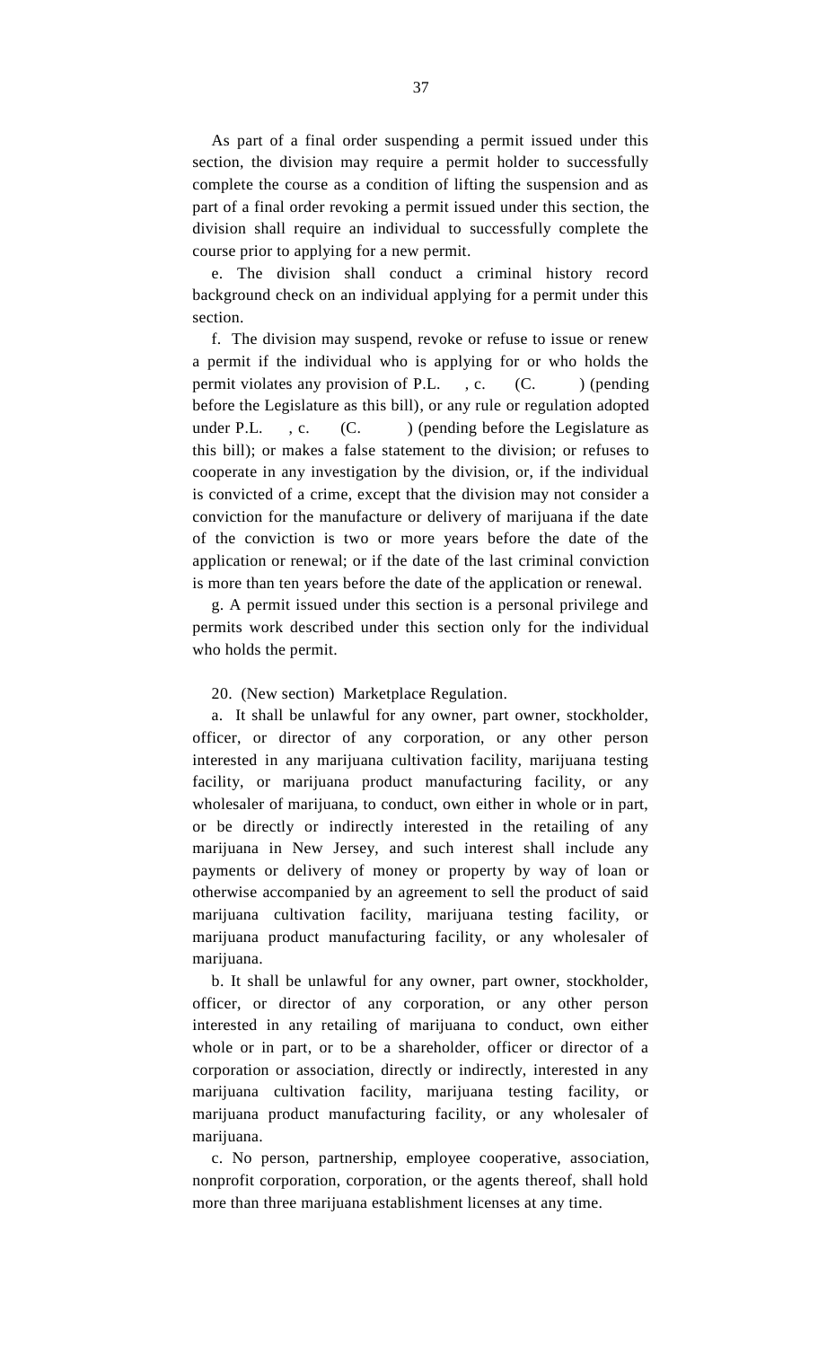As part of a final order suspending a permit issued under this section, the division may require a permit holder to successfully complete the course as a condition of lifting the suspension and as part of a final order revoking a permit issued under this section, the division shall require an individual to successfully complete the course prior to applying for a new permit.

e. The division shall conduct a criminal history record background check on an individual applying for a permit under this section.

f. The division may suspend, revoke or refuse to issue or renew a permit if the individual who is applying for or who holds the permit violates any provision of P.L. , c. (C. ) (pending before the Legislature as this bill), or any rule or regulation adopted under P.L. , c. (C. ) (pending before the Legislature as this bill); or makes a false statement to the division; or refuses to cooperate in any investigation by the division, or, if the individual is convicted of a crime, except that the division may not consider a conviction for the manufacture or delivery of marijuana if the date of the conviction is two or more years before the date of the application or renewal; or if the date of the last criminal conviction is more than ten years before the date of the application or renewal.

g. A permit issued under this section is a personal privilege and permits work described under this section only for the individual who holds the permit.

20. (New section) Marketplace Regulation.

a. It shall be unlawful for any owner, part owner, stockholder, officer, or director of any corporation, or any other person interested in any marijuana cultivation facility, marijuana testing facility, or marijuana product manufacturing facility, or any wholesaler of marijuana, to conduct, own either in whole or in part, or be directly or indirectly interested in the retailing of any marijuana in New Jersey, and such interest shall include any payments or delivery of money or property by way of loan or otherwise accompanied by an agreement to sell the product of said marijuana cultivation facility, marijuana testing facility, or marijuana product manufacturing facility, or any wholesaler of marijuana.

b. It shall be unlawful for any owner, part owner, stockholder, officer, or director of any corporation, or any other person interested in any retailing of marijuana to conduct, own either whole or in part, or to be a shareholder, officer or director of a corporation or association, directly or indirectly, interested in any marijuana cultivation facility, marijuana testing facility, or marijuana product manufacturing facility, or any wholesaler of marijuana.

c. No person, partnership, employee cooperative, association, nonprofit corporation, corporation, or the agents thereof, shall hold more than three marijuana establishment licenses at any time.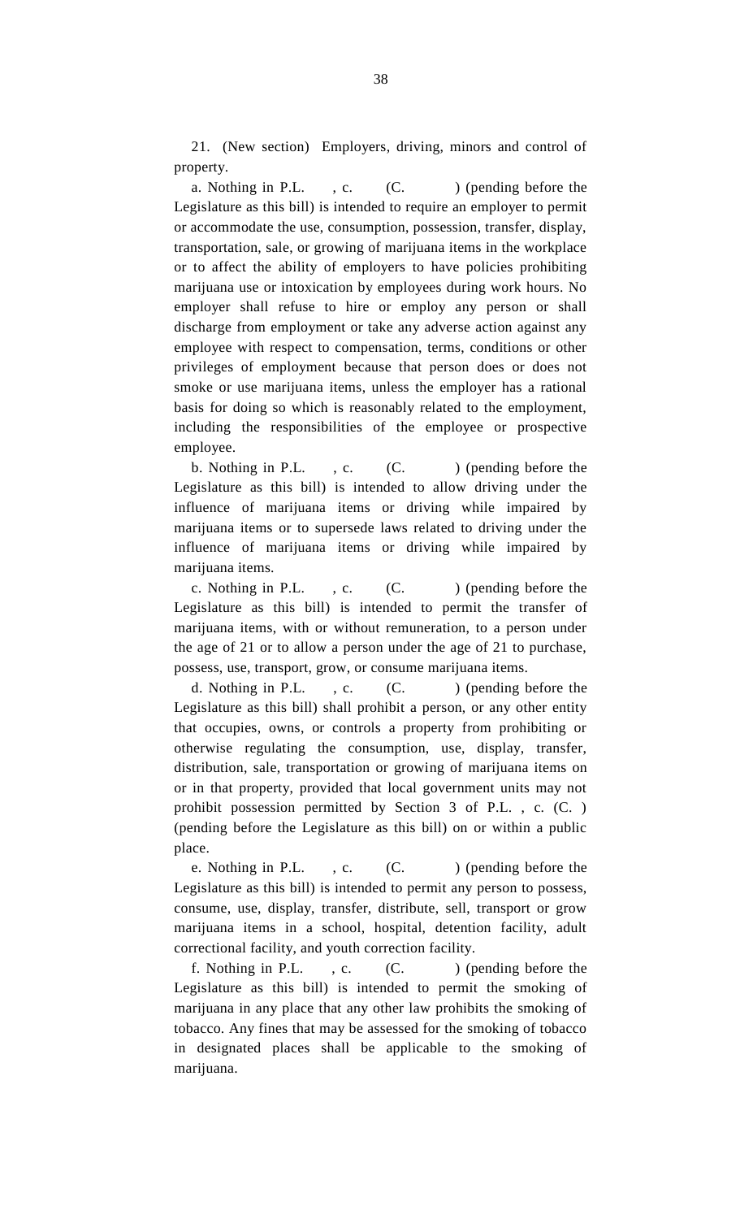21. (New section) Employers, driving, minors and control of property.

a. Nothing in P.L. , c. (C. ) (pending before the Legislature as this bill) is intended to require an employer to permit or accommodate the use, consumption, possession, transfer, display, transportation, sale, or growing of marijuana items in the workplace or to affect the ability of employers to have policies prohibiting marijuana use or intoxication by employees during work hours. No employer shall refuse to hire or employ any person or shall discharge from employment or take any adverse action against any employee with respect to compensation, terms, conditions or other privileges of employment because that person does or does not smoke or use marijuana items, unless the employer has a rational basis for doing so which is reasonably related to the employment, including the responsibilities of the employee or prospective employee.

b. Nothing in P.L. , c. (C. ) (pending before the Legislature as this bill) is intended to allow driving under the influence of marijuana items or driving while impaired by marijuana items or to supersede laws related to driving under the influence of marijuana items or driving while impaired by marijuana items.

c. Nothing in P.L. , c. (C. ) (pending before the Legislature as this bill) is intended to permit the transfer of marijuana items, with or without remuneration, to a person under the age of 21 or to allow a person under the age of 21 to purchase, possess, use, transport, grow, or consume marijuana items.

d. Nothing in P.L. , c. (C. ) (pending before the Legislature as this bill) shall prohibit a person, or any other entity that occupies, owns, or controls a property from prohibiting or otherwise regulating the consumption, use, display, transfer, distribution, sale, transportation or growing of marijuana items on or in that property, provided that local government units may not prohibit possession permitted by Section 3 of P.L. , c. (C. ) (pending before the Legislature as this bill) on or within a public place.

e. Nothing in P.L. , c. (C. ) (pending before the Legislature as this bill) is intended to permit any person to possess, consume, use, display, transfer, distribute, sell, transport or grow marijuana items in a school, hospital, detention facility, adult correctional facility, and youth correction facility.

f. Nothing in P.L. , c. (C. ) (pending before the Legislature as this bill) is intended to permit the smoking of marijuana in any place that any other law prohibits the smoking of tobacco. Any fines that may be assessed for the smoking of tobacco in designated places shall be applicable to the smoking of marijuana.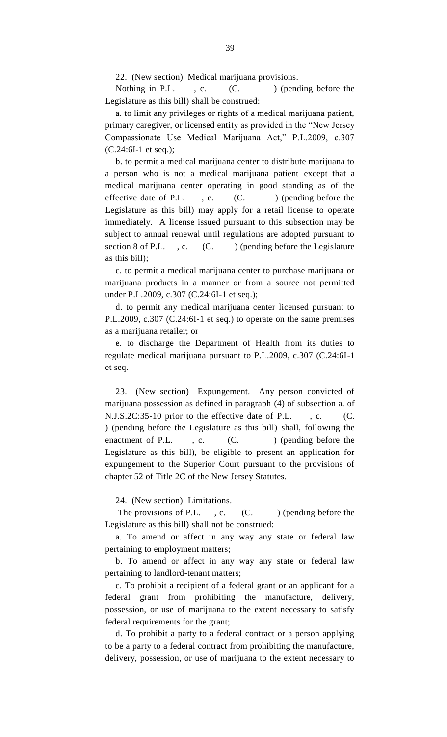22. (New section) Medical marijuana provisions.

Nothing in P.L. , c. (C. ) (pending before the Legislature as this bill) shall be construed:

a. to limit any privileges or rights of a medical marijuana patient, primary caregiver, or licensed entity as provided in the "New Jersey Compassionate Use Medical Marijuana Act," P.L.2009, c.307 (C.24:6I-1 et seq.);

b. to permit a medical marijuana center to distribute marijuana to a person who is not a medical marijuana patient except that a medical marijuana center operating in good standing as of the effective date of P.L. , c. (C. ) (pending before the Legislature as this bill) may apply for a retail license to operate immediately. A license issued pursuant to this subsection may be subject to annual renewal until regulations are adopted pursuant to section 8 of P.L. , c. (C. ) (pending before the Legislature as this bill);

c. to permit a medical marijuana center to purchase marijuana or marijuana products in a manner or from a source not permitted under P.L.2009, c.307 (C.24:6I-1 et seq.);

d. to permit any medical marijuana center licensed pursuant to P.L.2009, c.307 (C.24:6I-1 et seq.) to operate on the same premises as a marijuana retailer; or

e. to discharge the Department of Health from its duties to regulate medical marijuana pursuant to P.L.2009, c.307 (C.24:6I-1 et seq.

23. (New section) Expungement. Any person convicted of marijuana possession as defined in paragraph (4) of subsection a. of N.J.S.2C:35-10 prior to the effective date of P.L. , c. (C. ) (pending before the Legislature as this bill) shall, following the enactment of P.L. , c. (C. ) (pending before the Legislature as this bill), be eligible to present an application for expungement to the Superior Court pursuant to the provisions of chapter 52 of Title 2C of the New Jersey Statutes.

24. (New section) Limitations.

The provisions of P.L. , c. (C. ) (pending before the Legislature as this bill) shall not be construed:

a. To amend or affect in any way any state or federal law pertaining to employment matters;

b. To amend or affect in any way any state or federal law pertaining to landlord-tenant matters;

c. To prohibit a recipient of a federal grant or an applicant for a federal grant from prohibiting the manufacture, delivery, possession, or use of marijuana to the extent necessary to satisfy federal requirements for the grant;

d. To prohibit a party to a federal contract or a person applying to be a party to a federal contract from prohibiting the manufacture, delivery, possession, or use of marijuana to the extent necessary to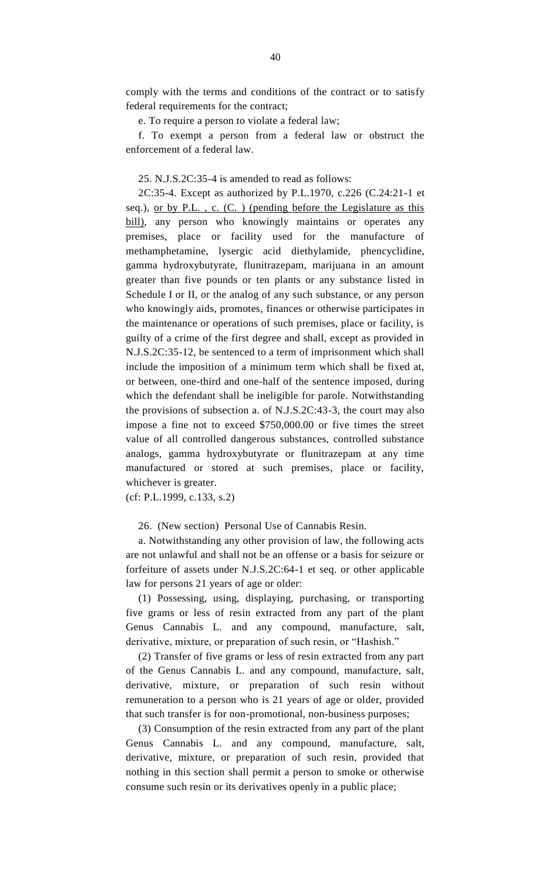comply with the terms and conditions of the contract or to satisfy federal requirements for the contract;

e. To require a person to violate a federal law;

f. To exempt a person from a federal law or obstruct the enforcement of a federal law.

25. N.J.S.2C:35-4 is amended to read as follows:

2C:35-4. Except as authorized by P.L.1970, c.226 (C.24:21-1 et seq.), <u>or by P.L. , c. (C. ) (pending before the Legislature as this bill)</u>, any person who knowingly maintains or operates any premises, place or facility used for the manufacture of methamphetamine, lysergic acid diethylamide, phencyclidine, gamma hydroxybutyrate, flunitrazepam, marijuana in an amount greater than five pounds or ten plants or any substance listed in Schedule I or II, or the analog of any such substance, or any person who knowingly aids, promotes, finances or otherwise participates in the maintenance or operations of such premises, place or facility, is guilty of a crime of the first degree and shall, except as provided in N.J.S.2C:35-12, be sentenced to a term of imprisonment which shall include the imposition of a minimum term which shall be fixed at, or between, one-third and one-half of the sentence imposed, during which the defendant shall be ineligible for parole. Notwithstanding the provisions of subsection a. of N.J.S.2C:43-3, the court may also impose a fine not to exceed $750,000.00 or five times the street value of all controlled dangerous substances, controlled substance analogs, gamma hydroxybutyrate or flunitrazepam at any time manufactured or stored at such premises, place or facility, whichever is greater.

(cf: P.L.1999, c.133, s.2)

26. (New section) Personal Use of Cannabis Resin.

a. Notwithstanding any other provision of law, the following acts are not unlawful and shall not be an offense or a basis for seizure or forfeiture of assets under N.J.S.2C:64-1 et seq. or other applicable law for persons 21 years of age or older:

(1) Possessing, using, displaying, purchasing, or transporting five grams or less of resin extracted from any part of the plant Genus Cannabis L. and any compound, manufacture, salt, derivative, mixture, or preparation of such resin, or "Hashish."

(2) Transfer of five grams or less of resin extracted from any part of the Genus Cannabis L. and any compound, manufacture, salt, derivative, mixture, or preparation of such resin without remuneration to a person who is 21 years of age or older, provided that such transfer is for non-promotional, non-business purposes;

(3) Consumption of the resin extracted from any part of the plant Genus Cannabis L. and any compound, manufacture, salt, derivative, mixture, or preparation of such resin, provided that nothing in this section shall permit a person to smoke or otherwise consume such resin or its derivatives openly in a public place;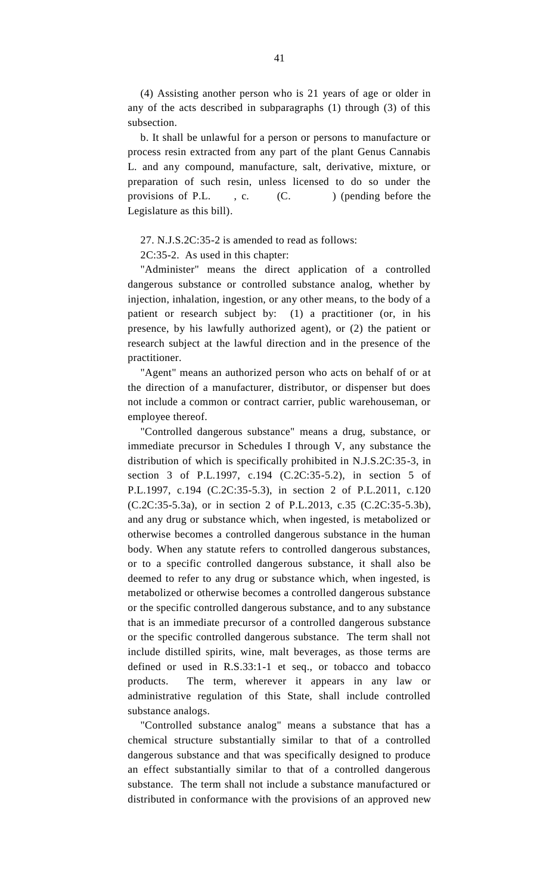(4) Assisting another person who is 21 years of age or older in any of the acts described in subparagraphs (1) through (3) of this subsection.

b. It shall be unlawful for a person or persons to manufacture or process resin extracted from any part of the plant Genus Cannabis L. and any compound, manufacture, salt, derivative, mixture, or preparation of such resin, unless licensed to do so under the provisions of P.L. , c. (C. ) (pending before the Legislature as this bill).

27. N.J.S.2C:35-2 is amended to read as follows:

2C:35-2. As used in this chapter:

"Administer" means the direct application of a controlled dangerous substance or controlled substance analog, whether by injection, inhalation, ingestion, or any other means, to the body of a patient or research subject by: (1) a practitioner (or, in his presence, by his lawfully authorized agent), or (2) the patient or research subject at the lawful direction and in the presence of the practitioner.

"Agent" means an authorized person who acts on behalf of or at the direction of a manufacturer, distributor, or dispenser but does not include a common or contract carrier, public warehouseman, or employee thereof.

"Controlled dangerous substance" means a drug, substance, or immediate precursor in Schedules I through V, any substance the distribution of which is specifically prohibited in N.J.S.2C:35-3, in section 3 of P.L.1997, c.194 (C.2C:35-5.2), in section 5 of P.L.1997, c.194 (C.2C:35-5.3), in section 2 of P.L.2011, c.120 (C.2C:35-5.3a), or in section 2 of P.L.2013, c.35 (C.2C:35-5.3b), and any drug or substance which, when ingested, is metabolized or otherwise becomes a controlled dangerous substance in the human body. When any statute refers to controlled dangerous substances, or to a specific controlled dangerous substance, it shall also be deemed to refer to any drug or substance which, when ingested, is metabolized or otherwise becomes a controlled dangerous substance or the specific controlled dangerous substance, and to any substance that is an immediate precursor of a controlled dangerous substance or the specific controlled dangerous substance. The term shall not include distilled spirits, wine, malt beverages, as those terms are defined or used in R.S.33:1-1 et seq., or tobacco and tobacco products. The term, wherever it appears in any law or administrative regulation of this State, shall include controlled substance analogs.

"Controlled substance analog" means a substance that has a chemical structure substantially similar to that of a controlled dangerous substance and that was specifically designed to produce an effect substantially similar to that of a controlled dangerous substance. The term shall not include a substance manufactured or distributed in conformance with the provisions of an approved new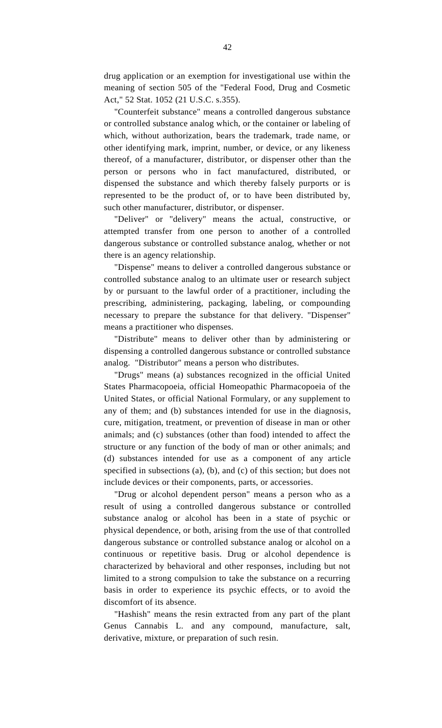drug application or an exemption for investigational use within the meaning of section 505 of the "Federal Food, Drug and Cosmetic Act," 52 Stat. 1052 (21 U.S.C. s.355).

"Counterfeit substance" means a controlled dangerous substance or controlled substance analog which, or the container or labeling of which, without authorization, bears the trademark, trade name, or other identifying mark, imprint, number, or device, or any likeness thereof, of a manufacturer, distributor, or dispenser other than the person or persons who in fact manufactured, distributed, or dispensed the substance and which thereby falsely purports or is represented to be the product of, or to have been distributed by, such other manufacturer, distributor, or dispenser.

"Deliver" or "delivery" means the actual, constructive, or attempted transfer from one person to another of a controlled dangerous substance or controlled substance analog, whether or not there is an agency relationship.

"Dispense" means to deliver a controlled dangerous substance or controlled substance analog to an ultimate user or research subject by or pursuant to the lawful order of a practitioner, including the prescribing, administering, packaging, labeling, or compounding necessary to prepare the substance for that delivery. "Dispenser" means a practitioner who dispenses.

"Distribute" means to deliver other than by administering or dispensing a controlled dangerous substance or controlled substance analog. "Distributor" means a person who distributes.

"Drugs" means (a) substances recognized in the official United States Pharmacopoeia, official Homeopathic Pharmacopoeia of the United States, or official National Formulary, or any supplement to any of them; and (b) substances intended for use in the diagnosis, cure, mitigation, treatment, or prevention of disease in man or other animals; and (c) substances (other than food) intended to affect the structure or any function of the body of man or other animals; and (d) substances intended for use as a component of any article specified in subsections (a), (b), and (c) of this section; but does not include devices or their components, parts, or accessories.

"Drug or alcohol dependent person" means a person who as a result of using a controlled dangerous substance or controlled substance analog or alcohol has been in a state of psychic or physical dependence, or both, arising from the use of that controlled dangerous substance or controlled substance analog or alcohol on a continuous or repetitive basis. Drug or alcohol dependence is characterized by behavioral and other responses, including but not limited to a strong compulsion to take the substance on a recurring basis in order to experience its psychic effects, or to avoid the discomfort of its absence.

"Hashish" means the resin extracted from any part of the plant Genus Cannabis L. and any compound, manufacture, salt, derivative, mixture, or preparation of such resin.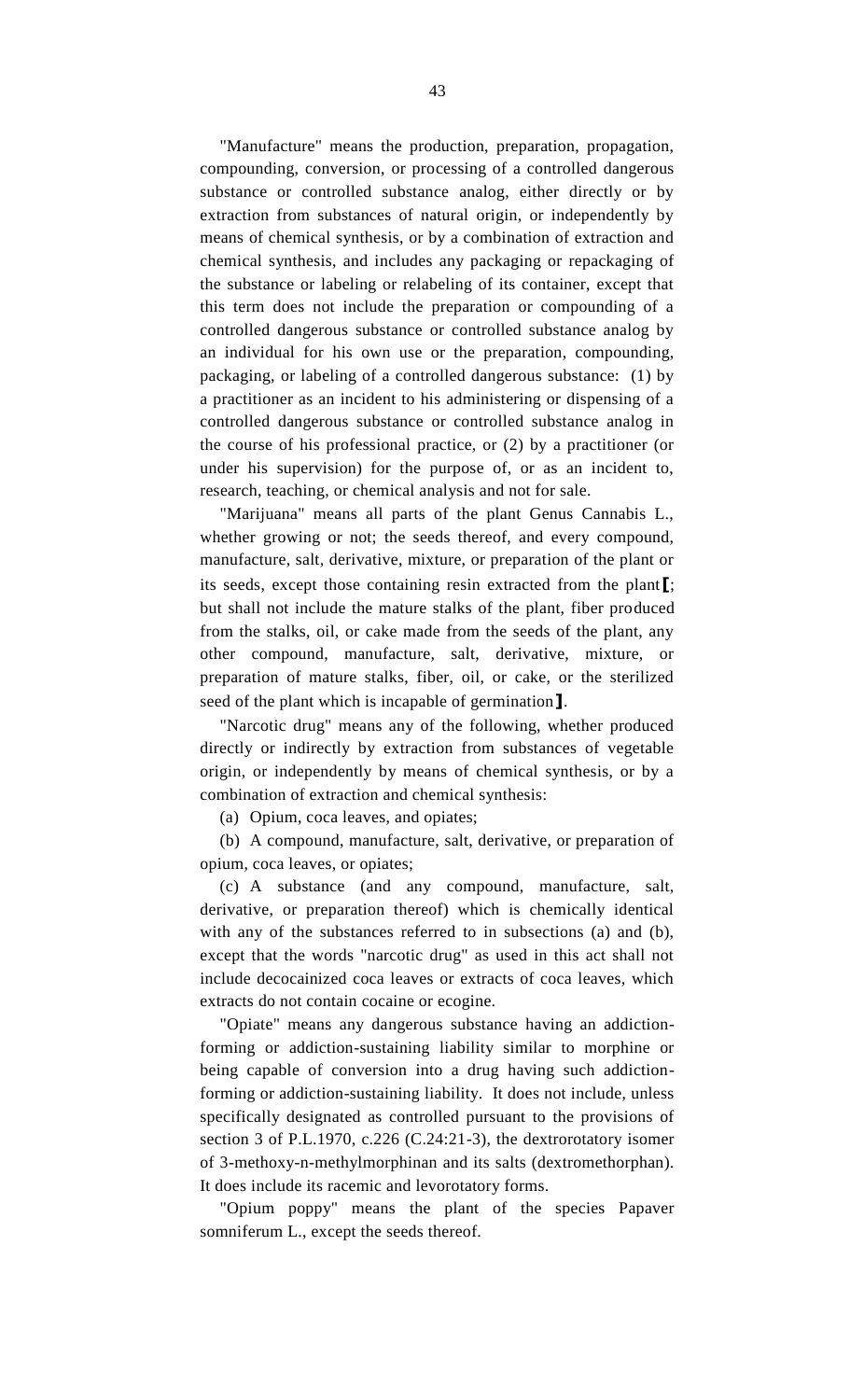"Manufacture" means the production, preparation, propagation, compounding, conversion, or processing of a controlled dangerous substance or controlled substance analog, either directly or by extraction from substances of natural origin, or independently by means of chemical synthesis, or by a combination of extraction and chemical synthesis, and includes any packaging or repackaging of the substance or labeling or relabeling of its container, except that this term does not include the preparation or compounding of a controlled dangerous substance or controlled substance analog by an individual for his own use or the preparation, compounding, packaging, or labeling of a controlled dangerous substance: (1) by a practitioner as an incident to his administering or dispensing of a controlled dangerous substance or controlled substance analog in the course of his professional practice, or (2) by a practitioner (or under his supervision) for the purpose of, or as an incident to, research, teaching, or chemical analysis and not for sale.

"Marijuana" means all parts of the plant Genus Cannabis L., whether growing or not; the seeds thereof, and every compound, manufacture, salt, derivative, mixture, or preparation of the plant or its seeds, except those containing resin extracted from the plant**[**; but shall not include the mature stalks of the plant, fiber produced from the stalks, oil, or cake made from the seeds of the plant, any other compound, manufacture, salt, derivative, mixture, or preparation of mature stalks, fiber, oil, or cake, or the sterilized seed of the plant which is incapable of germination**]**.

"Narcotic drug" means any of the following, whether produced directly or indirectly by extraction from substances of vegetable origin, or independently by means of chemical synthesis, or by a combination of extraction and chemical synthesis:

(a) Opium, coca leaves, and opiates;

(b) A compound, manufacture, salt, derivative, or preparation of opium, coca leaves, or opiates;

(c) A substance (and any compound, manufacture, salt, derivative, or preparation thereof) which is chemically identical with any of the substances referred to in subsections (a) and (b), except that the words "narcotic drug" as used in this act shall not include decocainized coca leaves or extracts of coca leaves, which extracts do not contain cocaine or ecogine.

"Opiate" means any dangerous substance having an addiction-forming or addiction-sustaining liability similar to morphine or being capable of conversion into a drug having such addiction-forming or addiction-sustaining liability. It does not include, unless specifically designated as controlled pursuant to the provisions of section 3 of P.L.1970, c.226 (C.24:21-3), the dextrorotatory isomer of 3-methoxy-n-methylmorphinan and its salts (dextromethorphan). It does include its racemic and levorotatory forms.

"Opium poppy" means the plant of the species Papaver somniferum L., except the seeds thereof.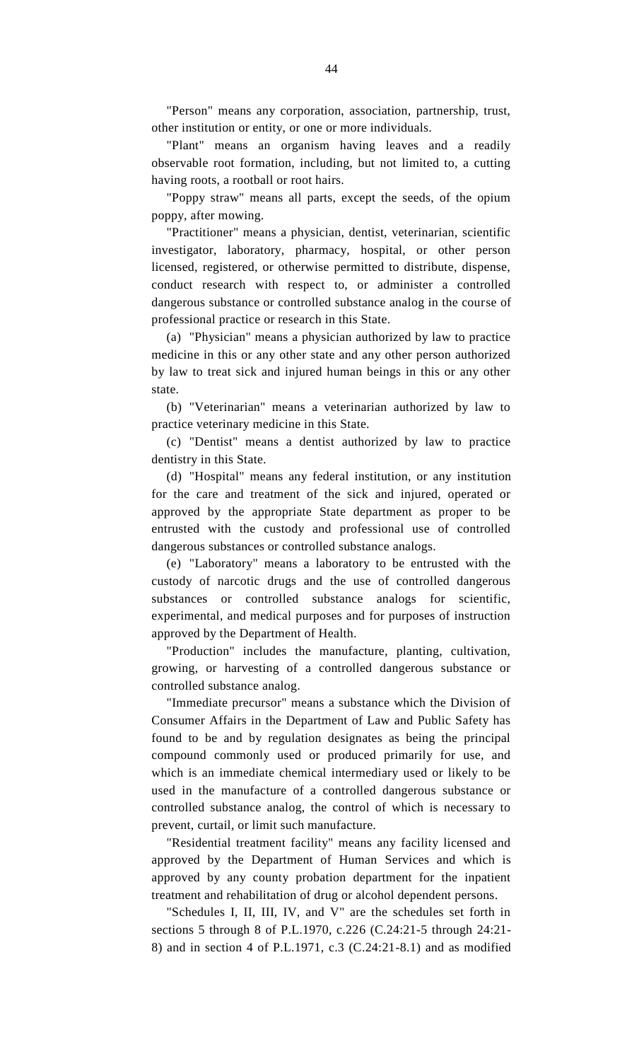"Person" means any corporation, association, partnership, trust, other institution or entity, or one or more individuals.

"Plant" means an organism having leaves and a readily observable root formation, including, but not limited to, a cutting having roots, a rootball or root hairs.

"Poppy straw" means all parts, except the seeds, of the opium poppy, after mowing.

"Practitioner" means a physician, dentist, veterinarian, scientific investigator, laboratory, pharmacy, hospital, or other person licensed, registered, or otherwise permitted to distribute, dispense, conduct research with respect to, or administer a controlled dangerous substance or controlled substance analog in the course of professional practice or research in this State.

(a) "Physician" means a physician authorized by law to practice medicine in this or any other state and any other person authorized by law to treat sick and injured human beings in this or any other state.

(b) "Veterinarian" means a veterinarian authorized by law to practice veterinary medicine in this State.

(c) "Dentist" means a dentist authorized by law to practice dentistry in this State.

(d) "Hospital" means any federal institution, or any institution for the care and treatment of the sick and injured, operated or approved by the appropriate State department as proper to be entrusted with the custody and professional use of controlled dangerous substances or controlled substance analogs.

(e) "Laboratory" means a laboratory to be entrusted with the custody of narcotic drugs and the use of controlled dangerous substances or controlled substance analogs for scientific, experimental, and medical purposes and for purposes of instruction approved by the Department of Health.

"Production" includes the manufacture, planting, cultivation, growing, or harvesting of a controlled dangerous substance or controlled substance analog.

"Immediate precursor" means a substance which the Division of Consumer Affairs in the Department of Law and Public Safety has found to be and by regulation designates as being the principal compound commonly used or produced primarily for use, and which is an immediate chemical intermediary used or likely to be used in the manufacture of a controlled dangerous substance or controlled substance analog, the control of which is necessary to prevent, curtail, or limit such manufacture.

"Residential treatment facility" means any facility licensed and approved by the Department of Human Services and which is approved by any county probation department for the inpatient treatment and rehabilitation of drug or alcohol dependent persons.

"Schedules I, II, III, IV, and V" are the schedules set forth in sections 5 through 8 of P.L.1970, c.226 (C.24:21-5 through 24:21-8) and in section 4 of P.L.1971, c.3 (C.24:21-8.1) and as modified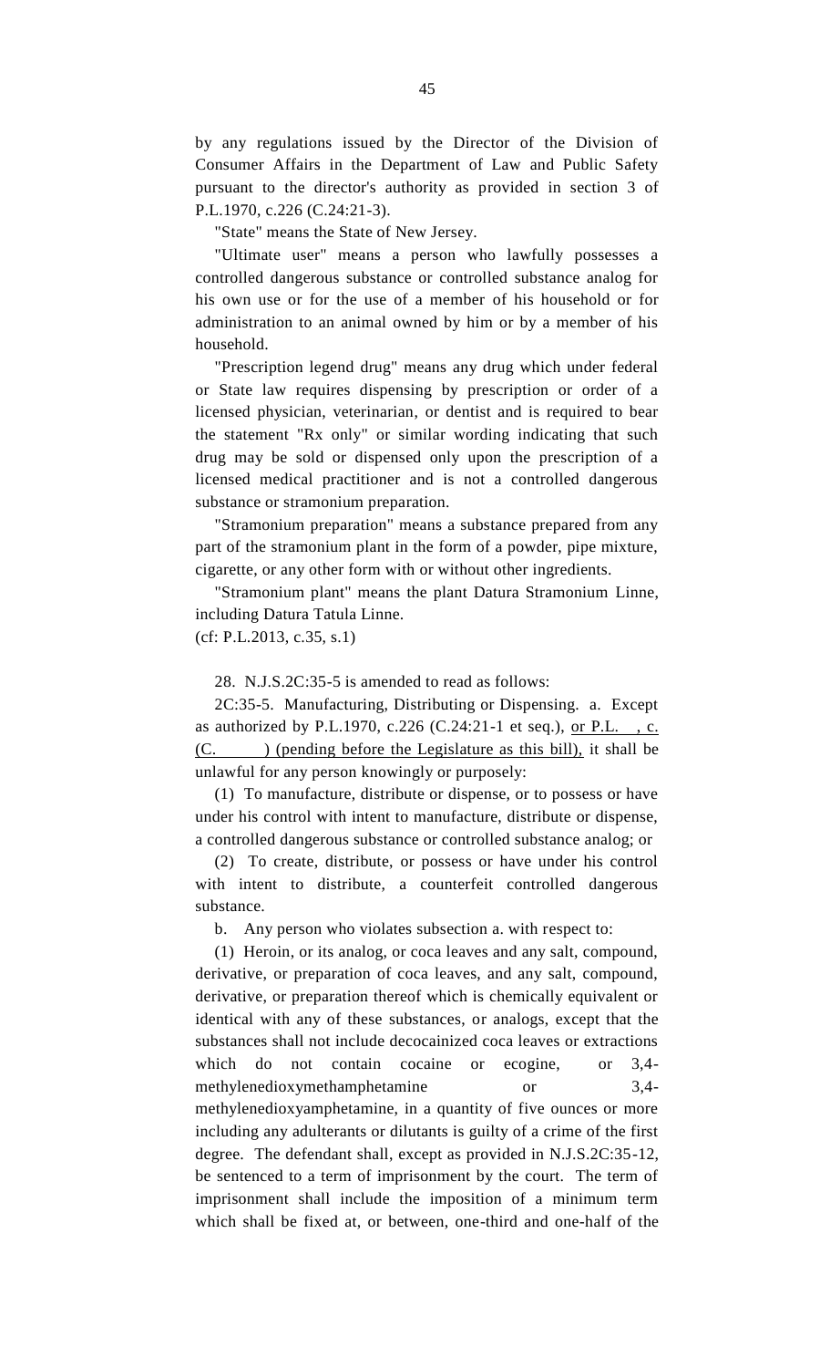by any regulations issued by the Director of the Division of Consumer Affairs in the Department of Law and Public Safety pursuant to the director's authority as provided in section 3 of P.L.1970, c.226 (C.24:21-3).

"State" means the State of New Jersey.

"Ultimate user" means a person who lawfully possesses a controlled dangerous substance or controlled substance analog for his own use or for the use of a member of his household or for administration to an animal owned by him or by a member of his household.

"Prescription legend drug" means any drug which under federal or State law requires dispensing by prescription or order of a licensed physician, veterinarian, or dentist and is required to bear the statement "Rx only" or similar wording indicating that such drug may be sold or dispensed only upon the prescription of a licensed medical practitioner and is not a controlled dangerous substance or stramonium preparation.

"Stramonium preparation" means a substance prepared from any part of the stramonium plant in the form of a powder, pipe mixture, cigarette, or any other form with or without other ingredients.

"Stramonium plant" means the plant Datura Stramonium Linne, including Datura Tatula Linne.

(cf: P.L.2013, c.35, s.1)

28. N.J.S.2C:35-5 is amended to read as follows:

2C:35-5. Manufacturing, Distributing or Dispensing. a. Except as authorized by P.L.1970, c.226 (C.24:21-1 et seq.), <u>or P.L. , c. (C. ) (pending before the Legislature as this bill),</u> it shall be unlawful for any person knowingly or purposely:

(1) To manufacture, distribute or dispense, or to possess or have under his control with intent to manufacture, distribute or dispense, a controlled dangerous substance or controlled substance analog; or

(2) To create, distribute, or possess or have under his control with intent to distribute, a counterfeit controlled dangerous substance.

b. Any person who violates subsection a. with respect to:

(1) Heroin, or its analog, or coca leaves and any salt, compound, derivative, or preparation of coca leaves, and any salt, compound, derivative, or preparation thereof which is chemically equivalent or identical with any of these substances, or analogs, except that the substances shall not include decocainized coca leaves or extractions which do not contain cocaine or ecogine, or 3,4-methylenedioxymethamphetamine or 3,4-methylenedioxyamphetamine, in a quantity of five ounces or more including any adulterants or dilutants is guilty of a crime of the first degree. The defendant shall, except as provided in N.J.S.2C:35-12, be sentenced to a term of imprisonment by the court. The term of imprisonment shall include the imposition of a minimum term which shall be fixed at, or between, one-third and one-half of the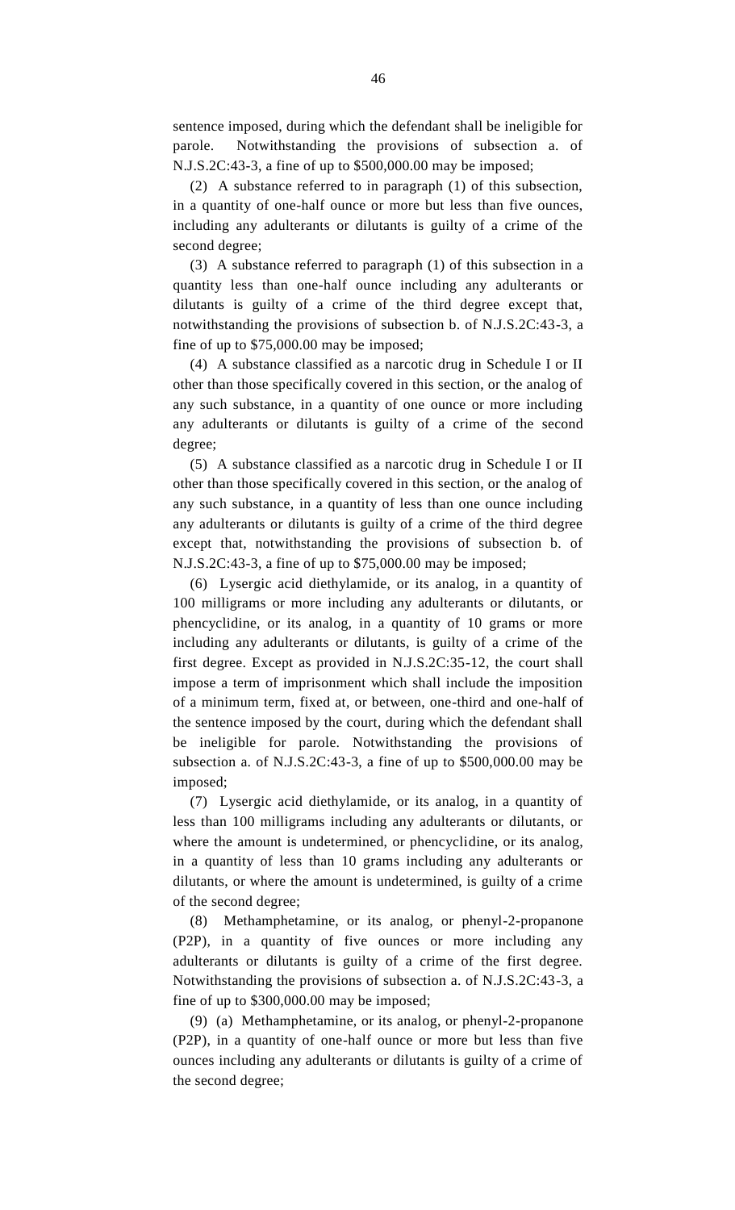sentence imposed, during which the defendant shall be ineligible for parole. Notwithstanding the provisions of subsection a. of N.J.S.2C:43-3, a fine of up to $500,000.00 may be imposed;

(2) A substance referred to in paragraph (1) of this subsection, in a quantity of one-half ounce or more but less than five ounces, including any adulterants or dilutants is guilty of a crime of the second degree;

(3) A substance referred to paragraph (1) of this subsection in a quantity less than one-half ounce including any adulterants or dilutants is guilty of a crime of the third degree except that, notwithstanding the provisions of subsection b. of N.J.S.2C:43-3, a fine of up to $75,000.00 may be imposed;

(4) A substance classified as a narcotic drug in Schedule I or II other than those specifically covered in this section, or the analog of any such substance, in a quantity of one ounce or more including any adulterants or dilutants is guilty of a crime of the second degree;

(5) A substance classified as a narcotic drug in Schedule I or II other than those specifically covered in this section, or the analog of any such substance, in a quantity of less than one ounce including any adulterants or dilutants is guilty of a crime of the third degree except that, notwithstanding the provisions of subsection b. of N.J.S.2C:43-3, a fine of up to $75,000.00 may be imposed;

(6) Lysergic acid diethylamide, or its analog, in a quantity of 100 milligrams or more including any adulterants or dilutants, or phencyclidine, or its analog, in a quantity of 10 grams or more including any adulterants or dilutants, is guilty of a crime of the first degree. Except as provided in N.J.S.2C:35-12, the court shall impose a term of imprisonment which shall include the imposition of a minimum term, fixed at, or between, one-third and one-half of the sentence imposed by the court, during which the defendant shall be ineligible for parole. Notwithstanding the provisions of subsection a. of N.J.S.2C:43-3, a fine of up to $500,000.00 may be imposed;

(7) Lysergic acid diethylamide, or its analog, in a quantity of less than 100 milligrams including any adulterants or dilutants, or where the amount is undetermined, or phencyclidine, or its analog, in a quantity of less than 10 grams including any adulterants or dilutants, or where the amount is undetermined, is guilty of a crime of the second degree;

(8) Methamphetamine, or its analog, or phenyl-2-propanone (P2P), in a quantity of five ounces or more including any adulterants or dilutants is guilty of a crime of the first degree. Notwithstanding the provisions of subsection a. of N.J.S.2C:43-3, a fine of up to $300,000.00 may be imposed;

(9) (a) Methamphetamine, or its analog, or phenyl-2-propanone (P2P), in a quantity of one-half ounce or more but less than five ounces including any adulterants or dilutants is guilty of a crime of the second degree;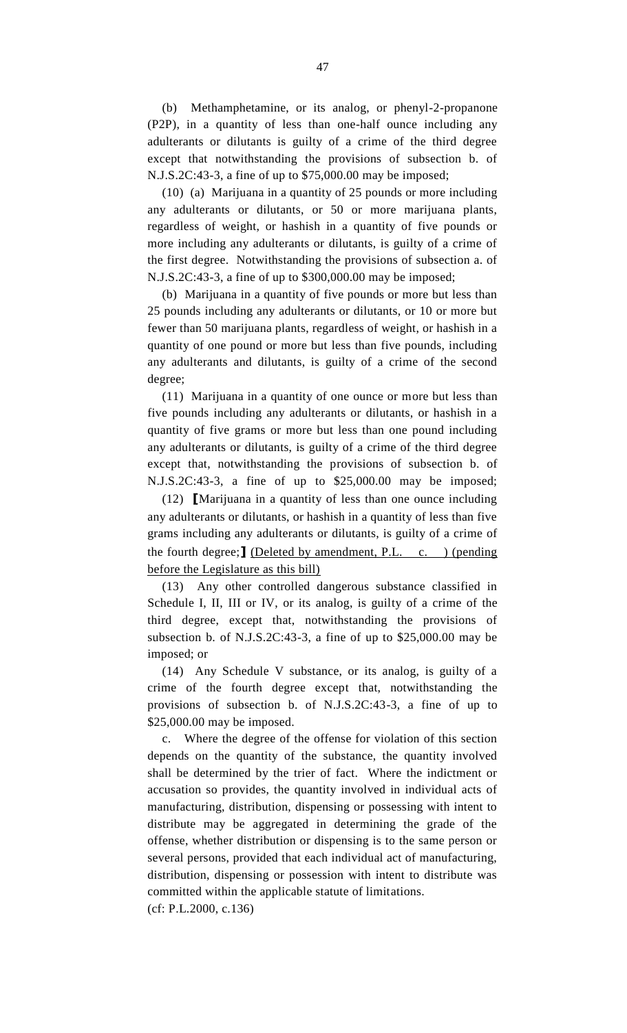(b) Methamphetamine, or its analog, or phenyl-2-propanone (P2P), in a quantity of less than one-half ounce including any adulterants or dilutants is guilty of a crime of the third degree except that notwithstanding the provisions of subsection b. of N.J.S.2C:43-3, a fine of up to $75,000.00 may be imposed;

(10) (a) Marijuana in a quantity of 25 pounds or more including any adulterants or dilutants, or 50 or more marijuana plants, regardless of weight, or hashish in a quantity of five pounds or more including any adulterants or dilutants, is guilty of a crime of the first degree. Notwithstanding the provisions of subsection a. of N.J.S.2C:43-3, a fine of up to $300,000.00 may be imposed;

(b) Marijuana in a quantity of five pounds or more but less than 25 pounds including any adulterants or dilutants, or 10 or more but fewer than 50 marijuana plants, regardless of weight, or hashish in a quantity of one pound or more but less than five pounds, including any adulterants and dilutants, is guilty of a crime of the second degree;

(11) Marijuana in a quantity of one ounce or more but less than five pounds including any adulterants or dilutants, or hashish in a quantity of five grams or more but less than one pound including any adulterants or dilutants, is guilty of a crime of the third degree except that, notwithstanding the provisions of subsection b. of N.J.S.2C:43-3, a fine of up to $25,000.00 may be imposed;

(12) [Marijuana in a quantity of less than one ounce including any adulterants or dilutants, or hashish in a quantity of less than five grams including any adulterants or dilutants, is guilty of a crime of the fourth degree;] <u>(Deleted by amendment, P.L. c. ) (pending before the Legislature as this bill)</u>

(13) Any other controlled dangerous substance classified in Schedule I, II, III or IV, or its analog, is guilty of a crime of the third degree, except that, notwithstanding the provisions of subsection b. of N.J.S.2C:43-3, a fine of up to $25,000.00 may be imposed; or

(14) Any Schedule V substance, or its analog, is guilty of a crime of the fourth degree except that, notwithstanding the provisions of subsection b. of N.J.S.2C:43-3, a fine of up to $25,000.00 may be imposed.

c. Where the degree of the offense for violation of this section depends on the quantity of the substance, the quantity involved shall be determined by the trier of fact. Where the indictment or accusation so provides, the quantity involved in individual acts of manufacturing, distribution, dispensing or possessing with intent to distribute may be aggregated in determining the grade of the offense, whether distribution or dispensing is to the same person or several persons, provided that each individual act of manufacturing, distribution, dispensing or possession with intent to distribute was committed within the applicable statute of limitations.

(cf: P.L.2000, c.136)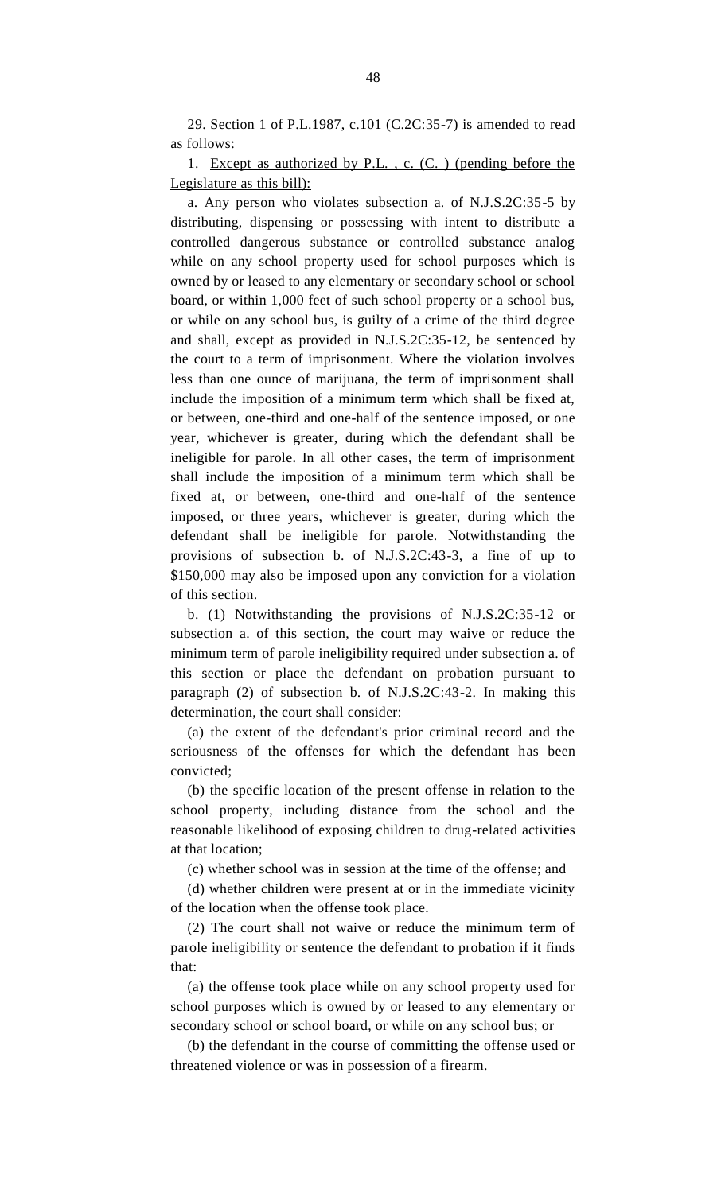29. Section 1 of P.L.1987, c.101 (C.2C:35-7) is amended to read as follows:

1. <u>Except as authorized by P.L. , c. (C. ) (pending before the Legislature as this bill):</u>

a. Any person who violates subsection a. of N.J.S.2C:35-5 by distributing, dispensing or possessing with intent to distribute a controlled dangerous substance or controlled substance analog while on any school property used for school purposes which is owned by or leased to any elementary or secondary school or school board, or within 1,000 feet of such school property or a school bus, or while on any school bus, is guilty of a crime of the third degree and shall, except as provided in N.J.S.2C:35-12, be sentenced by the court to a term of imprisonment. Where the violation involves less than one ounce of marijuana, the term of imprisonment shall include the imposition of a minimum term which shall be fixed at, or between, one-third and one-half of the sentence imposed, or one year, whichever is greater, during which the defendant shall be ineligible for parole. In all other cases, the term of imprisonment shall include the imposition of a minimum term which shall be fixed at, or between, one-third and one-half of the sentence imposed, or three years, whichever is greater, during which the defendant shall be ineligible for parole. Notwithstanding the provisions of subsection b. of N.J.S.2C:43-3, a fine of up to $150,000 may also be imposed upon any conviction for a violation of this section.

b. (1) Notwithstanding the provisions of N.J.S.2C:35-12 or subsection a. of this section, the court may waive or reduce the minimum term of parole ineligibility required under subsection a. of this section or place the defendant on probation pursuant to paragraph (2) of subsection b. of N.J.S.2C:43-2. In making this determination, the court shall consider:

(a) the extent of the defendant's prior criminal record and the seriousness of the offenses for which the defendant has been convicted;

(b) the specific location of the present offense in relation to the school property, including distance from the school and the reasonable likelihood of exposing children to drug-related activities at that location;

(c) whether school was in session at the time of the offense; and

(d) whether children were present at or in the immediate vicinity of the location when the offense took place.

(2) The court shall not waive or reduce the minimum term of parole ineligibility or sentence the defendant to probation if it finds that:

(a) the offense took place while on any school property used for school purposes which is owned by or leased to any elementary or secondary school or school board, or while on any school bus; or

(b) the defendant in the course of committing the offense used or threatened violence or was in possession of a firearm.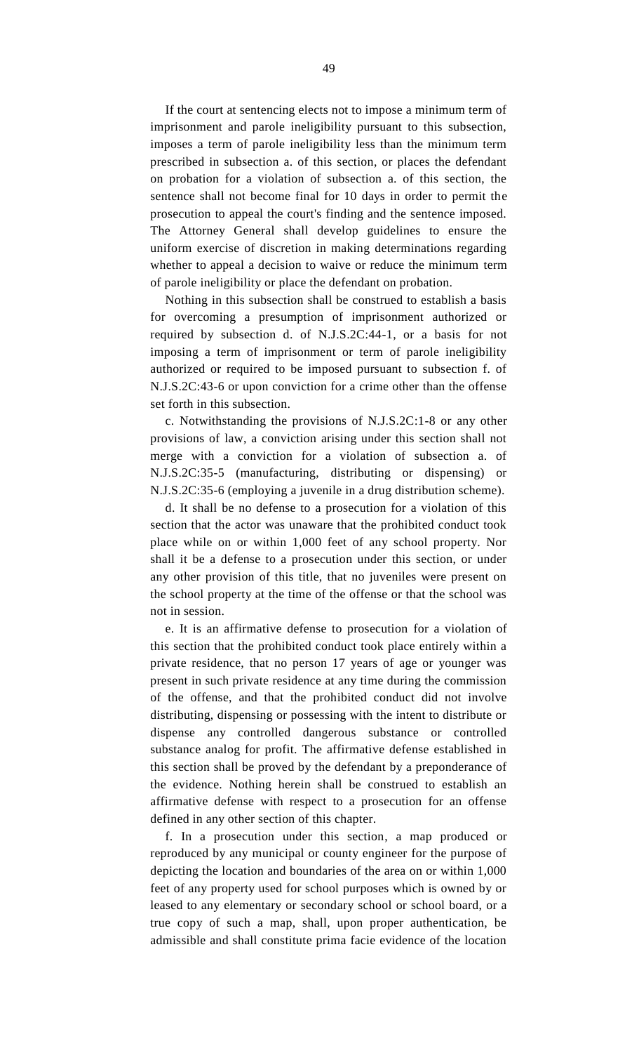If the court at sentencing elects not to impose a minimum term of imprisonment and parole ineligibility pursuant to this subsection, imposes a term of parole ineligibility less than the minimum term prescribed in subsection a. of this section, or places the defendant on probation for a violation of subsection a. of this section, the sentence shall not become final for 10 days in order to permit the prosecution to appeal the court's finding and the sentence imposed. The Attorney General shall develop guidelines to ensure the uniform exercise of discretion in making determinations regarding whether to appeal a decision to waive or reduce the minimum term of parole ineligibility or place the defendant on probation.

Nothing in this subsection shall be construed to establish a basis for overcoming a presumption of imprisonment authorized or required by subsection d. of N.J.S.2C:44-1, or a basis for not imposing a term of imprisonment or term of parole ineligibility authorized or required to be imposed pursuant to subsection f. of N.J.S.2C:43-6 or upon conviction for a crime other than the offense set forth in this subsection.

c. Notwithstanding the provisions of N.J.S.2C:1-8 or any other provisions of law, a conviction arising under this section shall not merge with a conviction for a violation of subsection a. of N.J.S.2C:35-5 (manufacturing, distributing or dispensing) or N.J.S.2C:35-6 (employing a juvenile in a drug distribution scheme).

d. It shall be no defense to a prosecution for a violation of this section that the actor was unaware that the prohibited conduct took place while on or within 1,000 feet of any school property. Nor shall it be a defense to a prosecution under this section, or under any other provision of this title, that no juveniles were present on the school property at the time of the offense or that the school was not in session.

e. It is an affirmative defense to prosecution for a violation of this section that the prohibited conduct took place entirely within a private residence, that no person 17 years of age or younger was present in such private residence at any time during the commission of the offense, and that the prohibited conduct did not involve distributing, dispensing or possessing with the intent to distribute or dispense any controlled dangerous substance or controlled substance analog for profit. The affirmative defense established in this section shall be proved by the defendant by a preponderance of the evidence. Nothing herein shall be construed to establish an affirmative defense with respect to a prosecution for an offense defined in any other section of this chapter.

f. In a prosecution under this section, a map produced or reproduced by any municipal or county engineer for the purpose of depicting the location and boundaries of the area on or within 1,000 feet of any property used for school purposes which is owned by or leased to any elementary or secondary school or school board, or a true copy of such a map, shall, upon proper authentication, be admissible and shall constitute prima facie evidence of the location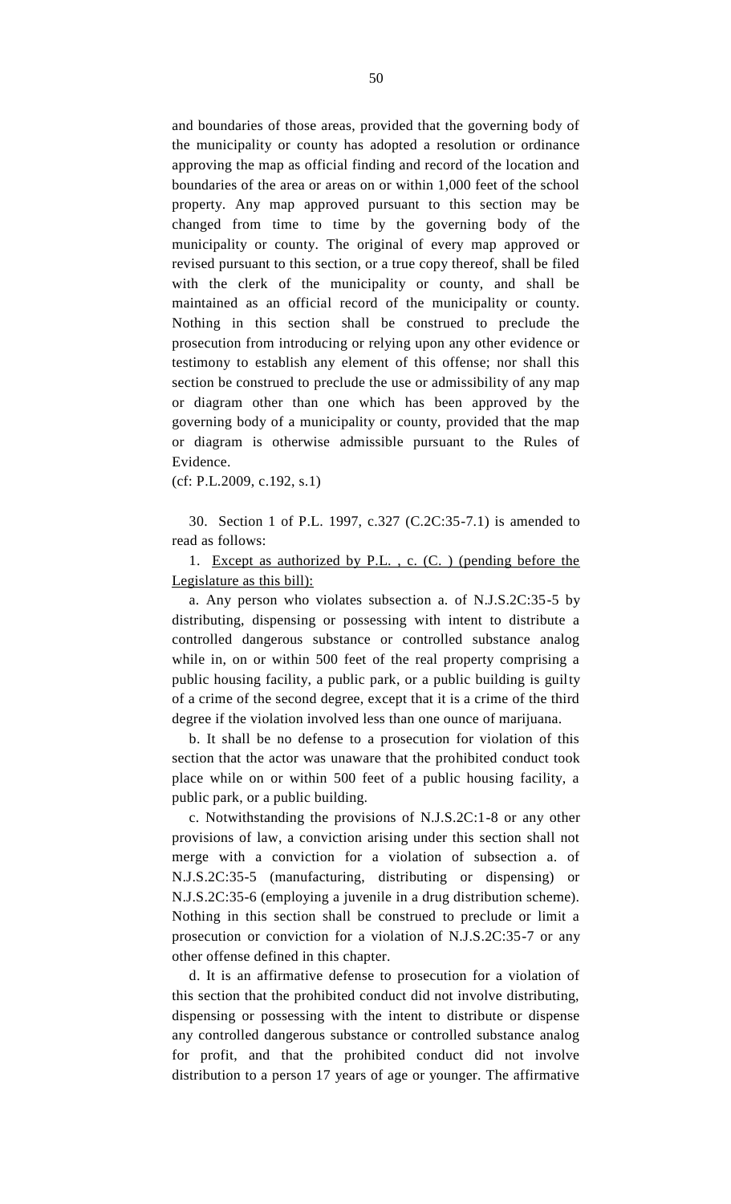and boundaries of those areas, provided that the governing body of the municipality or county has adopted a resolution or ordinance approving the map as official finding and record of the location and boundaries of the area or areas on or within 1,000 feet of the school property. Any map approved pursuant to this section may be changed from time to time by the governing body of the municipality or county. The original of every map approved or revised pursuant to this section, or a true copy thereof, shall be filed with the clerk of the municipality or county, and shall be maintained as an official record of the municipality or county. Nothing in this section shall be construed to preclude the prosecution from introducing or relying upon any other evidence or testimony to establish any element of this offense; nor shall this section be construed to preclude the use or admissibility of any map or diagram other than one which has been approved by the governing body of a municipality or county, provided that the map or diagram is otherwise admissible pursuant to the Rules of Evidence.

(cf: P.L.2009, c.192, s.1)

30. Section 1 of P.L. 1997, c.327 (C.2C:35-7.1) is amended to read as follows:

1. <u>Except as authorized by P.L. , c. (C. ) (pending before the Legislature as this bill):</u>

a. Any person who violates subsection a. of N.J.S.2C:35-5 by distributing, dispensing or possessing with intent to distribute a controlled dangerous substance or controlled substance analog while in, on or within 500 feet of the real property comprising a public housing facility, a public park, or a public building is guilty of a crime of the second degree, except that it is a crime of the third degree if the violation involved less than one ounce of marijuana.

b. It shall be no defense to a prosecution for violation of this section that the actor was unaware that the prohibited conduct took place while on or within 500 feet of a public housing facility, a public park, or a public building.

c. Notwithstanding the provisions of N.J.S.2C:1-8 or any other provisions of law, a conviction arising under this section shall not merge with a conviction for a violation of subsection a. of N.J.S.2C:35-5 (manufacturing, distributing or dispensing) or N.J.S.2C:35-6 (employing a juvenile in a drug distribution scheme). Nothing in this section shall be construed to preclude or limit a prosecution or conviction for a violation of N.J.S.2C:35-7 or any other offense defined in this chapter.

d. It is an affirmative defense to prosecution for a violation of this section that the prohibited conduct did not involve distributing, dispensing or possessing with the intent to distribute or dispense any controlled dangerous substance or controlled substance analog for profit, and that the prohibited conduct did not involve distribution to a person 17 years of age or younger. The affirmative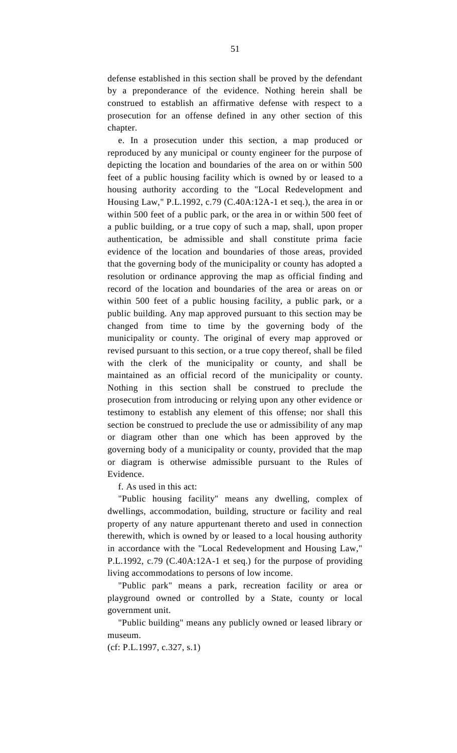defense established in this section shall be proved by the defendant by a preponderance of the evidence. Nothing herein shall be construed to establish an affirmative defense with respect to a prosecution for an offense defined in any other section of this chapter.

e. In a prosecution under this section, a map produced or reproduced by any municipal or county engineer for the purpose of depicting the location and boundaries of the area on or within 500 feet of a public housing facility which is owned by or leased to a housing authority according to the "Local Redevelopment and Housing Law," P.L.1992, c.79 (C.40A:12A-1 et seq.), the area in or within 500 feet of a public park, or the area in or within 500 feet of a public building, or a true copy of such a map, shall, upon proper authentication, be admissible and shall constitute prima facie evidence of the location and boundaries of those areas, provided that the governing body of the municipality or county has adopted a resolution or ordinance approving the map as official finding and record of the location and boundaries of the area or areas on or within 500 feet of a public housing facility, a public park, or a public building. Any map approved pursuant to this section may be changed from time to time by the governing body of the municipality or county. The original of every map approved or revised pursuant to this section, or a true copy thereof, shall be filed with the clerk of the municipality or county, and shall be maintained as an official record of the municipality or county. Nothing in this section shall be construed to preclude the prosecution from introducing or relying upon any other evidence or testimony to establish any element of this offense; nor shall this section be construed to preclude the use or admissibility of any map or diagram other than one which has been approved by the governing body of a municipality or county, provided that the map or diagram is otherwise admissible pursuant to the Rules of Evidence.

f. As used in this act:

"Public housing facility" means any dwelling, complex of dwellings, accommodation, building, structure or facility and real property of any nature appurtenant thereto and used in connection therewith, which is owned by or leased to a local housing authority in accordance with the "Local Redevelopment and Housing Law," P.L.1992, c.79 (C.40A:12A-1 et seq.) for the purpose of providing living accommodations to persons of low income.

"Public park" means a park, recreation facility or area or playground owned or controlled by a State, county or local government unit.

"Public building" means any publicly owned or leased library or museum.

(cf: P.L.1997, c.327, s.1)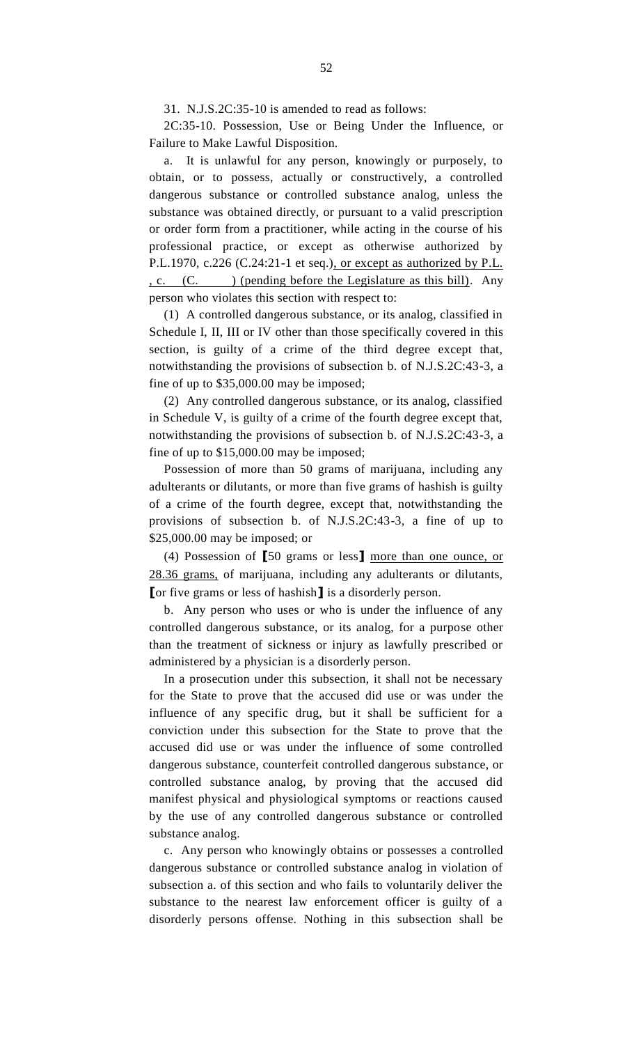31. N.J.S.2C:35-10 is amended to read as follows:

2C:35-10. Possession, Use or Being Under the Influence, or Failure to Make Lawful Disposition.

a. It is unlawful for any person, knowingly or purposely, to obtain, or to possess, actually or constructively, a controlled dangerous substance or controlled substance analog, unless the substance was obtained directly, or pursuant to a valid prescription or order form from a practitioner, while acting in the course of his professional practice, or except as otherwise authorized by P.L.1970, c.226 (C.24:21-1 et seq.), or except as authorized by P.L. , c. (C. ) (pending before the Legislature as this bill). Any person who violates this section with respect to:

(1) A controlled dangerous substance, or its analog, classified in Schedule I, II, III or IV other than those specifically covered in this section, is guilty of a crime of the third degree except that, notwithstanding the provisions of subsection b. of N.J.S.2C:43-3, a fine of up to $35,000.00 may be imposed;

(2) Any controlled dangerous substance, or its analog, classified in Schedule V, is guilty of a crime of the fourth degree except that, notwithstanding the provisions of subsection b. of N.J.S.2C:43-3, a fine of up to $15,000.00 may be imposed;

Possession of more than 50 grams of marijuana, including any adulterants or dilutants, or more than five grams of hashish is guilty of a crime of the fourth degree, except that, notwithstanding the provisions of subsection b. of N.J.S.2C:43-3, a fine of up to $25,000.00 may be imposed; or

(4) Possession of [50 grams or less] more than one ounce, or 28.36 grams, of marijuana, including any adulterants or dilutants, [or five grams or less of hashish] is a disorderly person.

b. Any person who uses or who is under the influence of any controlled dangerous substance, or its analog, for a purpose other than the treatment of sickness or injury as lawfully prescribed or administered by a physician is a disorderly person.

In a prosecution under this subsection, it shall not be necessary for the State to prove that the accused did use or was under the influence of any specific drug, but it shall be sufficient for a conviction under this subsection for the State to prove that the accused did use or was under the influence of some controlled dangerous substance, counterfeit controlled dangerous substance, or controlled substance analog, by proving that the accused did manifest physical and physiological symptoms or reactions caused by the use of any controlled dangerous substance or controlled substance analog.

c. Any person who knowingly obtains or possesses a controlled dangerous substance or controlled substance analog in violation of subsection a. of this section and who fails to voluntarily deliver the substance to the nearest law enforcement officer is guilty of a disorderly persons offense. Nothing in this subsection shall be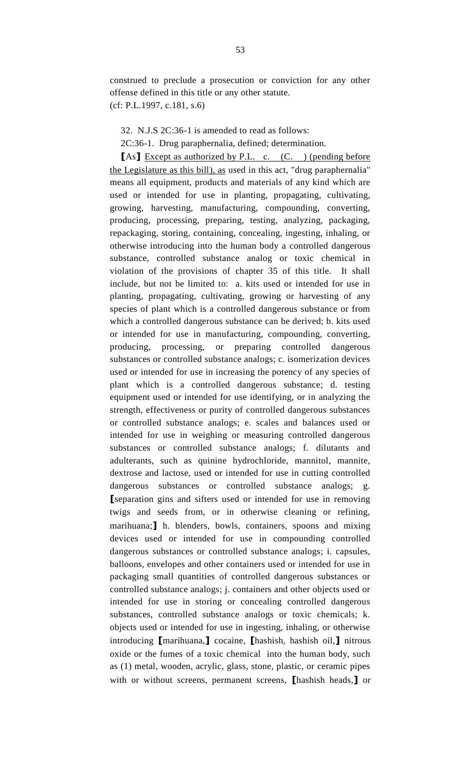construed to preclude a prosecution or conviction for any other offense defined in this title or any other statute.
(cf: P.L.1997, c.181, s.6)

32. N.J.S 2C:36-1 is amended to read as follows:

2C:36-1. Drug paraphernalia, defined; determination.

【As】 Except as authorized by P.L. c. (C. ) (pending before the Legislature as this bill), as used in this act, "drug paraphernalia" means all equipment, products and materials of any kind which are used or intended for use in planting, propagating, cultivating, growing, harvesting, manufacturing, compounding, converting, producing, processing, preparing, testing, analyzing, packaging, repackaging, storing, containing, concealing, ingesting, inhaling, or otherwise introducing into the human body a controlled dangerous substance, controlled substance analog or toxic chemical in violation of the provisions of chapter 35 of this title. It shall include, but not be limited to: a. kits used or intended for use in planting, propagating, cultivating, growing or harvesting of any species of plant which is a controlled dangerous substance or from which a controlled dangerous substance can be derived; b. kits used or intended for use in manufacturing, compounding, converting, producing, processing, or preparing controlled dangerous substances or controlled substance analogs; c. isomerization devices used or intended for use in increasing the potency of any species of plant which is a controlled dangerous substance; d. testing equipment used or intended for use identifying, or in analyzing the strength, effectiveness or purity of controlled dangerous substances or controlled substance analogs; e. scales and balances used or intended for use in weighing or measuring controlled dangerous substances or controlled substance analogs; f. diluntants and adulterants, such as quinine hydrochloride, mannitol, mannite, dextrose and lactose, used or intended for use in cutting controlled dangerous substances or controlled substance analogs; g. 【separation gins and sifters used or intended for use in removing twigs and seeds from, or in otherwise cleaning or refining, marihuana;】 h. blenders, bowls, containers, spoons and mixing devices used or intended for use in compounding controlled dangerous substances or controlled substance analogs; i. capsules, balloons, envelopes and other containers used or intended for use in packaging small quantities of controlled dangerous substances or controlled substance analogs; j. containers and other objects used or intended for use in storing or concealing controlled dangerous substances, controlled substance analogs or toxic chemicals; k. objects used or intended for use in ingesting, inhaling, or otherwise introducing 【marihuana,】 cocaine, 【hashish, hashish oil,】 nitrous oxide or the fumes of a toxic chemical into the human body, such as (1) metal, wooden, acrylic, glass, stone, plastic, or ceramic pipes with or without screens, permanent screens, 【hashish heads,】 or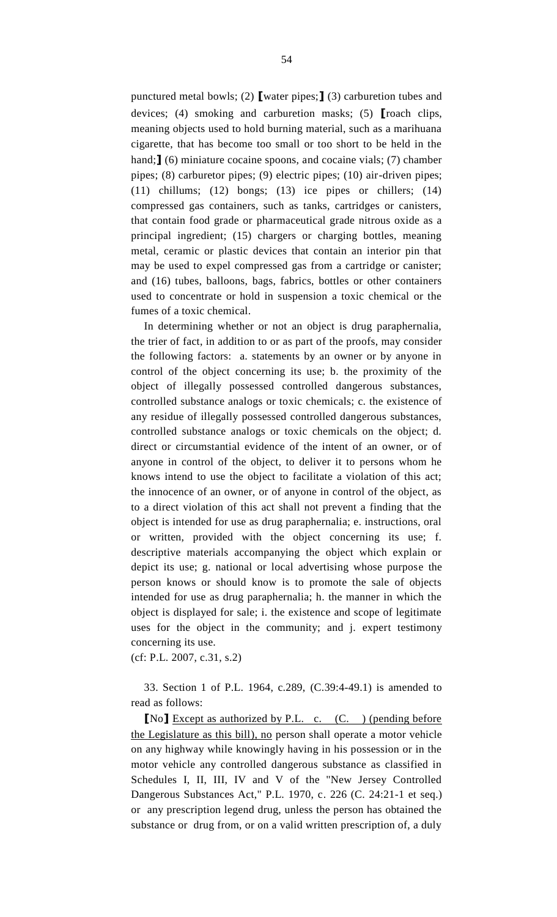punctured metal bowls; (2) 【water pipes;】 (3) carburetion tubes and devices; (4) smoking and carburetion masks; (5) 【roach clips, meaning objects used to hold burning material, such as a marihuana cigarette, that has become too small or too short to be held in the hand;】 (6) miniature cocaine spoons, and cocaine vials; (7) chamber pipes; (8) carburetor pipes; (9) electric pipes; (10) air-driven pipes; (11) chillums; (12) bongs; (13) ice pipes or chillers; (14) compressed gas containers, such as tanks, cartridges or canisters, that contain food grade or pharmaceutical grade nitrous oxide as a principal ingredient; (15) chargers or charging bottles, meaning metal, ceramic or plastic devices that contain an interior pin that may be used to expel compressed gas from a cartridge or canister; and (16) tubes, balloons, bags, fabrics, bottles or other containers used to concentrate or hold in suspension a toxic chemical or the fumes of a toxic chemical.

In determining whether or not an object is drug paraphernalia, the trier of fact, in addition to or as part of the proofs, may consider the following factors: a. statements by an owner or by anyone in control of the object concerning its use; b. the proximity of the object of illegally possessed controlled dangerous substances, controlled substance analogs or toxic chemicals; c. the existence of any residue of illegally possessed controlled dangerous substances, controlled substance analogs or toxic chemicals on the object; d. direct or circumstantial evidence of the intent of an owner, or of anyone in control of the object, to deliver it to persons whom he knows intend to use the object to facilitate a violation of this act; the innocence of an owner, or of anyone in control of the object, as to a direct violation of this act shall not prevent a finding that the object is intended for use as drug paraphernalia; e. instructions, oral or written, provided with the object concerning its use; f. descriptive materials accompanying the object which explain or depict its use; g. national or local advertising whose purpose the person knows or should know is to promote the sale of objects intended for use as drug paraphernalia; h. the manner in which the object is displayed for sale; i. the existence and scope of legitimate uses for the object in the community; and j. expert testimony concerning its use.

(cf: P.L. 2007, c.31, s.2)

33. Section 1 of P.L. 1964, c.289, (C.39:4-49.1) is amended to read as follows:

【No】 <u>Except as authorized by P.L. c. (C. ) (pending before the Legislature as this bill), no</u> person shall operate a motor vehicle on any highway while knowingly having in his possession or in the motor vehicle any controlled dangerous substance as classified in Schedules I, II, III, IV and V of the "New Jersey Controlled Dangerous Substances Act," P.L. 1970, c. 226 (C. 24:21-1 et seq.) or any prescription legend drug, unless the person has obtained the substance or drug from, or on a valid written prescription of, a duly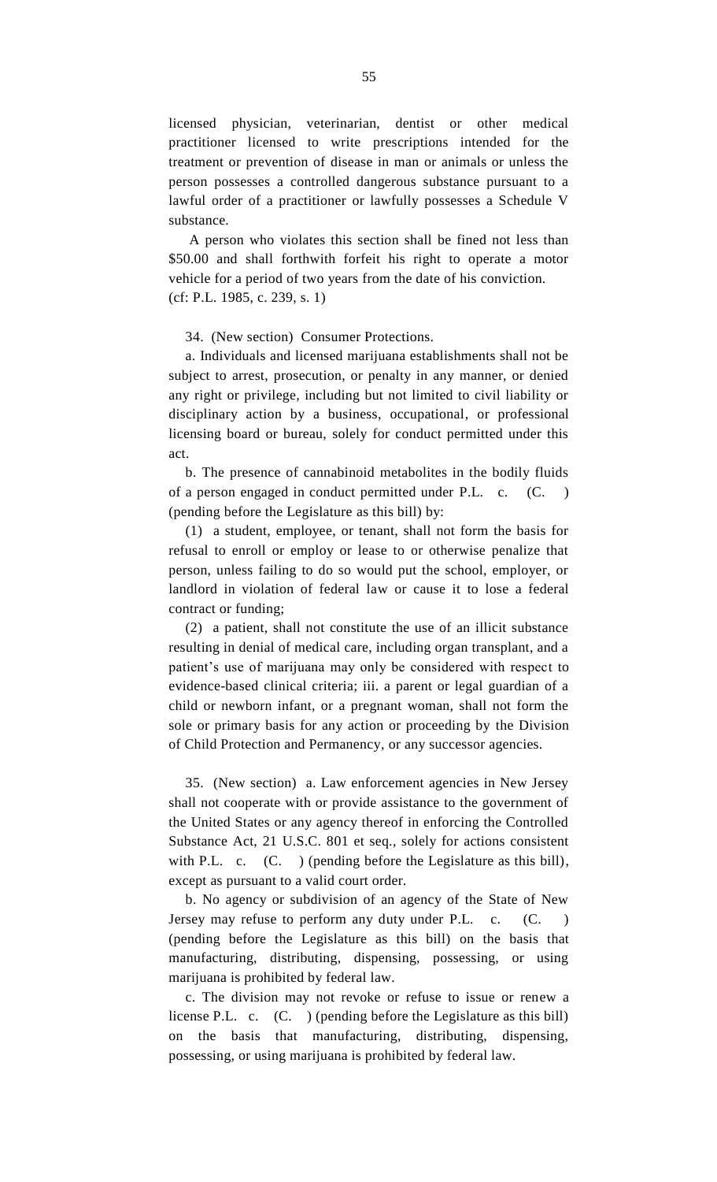licensed physician, veterinarian, dentist or other medical practitioner licensed to write prescriptions intended for the treatment or prevention of disease in man or animals or unless the person possesses a controlled dangerous substance pursuant to a lawful order of a practitioner or lawfully possesses a Schedule V substance.

A person who violates this section shall be fined not less than $50.00 and shall forthwith forfeit his right to operate a motor vehicle for a period of two years from the date of his conviction.
(cf: P.L. 1985, c. 239, s. 1)

34. (New section) Consumer Protections.

a. Individuals and licensed marijuana establishments shall not be subject to arrest, prosecution, or penalty in any manner, or denied any right or privilege, including but not limited to civil liability or disciplinary action by a business, occupational, or professional licensing board or bureau, solely for conduct permitted under this act.

b. The presence of cannabinoid metabolites in the bodily fluids of a person engaged in conduct permitted under P.L. c. (C. ) (pending before the Legislature as this bill) by:

(1) a student, employee, or tenant, shall not form the basis for refusal to enroll or employ or lease to or otherwise penalize that person, unless failing to do so would put the school, employer, or landlord in violation of federal law or cause it to lose a federal contract or funding;

(2) a patient, shall not constitute the use of an illicit substance resulting in denial of medical care, including organ transplant, and a patient's use of marijuana may only be considered with respect to evidence-based clinical criteria; iii. a parent or legal guardian of a child or newborn infant, or a pregnant woman, shall not form the sole or primary basis for any action or proceeding by the Division of Child Protection and Permanency, or any successor agencies.

35. (New section) a. Law enforcement agencies in New Jersey shall not cooperate with or provide assistance to the government of the United States or any agency thereof in enforcing the Controlled Substance Act, 21 U.S.C. 801 et seq., solely for actions consistent with P.L. c. (C. ) (pending before the Legislature as this bill), except as pursuant to a valid court order.

b. No agency or subdivision of an agency of the State of New Jersey may refuse to perform any duty under P.L. c. (C. ) (pending before the Legislature as this bill) on the basis that manufacturing, distributing, dispensing, possessing, or using marijuana is prohibited by federal law.

c. The division may not revoke or refuse to issue or renew a license P.L. c. (C. ) (pending before the Legislature as this bill) on the basis that manufacturing, distributing, dispensing, possessing, or using marijuana is prohibited by federal law.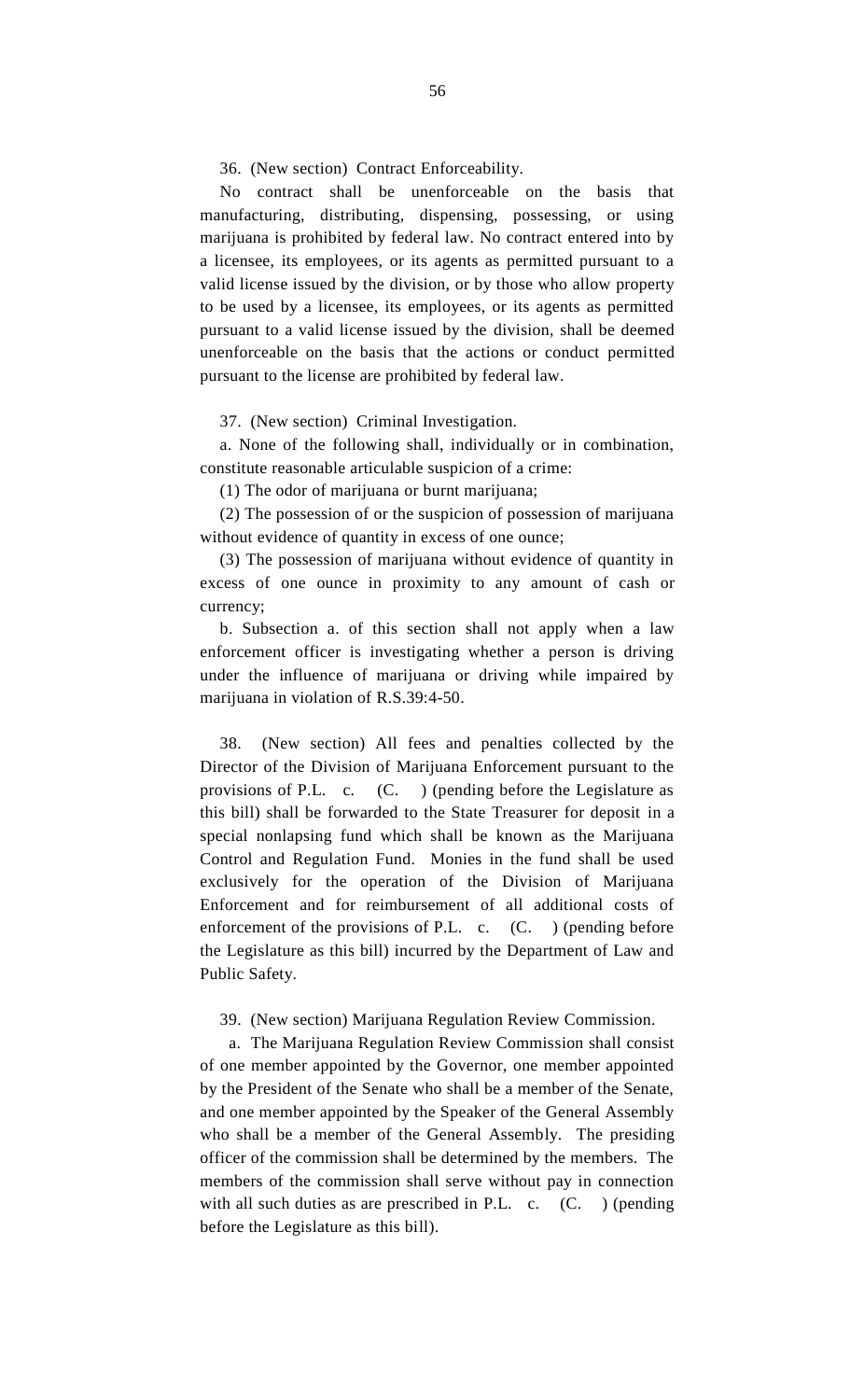36. (New section) Contract Enforceability.

No contract shall be unenforceable on the basis that manufacturing, distributing, dispensing, possessing, or using marijuana is prohibited by federal law. No contract entered into by a licensee, its employees, or its agents as permitted pursuant to a valid license issued by the division, or by those who allow property to be used by a licensee, its employees, or its agents as permitted pursuant to a valid license issued by the division, shall be deemed unenforceable on the basis that the actions or conduct permitted pursuant to the license are prohibited by federal law.

37. (New section) Criminal Investigation.

a. None of the following shall, individually or in combination, constitute reasonable articulable suspicion of a crime:

(1) The odor of marijuana or burnt marijuana;

(2) The possession of or the suspicion of possession of marijuana without evidence of quantity in excess of one ounce;

(3) The possession of marijuana without evidence of quantity in excess of one ounce in proximity to any amount of cash or currency;

b. Subsection a. of this section shall not apply when a law enforcement officer is investigating whether a person is driving under the influence of marijuana or driving while impaired by marijuana in violation of R.S.39:4-50.

38. (New section) All fees and penalties collected by the Director of the Division of Marijuana Enforcement pursuant to the provisions of P.L. c. (C. ) (pending before the Legislature as this bill) shall be forwarded to the State Treasurer for deposit in a special nonlapsing fund which shall be known as the Marijuana Control and Regulation Fund. Monies in the fund shall be used exclusively for the operation of the Division of Marijuana Enforcement and for reimbursement of all additional costs of enforcement of the provisions of P.L. c. (C. ) (pending before the Legislature as this bill) incurred by the Department of Law and Public Safety.

39. (New section) Marijuana Regulation Review Commission.

a. The Marijuana Regulation Review Commission shall consist of one member appointed by the Governor, one member appointed by the President of the Senate who shall be a member of the Senate, and one member appointed by the Speaker of the General Assembly who shall be a member of the General Assembly. The presiding officer of the commission shall be determined by the members. The members of the commission shall serve without pay in connection with all such duties as are prescribed in P.L. c. (C. ) (pending before the Legislature as this bill).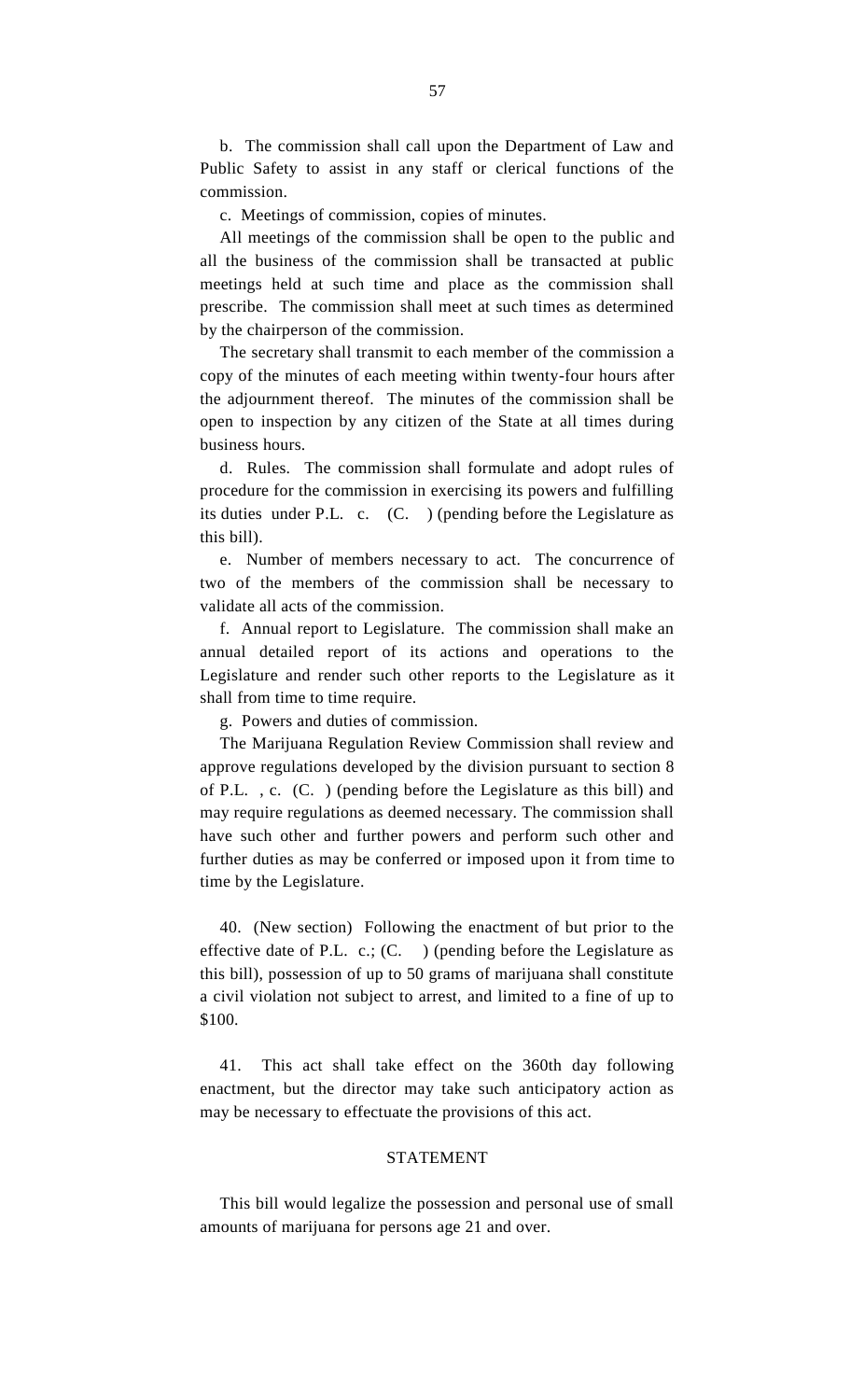b. The commission shall call upon the Department of Law and Public Safety to assist in any staff or clerical functions of the commission.

c. Meetings of commission, copies of minutes.

All meetings of the commission shall be open to the public and all the business of the commission shall be transacted at public meetings held at such time and place as the commission shall prescribe. The commission shall meet at such times as determined by the chairperson of the commission.

The secretary shall transmit to each member of the commission a copy of the minutes of each meeting within twenty-four hours after the adjournment thereof. The minutes of the commission shall be open to inspection by any citizen of the State at all times during business hours.

d. Rules. The commission shall formulate and adopt rules of procedure for the commission in exercising its powers and fulfilling its duties under P.L. c. (C. ) (pending before the Legislature as this bill).

e. Number of members necessary to act. The concurrence of two of the members of the commission shall be necessary to validate all acts of the commission.

f. Annual report to Legislature. The commission shall make an annual detailed report of its actions and operations to the Legislature and render such other reports to the Legislature as it shall from time to time require.

g. Powers and duties of commission.

The Marijuana Regulation Review Commission shall review and approve regulations developed by the division pursuant to section 8 of P.L. , c. (C. ) (pending before the Legislature as this bill) and may require regulations as deemed necessary. The commission shall have such other and further powers and perform such other and further duties as may be conferred or imposed upon it from time to time by the Legislature.

40. (New section) Following the enactment of but prior to the effective date of P.L. c.; (C. ) (pending before the Legislature as this bill), possession of up to 50 grams of marijuana shall constitute a civil violation not subject to arrest, and limited to a fine of up to $100.

41. This act shall take effect on the 360th day following enactment, but the director may take such anticipatory action as may be necessary to effectuate the provisions of this act.

STATEMENT

This bill would legalize the possession and personal use of small amounts of marijuana for persons age 21 and over.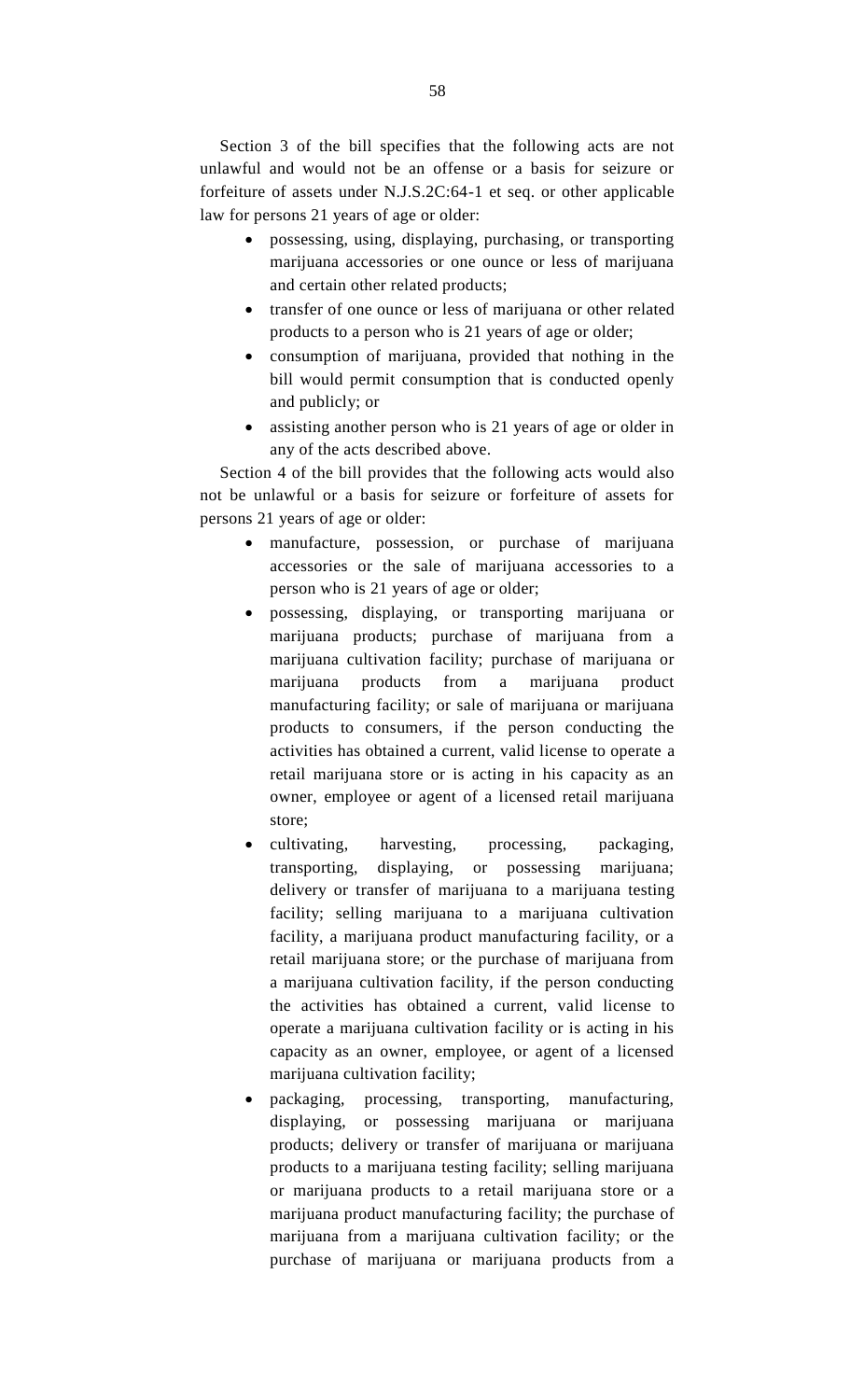Section 3 of the bill specifies that the following acts are not unlawful and would not be an offense or a basis for seizure or forfeiture of assets under N.J.S.2C:64-1 et seq. or other applicable law for persons 21 years of age or older:

- possessing, using, displaying, purchasing, or transporting marijuana accessories or one ounce or less of marijuana and certain other related products;
- transfer of one ounce or less of marijuana or other related products to a person who is 21 years of age or older;
- consumption of marijuana, provided that nothing in the bill would permit consumption that is conducted openly and publicly; or
- assisting another person who is 21 years of age or older in any of the acts described above.

Section 4 of the bill provides that the following acts would also not be unlawful or a basis for seizure or forfeiture of assets for persons 21 years of age or older:

- manufacture, possession, or purchase of marijuana accessories or the sale of marijuana accessories to a person who is 21 years of age or older;
- possessing, displaying, or transporting marijuana or marijuana products; purchase of marijuana from a marijuana cultivation facility; purchase of marijuana or marijuana products from a marijuana product manufacturing facility; or sale of marijuana or marijuana products to consumers, if the person conducting the activities has obtained a current, valid license to operate a retail marijuana store or is acting in his capacity as an owner, employee or agent of a licensed retail marijuana store;
- cultivating, harvesting, processing, packaging, transporting, displaying, or possessing marijuana; delivery or transfer of marijuana to a marijuana testing facility; selling marijuana to a marijuana cultivation facility, a marijuana product manufacturing facility, or a retail marijuana store; or the purchase of marijuana from a marijuana cultivation facility, if the person conducting the activities has obtained a current, valid license to operate a marijuana cultivation facility or is acting in his capacity as an owner, employee, or agent of a licensed marijuana cultivation facility;
- packaging, processing, transporting, manufacturing, displaying, or possessing marijuana or marijuana products; delivery or transfer of marijuana or marijuana products to a marijuana testing facility; selling marijuana or marijuana products to a retail marijuana store or a marijuana product manufacturing facility; the purchase of marijuana from a marijuana cultivation facility; or the purchase of marijuana or marijuana products from a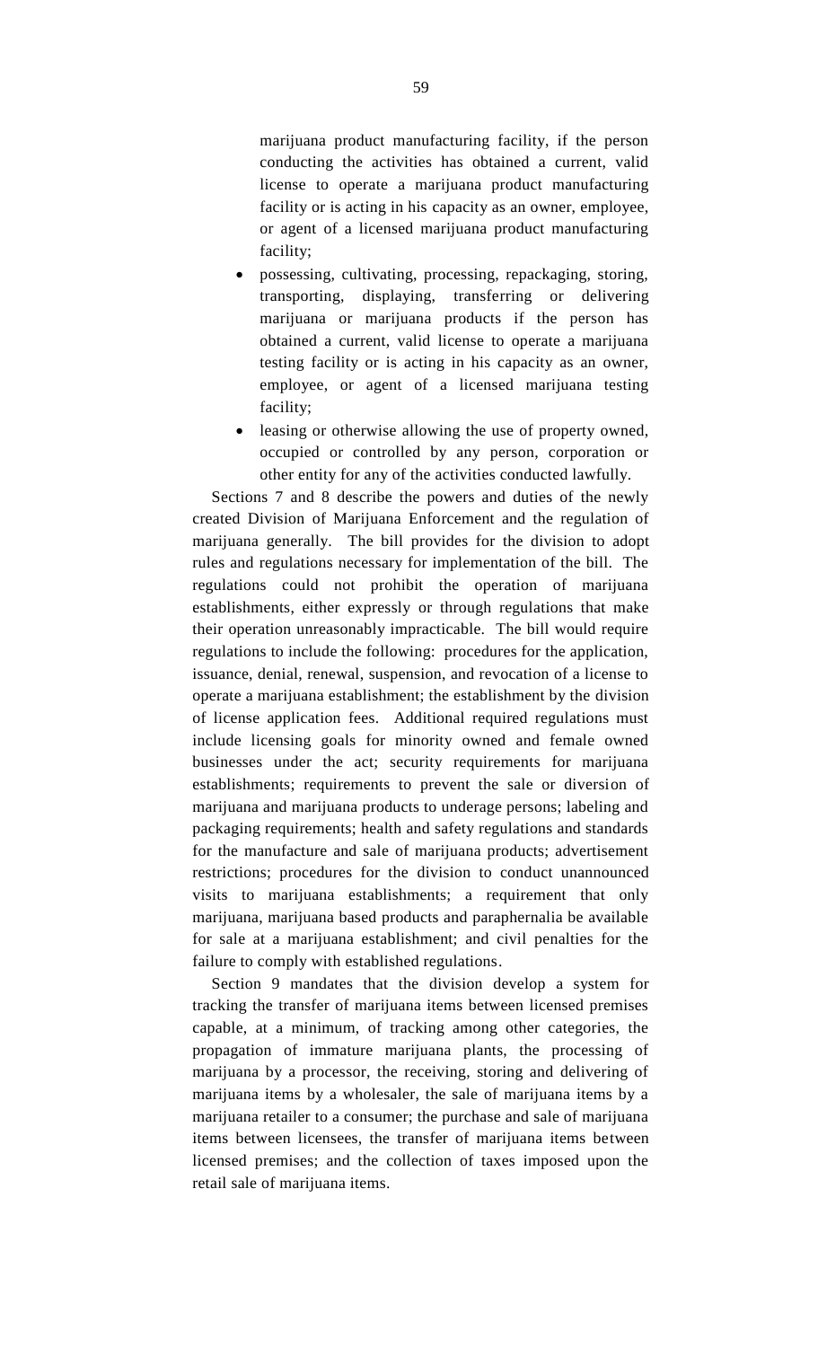marijuana product manufacturing facility, if the person conducting the activities has obtained a current, valid license to operate a marijuana product manufacturing facility or is acting in his capacity as an owner, employee, or agent of a licensed marijuana product manufacturing facility;

- possessing, cultivating, processing, repackaging, storing, transporting, displaying, transferring or delivering marijuana or marijuana products if the person has obtained a current, valid license to operate a marijuana testing facility or is acting in his capacity as an owner, employee, or agent of a licensed marijuana testing facility;
- leasing or otherwise allowing the use of property owned, occupied or controlled by any person, corporation or other entity for any of the activities conducted lawfully.

Sections 7 and 8 describe the powers and duties of the newly created Division of Marijuana Enforcement and the regulation of marijuana generally. The bill provides for the division to adopt rules and regulations necessary for implementation of the bill. The regulations could not prohibit the operation of marijuana establishments, either expressly or through regulations that make their operation unreasonably impracticable. The bill would require regulations to include the following: procedures for the application, issuance, denial, renewal, suspension, and revocation of a license to operate a marijuana establishment; the establishment by the division of license application fees. Additional required regulations must include licensing goals for minority owned and female owned businesses under the act; security requirements for marijuana establishments; requirements to prevent the sale or diversion of marijuana and marijuana products to underage persons; labeling and packaging requirements; health and safety regulations and standards for the manufacture and sale of marijuana products; advertisement restrictions; procedures for the division to conduct unannounced visits to marijuana establishments; a requirement that only marijuana, marijuana based products and paraphernalia be available for sale at a marijuana establishment; and civil penalties for the failure to comply with established regulations.

Section 9 mandates that the division develop a system for tracking the transfer of marijuana items between licensed premises capable, at a minimum, of tracking among other categories, the propagation of immature marijuana plants, the processing of marijuana by a processor, the receiving, storing and delivering of marijuana items by a wholesaler, the sale of marijuana items by a marijuana retailer to a consumer; the purchase and sale of marijuana items between licensees, the transfer of marijuana items between licensed premises; and the collection of taxes imposed upon the retail sale of marijuana items.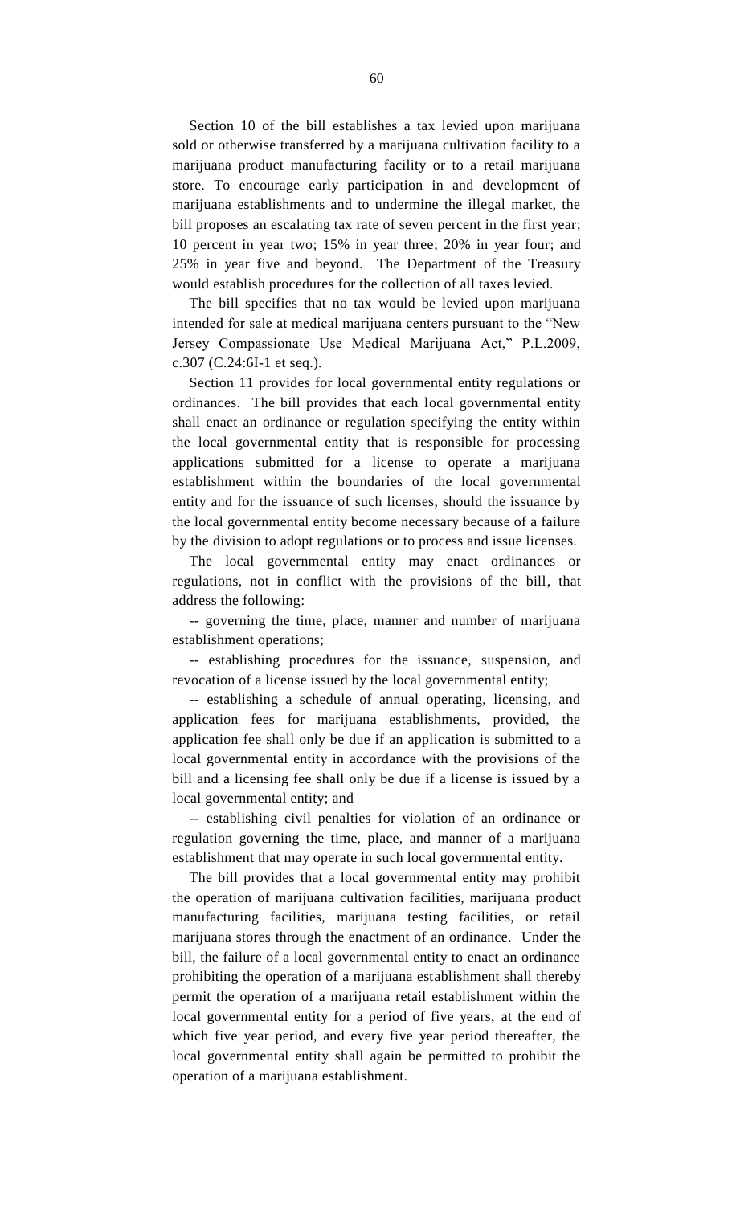Section 10 of the bill establishes a tax levied upon marijuana sold or otherwise transferred by a marijuana cultivation facility to a marijuana product manufacturing facility or to a retail marijuana store. To encourage early participation in and development of marijuana establishments and to undermine the illegal market, the bill proposes an escalating tax rate of seven percent in the first year; 10 percent in year two; 15% in year three; 20% in year four; and 25% in year five and beyond. The Department of the Treasury would establish procedures for the collection of all taxes levied.

The bill specifies that no tax would be levied upon marijuana intended for sale at medical marijuana centers pursuant to the "New Jersey Compassionate Use Medical Marijuana Act," P.L.2009, c.307 (C.24:6I-1 et seq.).

Section 11 provides for local governmental entity regulations or ordinances. The bill provides that each local governmental entity shall enact an ordinance or regulation specifying the entity within the local governmental entity that is responsible for processing applications submitted for a license to operate a marijuana establishment within the boundaries of the local governmental entity and for the issuance of such licenses, should the issuance by the local governmental entity become necessary because of a failure by the division to adopt regulations or to process and issue licenses.

The local governmental entity may enact ordinances or regulations, not in conflict with the provisions of the bill, that address the following:

-- governing the time, place, manner and number of marijuana establishment operations;

-- establishing procedures for the issuance, suspension, and revocation of a license issued by the local governmental entity;

-- establishing a schedule of annual operating, licensing, and application fees for marijuana establishments, provided, the application fee shall only be due if an application is submitted to a local governmental entity in accordance with the provisions of the bill and a licensing fee shall only be due if a license is issued by a local governmental entity; and

-- establishing civil penalties for violation of an ordinance or regulation governing the time, place, and manner of a marijuana establishment that may operate in such local governmental entity.

The bill provides that a local governmental entity may prohibit the operation of marijuana cultivation facilities, marijuana product manufacturing facilities, marijuana testing facilities, or retail marijuana stores through the enactment of an ordinance. Under the bill, the failure of a local governmental entity to enact an ordinance prohibiting the operation of a marijuana establishment shall thereby permit the operation of a marijuana retail establishment within the local governmental entity for a period of five years, at the end of which five year period, and every five year period thereafter, the local governmental entity shall again be permitted to prohibit the operation of a marijuana establishment.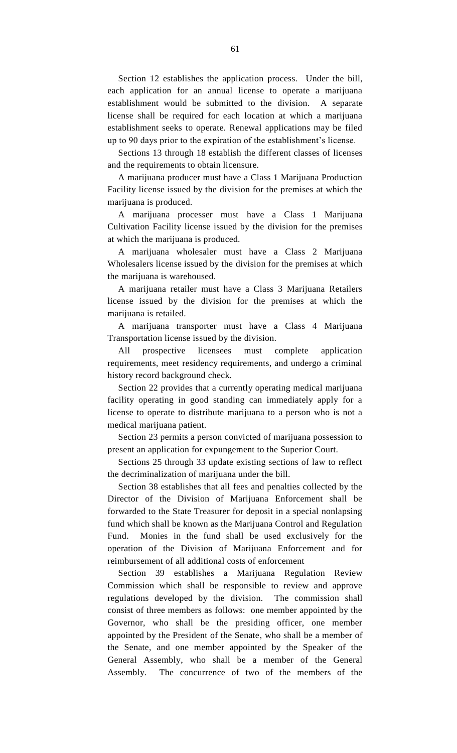Section 12 establishes the application process. Under the bill, each application for an annual license to operate a marijuana establishment would be submitted to the division. A separate license shall be required for each location at which a marijuana establishment seeks to operate. Renewal applications may be filed up to 90 days prior to the expiration of the establishment's license.

Sections 13 through 18 establish the different classes of licenses and the requirements to obtain licensure.

A marijuana producer must have a Class 1 Marijuana Production Facility license issued by the division for the premises at which the marijuana is produced.

A marijuana processer must have a Class 1 Marijuana Cultivation Facility license issued by the division for the premises at which the marijuana is produced.

A marijuana wholesaler must have a Class 2 Marijuana Wholesalers license issued by the division for the premises at which the marijuana is warehoused.

A marijuana retailer must have a Class 3 Marijuana Retailers license issued by the division for the premises at which the marijuana is retailed.

A marijuana transporter must have a Class 4 Marijuana Transportation license issued by the division.

All prospective licensees must complete application requirements, meet residency requirements, and undergo a criminal history record background check.

Section 22 provides that a currently operating medical marijuana facility operating in good standing can immediately apply for a license to operate to distribute marijuana to a person who is not a medical marijuana patient.

Section 23 permits a person convicted of marijuana possession to present an application for expungement to the Superior Court.

Sections 25 through 33 update existing sections of law to reflect the decriminalization of marijuana under the bill.

Section 38 establishes that all fees and penalties collected by the Director of the Division of Marijuana Enforcement shall be forwarded to the State Treasurer for deposit in a special nonlapsing fund which shall be known as the Marijuana Control and Regulation Fund. Monies in the fund shall be used exclusively for the operation of the Division of Marijuana Enforcement and for reimbursement of all additional costs of enforcement

Section 39 establishes a Marijuana Regulation Review Commission which shall be responsible to review and approve regulations developed by the division. The commission shall consist of three members as follows: one member appointed by the Governor, who shall be the presiding officer, one member appointed by the President of the Senate, who shall be a member of the Senate, and one member appointed by the Speaker of the General Assembly, who shall be a member of the General Assembly. The concurrence of two of the members of the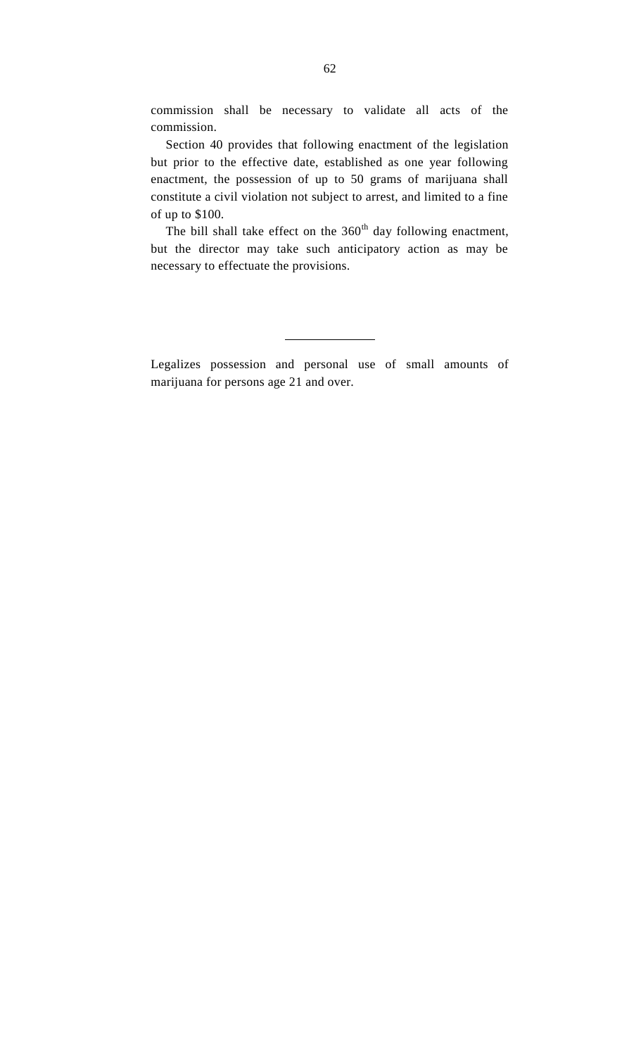commission shall be necessary to validate all acts of the commission.

Section 40 provides that following enactment of the legislation but prior to the effective date, established as one year following enactment, the possession of up to 50 grams of marijuana shall constitute a civil violation not subject to arrest, and limited to a fine of up to $100.

The bill shall take effect on the 360th day following enactment, but the director may take such anticipatory action as may be necessary to effectuate the provisions.

---

Legalizes possession and personal use of small amounts of marijuana for persons age 21 and over.